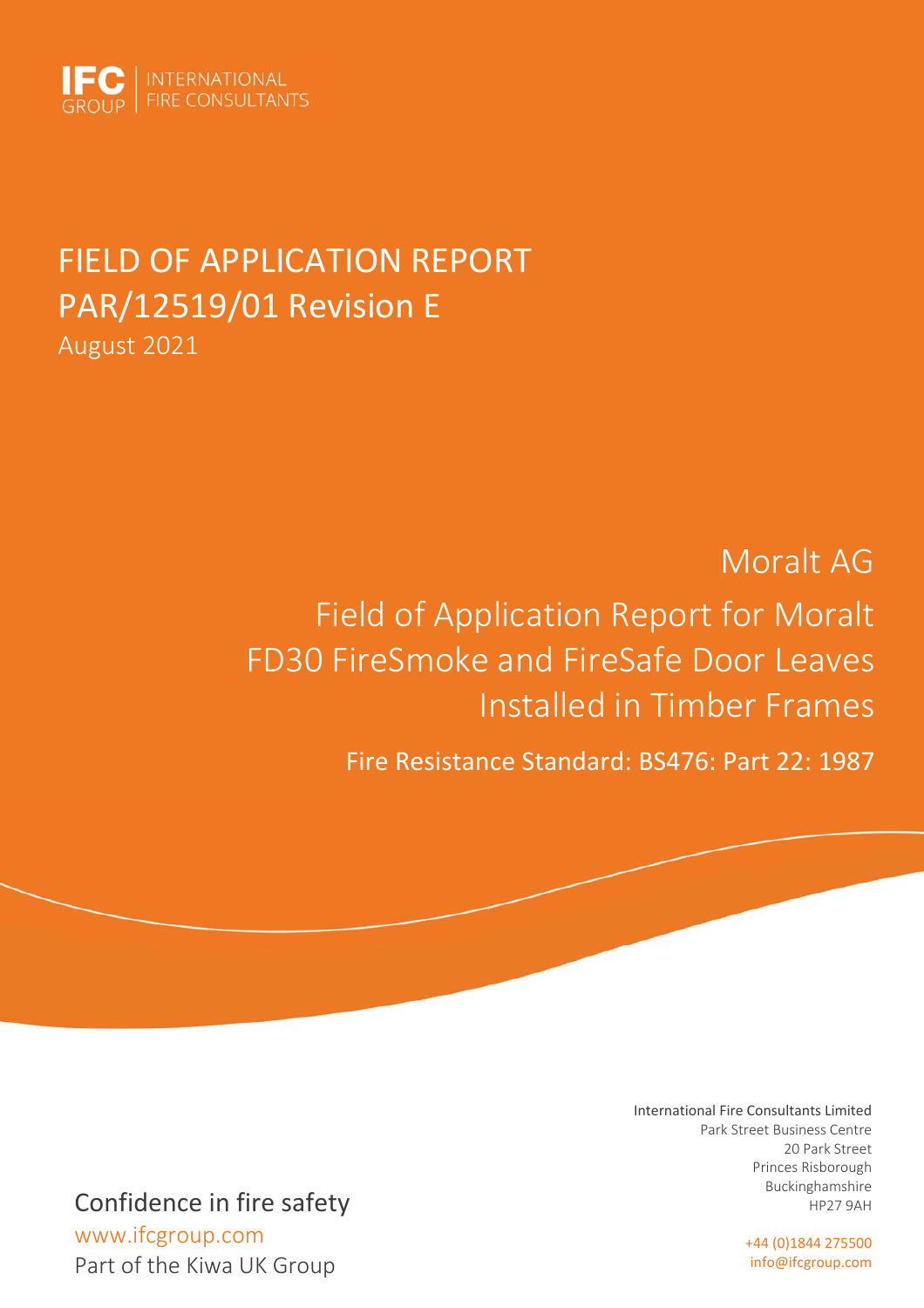IFC GROUP | INTERNATIONAL FIRE CONSULTANTS

# FIELD OF APPLICATION REPORT
# PAR/12519/01 Revision E

August 2021

## Moralt AG

## Field of Application Report for Moralt FD30 FireSmoke and FireSafe Door Leaves Installed in Timber Frames

**Fire Resistance Standard: BS476: Part 22: 1987**

International Fire Consultants Limited
Park Street Business Centre
20 Park Street
Princes Risborough
Buckinghamshire
HP27 9AH

+44 (0)1844 275500
info@ifcgroup.com

Confidence in fire safety
www.ifcgroup.com
Part of the Kiwa UK Group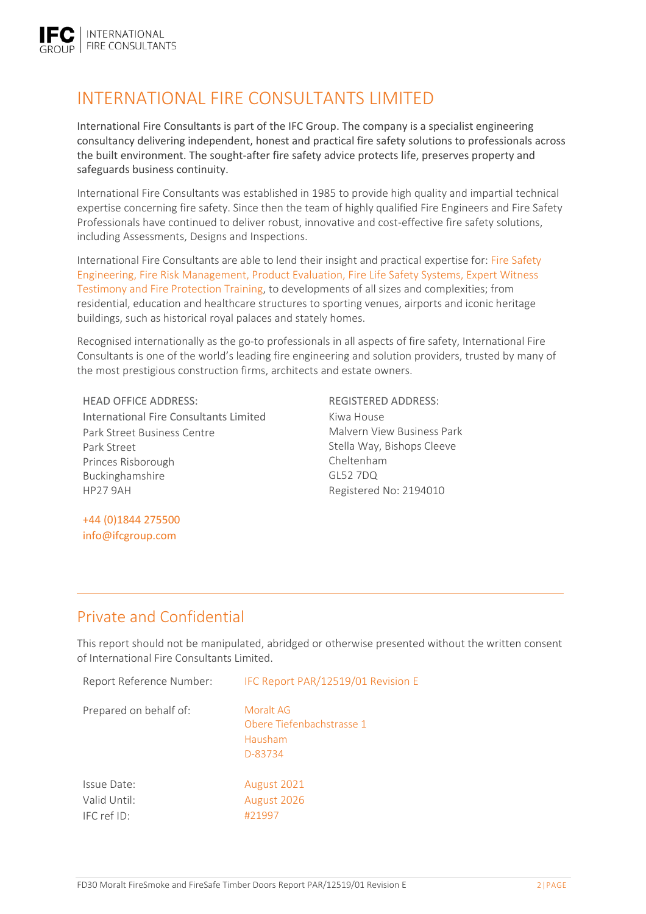# INTERNATIONAL FIRE CONSULTANTS LIMITED

International Fire Consultants is part of the IFC Group. The company is a specialist engineering consultancy delivering independent, honest and practical fire safety solutions to professionals across the built environment. The sought-after fire safety advice protects life, preserves property and safeguards business continuity.

International Fire Consultants was established in 1985 to provide high quality and impartial technical expertise concerning fire safety. Since then the team of highly qualified Fire Engineers and Fire Safety Professionals have continued to deliver robust, innovative and cost-effective fire safety solutions, including Assessments, Designs and Inspections.

International Fire Consultants are able to lend their insight and practical expertise for: Fire Safety Engineering, Fire Risk Management, Product Evaluation, Fire Life Safety Systems, Expert Witness Testimony and Fire Protection Training, to developments of all sizes and complexities; from residential, education and healthcare structures to sporting venues, airports and iconic heritage buildings, such as historical royal palaces and stately homes.

Recognised internationally as the go-to professionals in all aspects of fire safety, International Fire Consultants is one of the world's leading fire engineering and solution providers, trusted by many of the most prestigious construction firms, architects and estate owners.

HEAD OFFICE ADDRESS:
International Fire Consultants Limited
Park Street Business Centre
Park Street
Princes Risborough
Buckinghamshire
HP27 9AH

+44 (0)1844 275500
info@ifcgroup.com

REGISTERED ADDRESS:
Kiwa House
Malvern View Business Park
Stella Way, Bishops Cleeve
Cheltenham
GL52 7DQ
Registered No: 2194010

## Private and Confidential

This report should not be manipulated, abridged or otherwise presented without the written consent of International Fire Consultants Limited.

| | |
|---|---|
| Report Reference Number: | IFC Report PAR/12519/01 Revision E |
| Prepared on behalf of: | Moralt AG<br>Obere Tiefenbachstrasse 1<br>Hausham<br>D-83734 |
| Issue Date: | August 2021 |
| Valid Until: | August 2026 |
| IFC ref ID: | #21997 |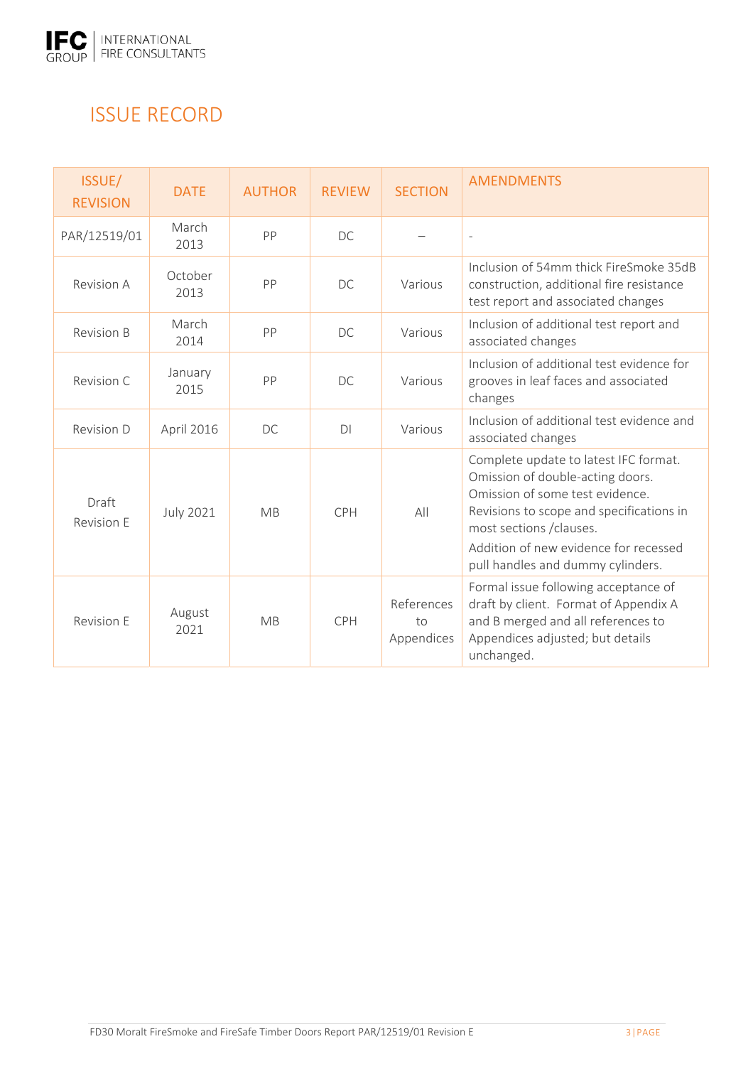# ISSUE RECORD

| ISSUE/ REVISION | DATE | AUTHOR | REVIEW | SECTION | AMENDMENTS |
|---|---|---|---|---|---|
| PAR/12519/01 | March 2013 | PP | DC | – | - |
| Revision A | October 2013 | PP | DC | Various | Inclusion of 54mm thick FireSmoke 35dB construction, additional fire resistance test report and associated changes |
| Revision B | March 2014 | PP | DC | Various | Inclusion of additional test report and associated changes |
| Revision C | January 2015 | PP | DC | Various | Inclusion of additional test evidence for grooves in leaf faces and associated changes |
| Revision D | April 2016 | DC | DI | Various | Inclusion of additional test evidence and associated changes |
| Draft Revision E | July 2021 | MB | CPH | All | Complete update to latest IFC format. Omission of double-acting doors. Omission of some test evidence. Revisions to scope and specifications in most sections /clauses. Addition of new evidence for recessed pull handles and dummy cylinders. |
| Revision E | August 2021 | MB | CPH | References to Appendices | Formal issue following acceptance of draft by client. Format of Appendix A and B merged and all references to Appendices adjusted; but details unchanged. |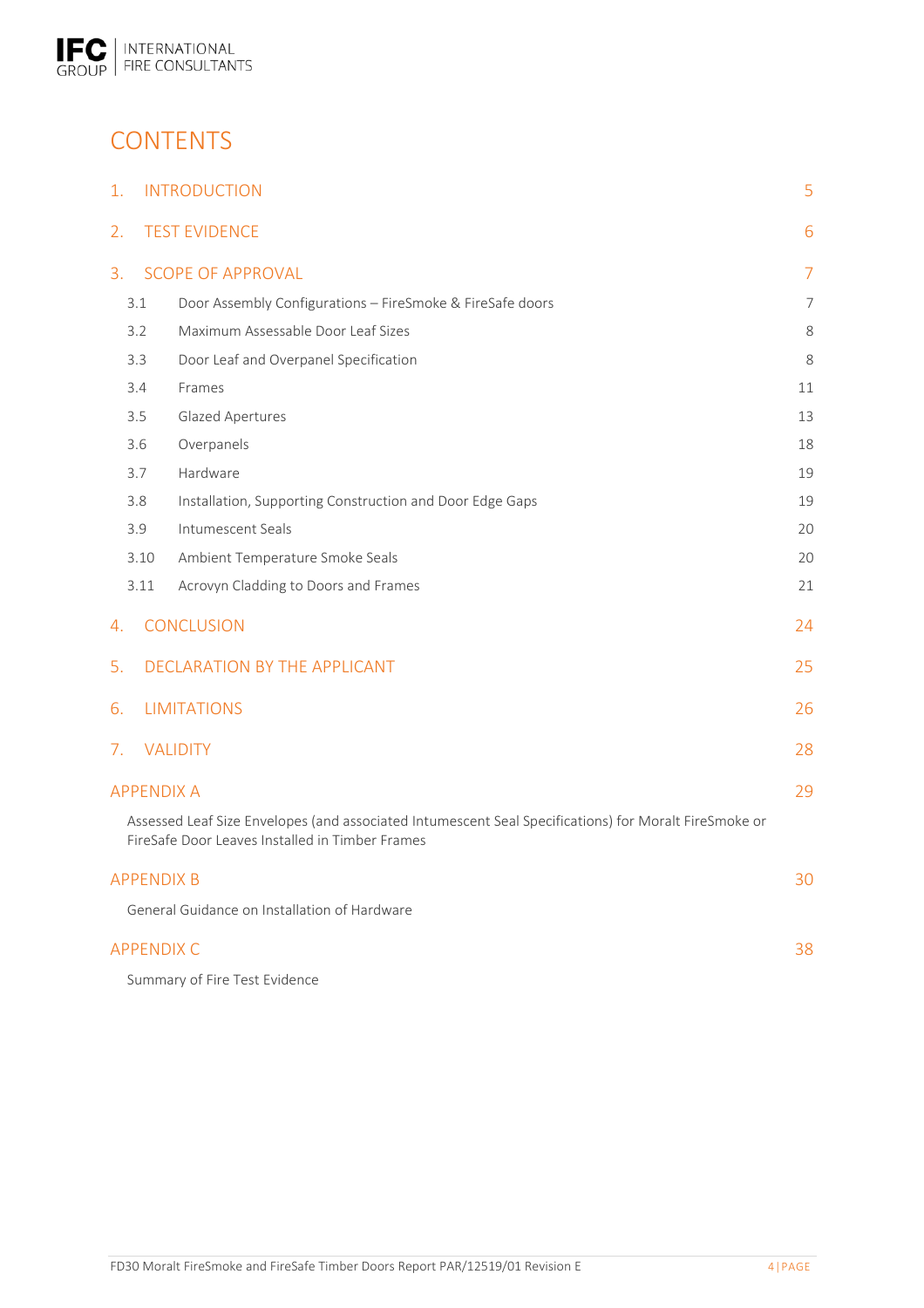# CONTENTS

| | | |
|---|---|---|
| 1. | INTRODUCTION | 5 |
| 2. | TEST EVIDENCE | 6 |
| 3. | SCOPE OF APPROVAL | 7 |
| 3.1 | Door Assembly Configurations – FireSmoke & FireSafe doors | 7 |
| 3.2 | Maximum Assessable Door Leaf Sizes | 8 |
| 3.3 | Door Leaf and Overpanel Specification | 8 |
| 3.4 | Frames | 11 |
| 3.5 | Glazed Apertures | 13 |
| 3.6 | Overpanels | 18 |
| 3.7 | Hardware | 19 |
| 3.8 | Installation, Supporting Construction and Door Edge Gaps | 19 |
| 3.9 | Intumescent Seals | 20 |
| 3.10 | Ambient Temperature Smoke Seals | 20 |
| 3.11 | Acrovyn Cladding to Doors and Frames | 21 |
| 4. | CONCLUSION | 24 |
| 5. | DECLARATION BY THE APPLICANT | 25 |
| 6. | LIMITATIONS | 26 |
| 7. | VALIDITY | 28 |

APPENDIX A — 29

Assessed Leaf Size Envelopes (and associated Intumescent Seal Specifications) for Moralt FireSmoke or FireSafe Door Leaves Installed in Timber Frames

APPENDIX B — 30

General Guidance on Installation of Hardware

APPENDIX C — 38

Summary of Fire Test Evidence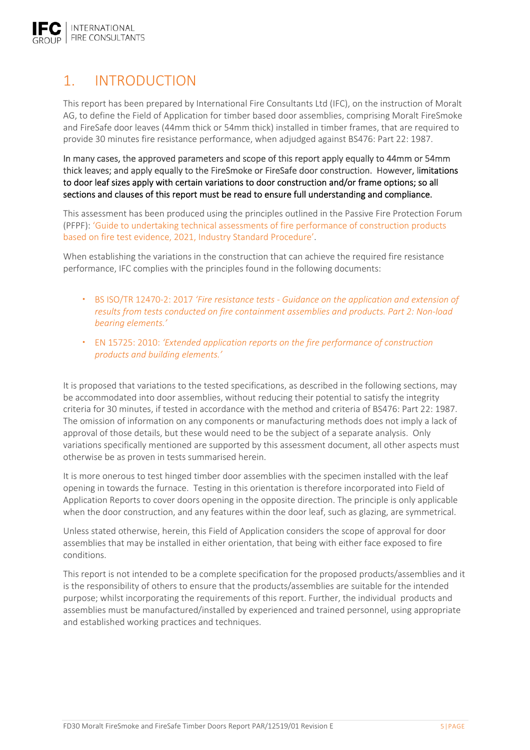# 1. INTRODUCTION

This report has been prepared by International Fire Consultants Ltd (IFC), on the instruction of Moralt AG, to define the Field of Application for timber based door assemblies, comprising Moralt FireSmoke and FireSafe door leaves (44mm thick or 54mm thick) installed in timber frames, that are required to provide 30 minutes fire resistance performance, when adjudged against BS476: Part 22: 1987.

In many cases, the approved parameters and scope of this report apply equally to 44mm or 54mm thick leaves; and apply equally to the FireSmoke or FireSafe door construction. However, limitations to door leaf sizes apply with certain variations to door construction and/or frame options; so all sections and clauses of this report must be read to ensure full understanding and compliance.

This assessment has been produced using the principles outlined in the Passive Fire Protection Forum (PFPF): 'Guide to undertaking technical assessments of fire performance of construction products based on fire test evidence, 2021, Industry Standard Procedure'.

When establishing the variations in the construction that can achieve the required fire resistance performance, IFC complies with the principles found in the following documents:

- BS ISO/TR 12470-2: 2017 *'Fire resistance tests - Guidance on the application and extension of results from tests conducted on fire containment assemblies and products. Part 2: Non-load bearing elements.'*
- EN 15725: 2010: *'Extended application reports on the fire performance of construction products and building elements.'*

It is proposed that variations to the tested specifications, as described in the following sections, may be accommodated into door assemblies, without reducing their potential to satisfy the integrity criteria for 30 minutes, if tested in accordance with the method and criteria of BS476: Part 22: 1987. The omission of information on any components or manufacturing methods does not imply a lack of approval of those details, but these would need to be the subject of a separate analysis. Only variations specifically mentioned are supported by this assessment document, all other aspects must otherwise be as proven in tests summarised herein.

It is more onerous to test hinged timber door assemblies with the specimen installed with the leaf opening in towards the furnace. Testing in this orientation is therefore incorporated into Field of Application Reports to cover doors opening in the opposite direction. The principle is only applicable when the door construction, and any features within the door leaf, such as glazing, are symmetrical.

Unless stated otherwise, herein, this Field of Application considers the scope of approval for door assemblies that may be installed in either orientation, that being with either face exposed to fire conditions.

This report is not intended to be a complete specification for the proposed products/assemblies and it is the responsibility of others to ensure that the products/assemblies are suitable for the intended purpose; whilst incorporating the requirements of this report. Further, the individual products and assemblies must be manufactured/installed by experienced and trained personnel, using appropriate and established working practices and techniques.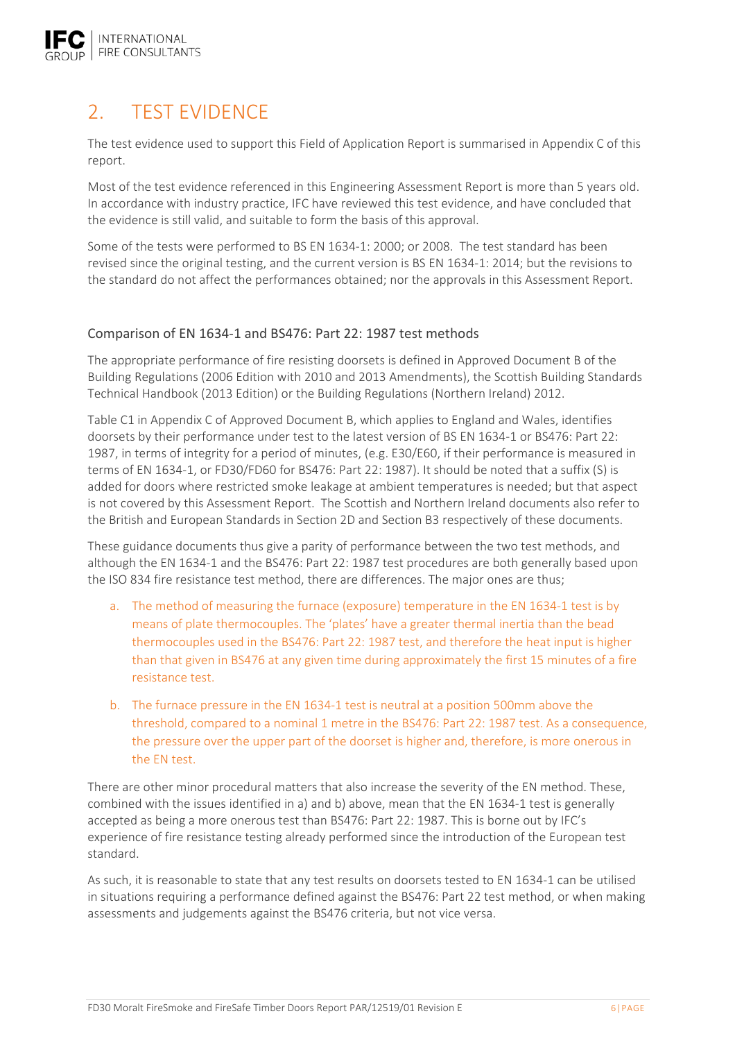# 2. TEST EVIDENCE

The test evidence used to support this Field of Application Report is summarised in Appendix C of this report.

Most of the test evidence referenced in this Engineering Assessment Report is more than 5 years old. In accordance with industry practice, IFC have reviewed this test evidence, and have concluded that the evidence is still valid, and suitable to form the basis of this approval.

Some of the tests were performed to BS EN 1634-1: 2000; or 2008. The test standard has been revised since the original testing, and the current version is BS EN 1634-1: 2014; but the revisions to the standard do not affect the performances obtained; nor the approvals in this Assessment Report.

## Comparison of EN 1634-1 and BS476: Part 22: 1987 test methods

The appropriate performance of fire resisting doorsets is defined in Approved Document B of the Building Regulations (2006 Edition with 2010 and 2013 Amendments), the Scottish Building Standards Technical Handbook (2013 Edition) or the Building Regulations (Northern Ireland) 2012.

Table C1 in Appendix C of Approved Document B, which applies to England and Wales, identifies doorsets by their performance under test to the latest version of BS EN 1634-1 or BS476: Part 22: 1987, in terms of integrity for a period of minutes, (e.g. E30/E60, if their performance is measured in terms of EN 1634-1, or FD30/FD60 for BS476: Part 22: 1987). It should be noted that a suffix (S) is added for doors where restricted smoke leakage at ambient temperatures is needed; but that aspect is not covered by this Assessment Report. The Scottish and Northern Ireland documents also refer to the British and European Standards in Section 2D and Section B3 respectively of these documents.

These guidance documents thus give a parity of performance between the two test methods, and although the EN 1634-1 and the BS476: Part 22: 1987 test procedures are both generally based upon the ISO 834 fire resistance test method, there are differences. The major ones are thus;

a. The method of measuring the furnace (exposure) temperature in the EN 1634-1 test is by means of plate thermocouples. The 'plates' have a greater thermal inertia than the bead thermocouples used in the BS476: Part 22: 1987 test, and therefore the heat input is higher than that given in BS476 at any given time during approximately the first 15 minutes of a fire resistance test.

b. The furnace pressure in the EN 1634-1 test is neutral at a position 500mm above the threshold, compared to a nominal 1 metre in the BS476: Part 22: 1987 test. As a consequence, the pressure over the upper part of the doorset is higher and, therefore, is more onerous in the EN test.

There are other minor procedural matters that also increase the severity of the EN method. These, combined with the issues identified in a) and b) above, mean that the EN 1634-1 test is generally accepted as being a more onerous test than BS476: Part 22: 1987. This is borne out by IFC's experience of fire resistance testing already performed since the introduction of the European test standard.

As such, it is reasonable to state that any test results on doorsets tested to EN 1634-1 can be utilised in situations requiring a performance defined against the BS476: Part 22 test method, or when making assessments and judgements against the BS476 criteria, but not vice versa.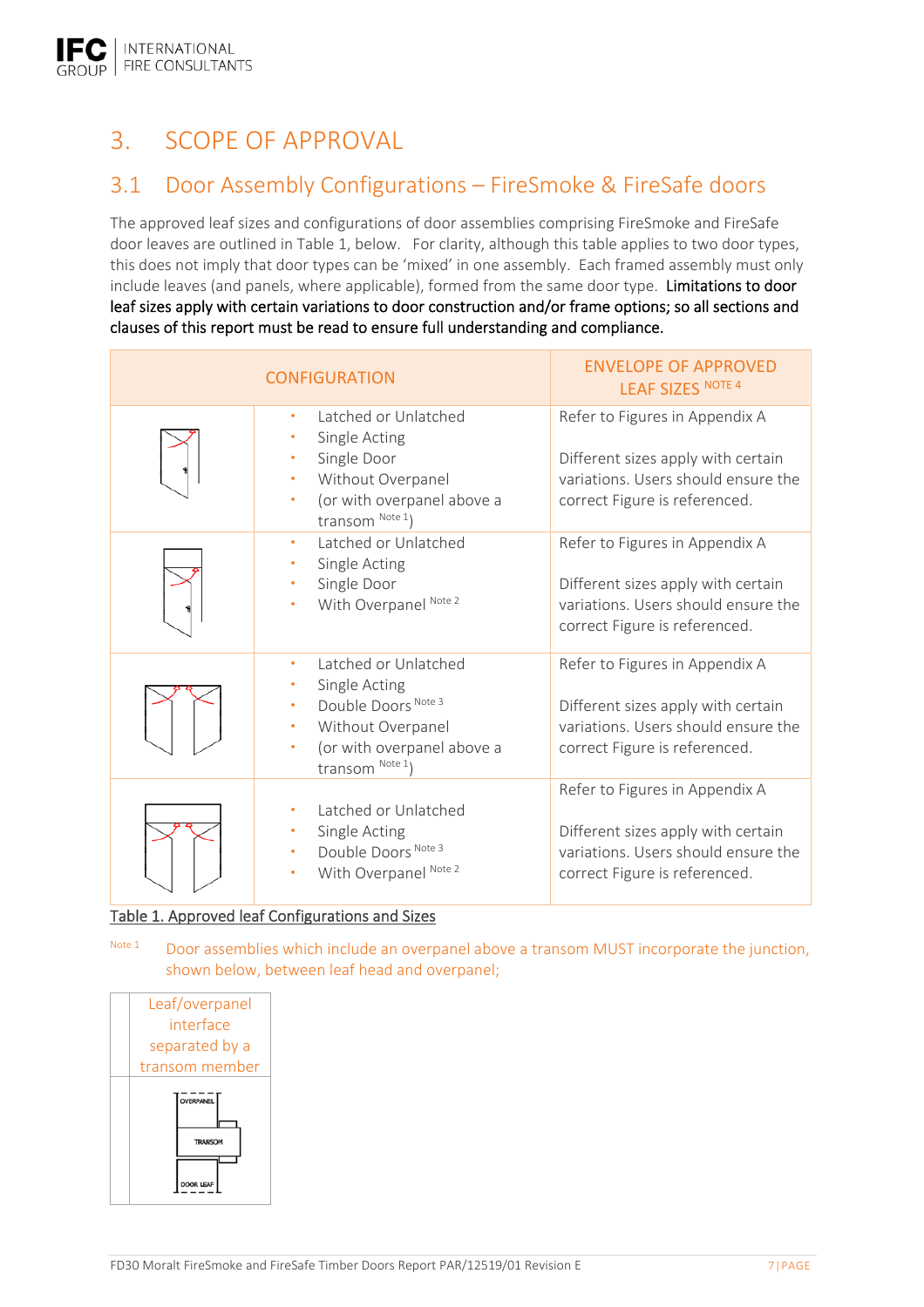# 3. SCOPE OF APPROVAL

## 3.1 Door Assembly Configurations – FireSmoke & FireSafe doors

The approved leaf sizes and configurations of door assemblies comprising FireSmoke and FireSafe door leaves are outlined in Table 1, below. For clarity, although this table applies to two door types, this does not imply that door types can be 'mixed' in one assembly. Each framed assembly must only include leaves (and panels, where applicable), formed from the same door type. **Limitations to door leaf sizes apply with certain variations to door construction and/or frame options; so all sections and clauses of this report must be read to ensure full understanding and compliance.**

| CONFIGURATION | | ENVELOPE OF APPROVED LEAF SIZES [Note 4] |
|---|---|---|
| | • Latched or Unlatched<br>• Single Acting<br>• Single Door<br>• Without Overpanel<br>• (or with overpanel above a transom [Note 1]) | Refer to Figures in Appendix A<br><br>Different sizes apply with certain variations. Users should ensure the correct Figure is referenced. |
| | • Latched or Unlatched<br>• Single Acting<br>• Single Door<br>• With Overpanel [Note 2] | Refer to Figures in Appendix A<br><br>Different sizes apply with certain variations. Users should ensure the correct Figure is referenced. |
| | • Latched or Unlatched<br>• Single Acting<br>• Double Doors [Note 3]<br>• Without Overpanel<br>• (or with overpanel above a transom [Note 1]) | Refer to Figures in Appendix A<br><br>Different sizes apply with certain variations. Users should ensure the correct Figure is referenced. |
| | • Latched or Unlatched<br>• Single Acting<br>• Double Doors [Note 3]<br>• With Overpanel [Note 2] | Refer to Figures in Appendix A<br><br>Different sizes apply with certain variations. Users should ensure the correct Figure is referenced. |

Table 1. Approved leaf Configurations and Sizes

Note 1 Door assemblies which include an overpanel above a transom MUST incorporate the junction, shown below, between leaf head and overpanel;

| Leaf/overpanel interface separated by a transom member |
|---|
| OVERPANEL / TRANSOM / DOOR LEAF |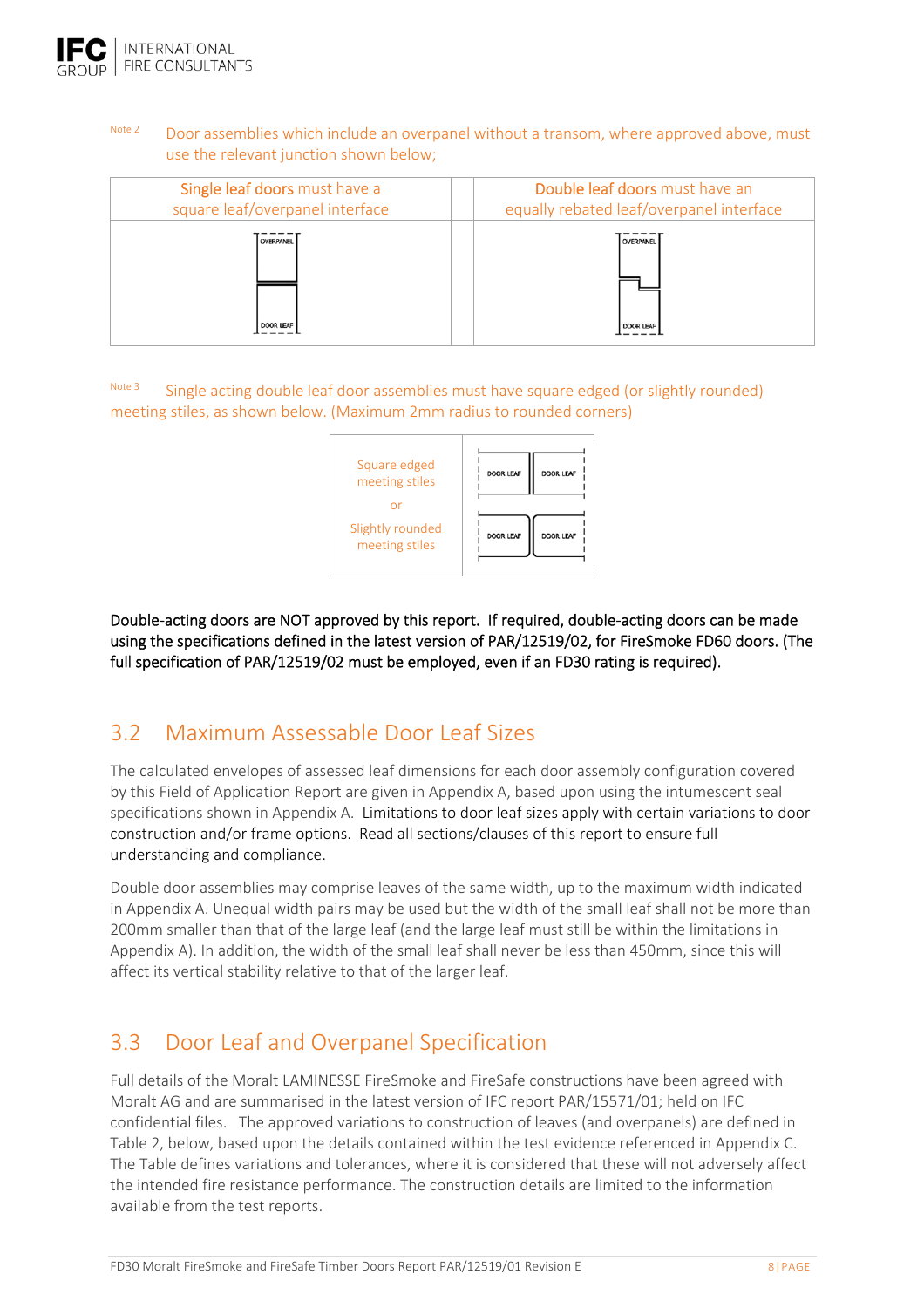Note 2 Door assemblies which include an overpanel without a transom, where approved above, must use the relevant junction shown below;

| Single leaf doors must have a square leaf/overpanel interface | | Double leaf doors must have an equally rebated leaf/overpanel interface |
|---|---|---|
| OVERPANEL / DOOR LEAF | | OVERPANEL / DOOR LEAF |

Note 3 Single acting double leaf door assemblies must have square edged (or slightly rounded) meeting stiles, as shown below. (Maximum 2mm radius to rounded corners)

| Square edged meeting stiles or Slightly rounded meeting stiles | DOOR LEAF / DOOR LEAF |
|---|---|

**Double-acting doors are NOT approved by this report. If required, double-acting doors can be made using the specifications defined in the latest version of PAR/12519/02, for FireSmoke FD60 doors. (The full specification of PAR/12519/02 must be employed, even if an FD30 rating is required).**

## 3.2 Maximum Assessable Door Leaf Sizes

The calculated envelopes of assessed leaf dimensions for each door assembly configuration covered by this Field of Application Report are given in Appendix A, based upon using the intumescent seal specifications shown in Appendix A. Limitations to door leaf sizes apply with certain variations to door construction and/or frame options. Read all sections/clauses of this report to ensure full understanding and compliance.

Double door assemblies may comprise leaves of the same width, up to the maximum width indicated in Appendix A. Unequal width pairs may be used but the width of the small leaf shall not be more than 200mm smaller than that of the large leaf (and the large leaf must still be within the limitations in Appendix A). In addition, the width of the small leaf shall never be less than 450mm, since this will affect its vertical stability relative to that of the larger leaf.

## 3.3 Door Leaf and Overpanel Specification

Full details of the Moralt LAMINESSE FireSmoke and FireSafe constructions have been agreed with Moralt AG and are summarised in the latest version of IFC report PAR/15571/01; held on IFC confidential files. The approved variations to construction of leaves (and overpanels) are defined in Table 2, below, based upon the details contained within the test evidence referenced in Appendix C. The Table defines variations and tolerances, where it is considered that these will not adversely affect the intended fire resistance performance. The construction details are limited to the information available from the test reports.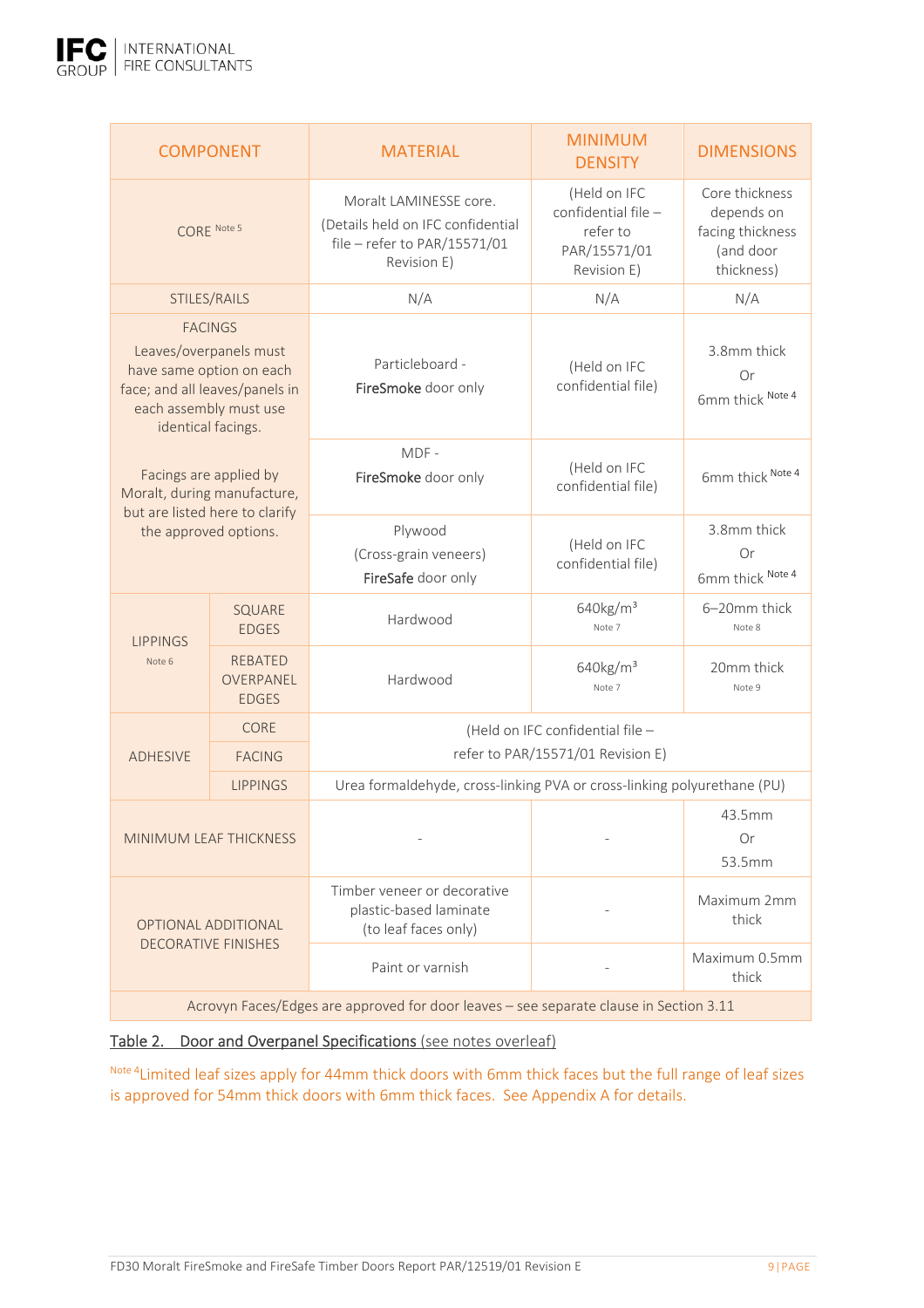| COMPONENT | | MATERIAL | MINIMUM DENSITY | DIMENSIONS |
|---|---|---|---|---|
| CORE Note 5 | | Moralt LAMINESSE core. (Details held on IFC confidential file – refer to PAR/15571/01 Revision E) | (Held on IFC confidential file – refer to PAR/15571/01 Revision E) | Core thickness depends on facing thickness (and door thickness) |
| STILES/RAILS | | N/A | N/A | N/A |
| FACINGS<br>Leaves/overpanels must have same option on each face; and all leaves/panels in each assembly must use identical facings.<br><br>Facings are applied by Moralt, during manufacture, but are listed here to clarify the approved options. | | Particleboard - FireSmoke door only | (Held on IFC confidential file) | 3.8mm thick Or 6mm thick Note 4 |
| | | MDF - FireSmoke door only | (Held on IFC confidential file) | 6mm thick Note 4 |
| | | Plywood (Cross-grain veneers) FireSafe door only | (Held on IFC confidential file) | 3.8mm thick Or 6mm thick Note 4 |
| LIPPINGS Note 6 | SQUARE EDGES | Hardwood | 640kg/m$^3$ Note 7 | 6–20mm thick Note 8 |
| | REBATED OVERPANEL EDGES | Hardwood | 640kg/m$^3$ Note 7 | 20mm thick Note 9 |
| ADHESIVE | CORE | (Held on IFC confidential file – refer to PAR/15571/01 Revision E) | | |
| | FACING | | | |
| | LIPPINGS | Urea formaldehyde, cross-linking PVA or cross-linking polyurethane (PU) | | |
| MINIMUM LEAF THICKNESS | | - | - | 43.5mm Or 53.5mm |
| OPTIONAL ADDITIONAL DECORATIVE FINISHES | | Timber veneer or decorative plastic-based laminate (to leaf faces only) | - | Maximum 2mm thick |
| | | Paint or varnish | - | Maximum 0.5mm thick |
| Acrovyn Faces/Edges are approved for door leaves – see separate clause in Section 3.11 | | | | |

Table 2. Door and Overpanel Specifications (see notes overleaf)

Note 4 Limited leaf sizes apply for 44mm thick doors with 6mm thick faces but the full range of leaf sizes is approved for 54mm thick doors with 6mm thick faces. See Appendix A for details.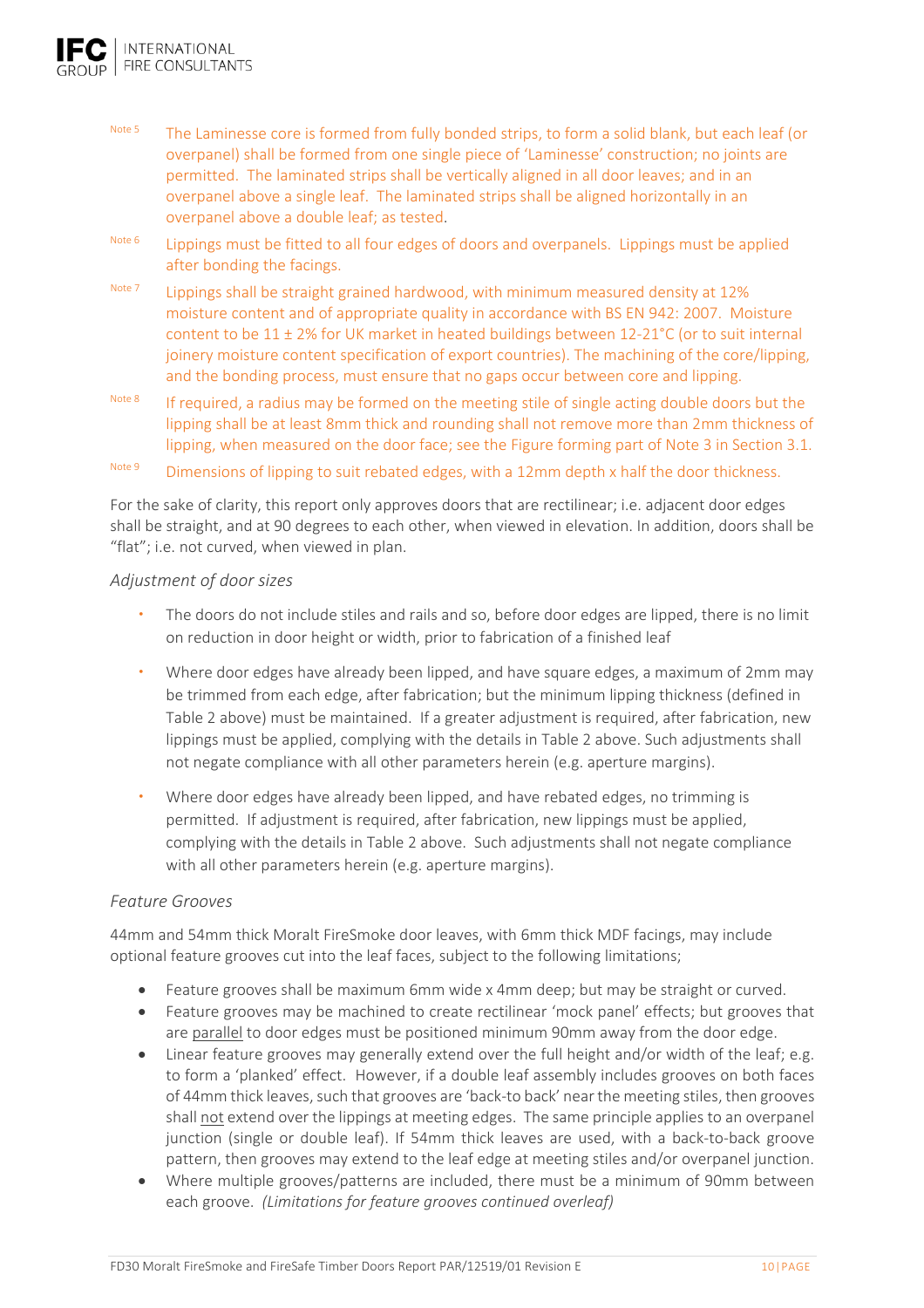Note 5 The Laminesse core is formed from fully bonded strips, to form a solid blank, but each leaf (or overpanel) shall be formed from one single piece of 'Laminesse' construction; no joints are permitted. The laminated strips shall be vertically aligned in all door leaves; and in an overpanel above a single leaf. The laminated strips shall be aligned horizontally in an overpanel above a double leaf; as tested.

Note 6 Lippings must be fitted to all four edges of doors and overpanels. Lippings must be applied after bonding the facings.

Note 7 Lippings shall be straight grained hardwood, with minimum measured density at 12% moisture content and of appropriate quality in accordance with BS EN 942: 2007. Moisture content to be 11 ± 2% for UK market in heated buildings between 12-21°C (or to suit internal joinery moisture content specification of export countries). The machining of the core/lipping, and the bonding process, must ensure that no gaps occur between core and lipping.

Note 8 If required, a radius may be formed on the meeting stile of single acting double doors but the lipping shall be at least 8mm thick and rounding shall not remove more than 2mm thickness of lipping, when measured on the door face; see the Figure forming part of Note 3 in Section 3.1.

Note 9 Dimensions of lipping to suit rebated edges, with a 12mm depth x half the door thickness.

For the sake of clarity, this report only approves doors that are rectilinear; i.e. adjacent door edges shall be straight, and at 90 degrees to each other, when viewed in elevation. In addition, doors shall be "flat"; i.e. not curved, when viewed in plan.

*Adjustment of door sizes*

- The doors do not include stiles and rails and so, before door edges are lipped, there is no limit on reduction in door height or width, prior to fabrication of a finished leaf
- Where door edges have already been lipped, and have square edges, a maximum of 2mm may be trimmed from each edge, after fabrication; but the minimum lipping thickness (defined in Table 2 above) must be maintained. If a greater adjustment is required, after fabrication, new lippings must be applied, complying with the details in Table 2 above. Such adjustments shall not negate compliance with all other parameters herein (e.g. aperture margins).
- Where door edges have already been lipped, and have rebated edges, no trimming is permitted. If adjustment is required, after fabrication, new lippings must be applied, complying with the details in Table 2 above. Such adjustments shall not negate compliance with all other parameters herein (e.g. aperture margins).

*Feature Grooves*

44mm and 54mm thick Moralt FireSmoke door leaves, with 6mm thick MDF facings, may include optional feature grooves cut into the leaf faces, subject to the following limitations;

- Feature grooves shall be maximum 6mm wide x 4mm deep; but may be straight or curved.
- Feature grooves may be machined to create rectilinear 'mock panel' effects; but grooves that are parallel to door edges must be positioned minimum 90mm away from the door edge.
- Linear feature grooves may generally extend over the full height and/or width of the leaf; e.g. to form a 'planked' effect. However, if a double leaf assembly includes grooves on both faces of 44mm thick leaves, such that grooves are 'back-to back' near the meeting stiles, then grooves shall not extend over the lippings at meeting edges. The same principle applies to an overpanel junction (single or double leaf). If 54mm thick leaves are used, with a back-to-back groove pattern, then grooves may extend to the leaf edge at meeting stiles and/or overpanel junction.
- Where multiple grooves/patterns are included, there must be a minimum of 90mm between each groove. *(Limitations for feature grooves continued overleaf)*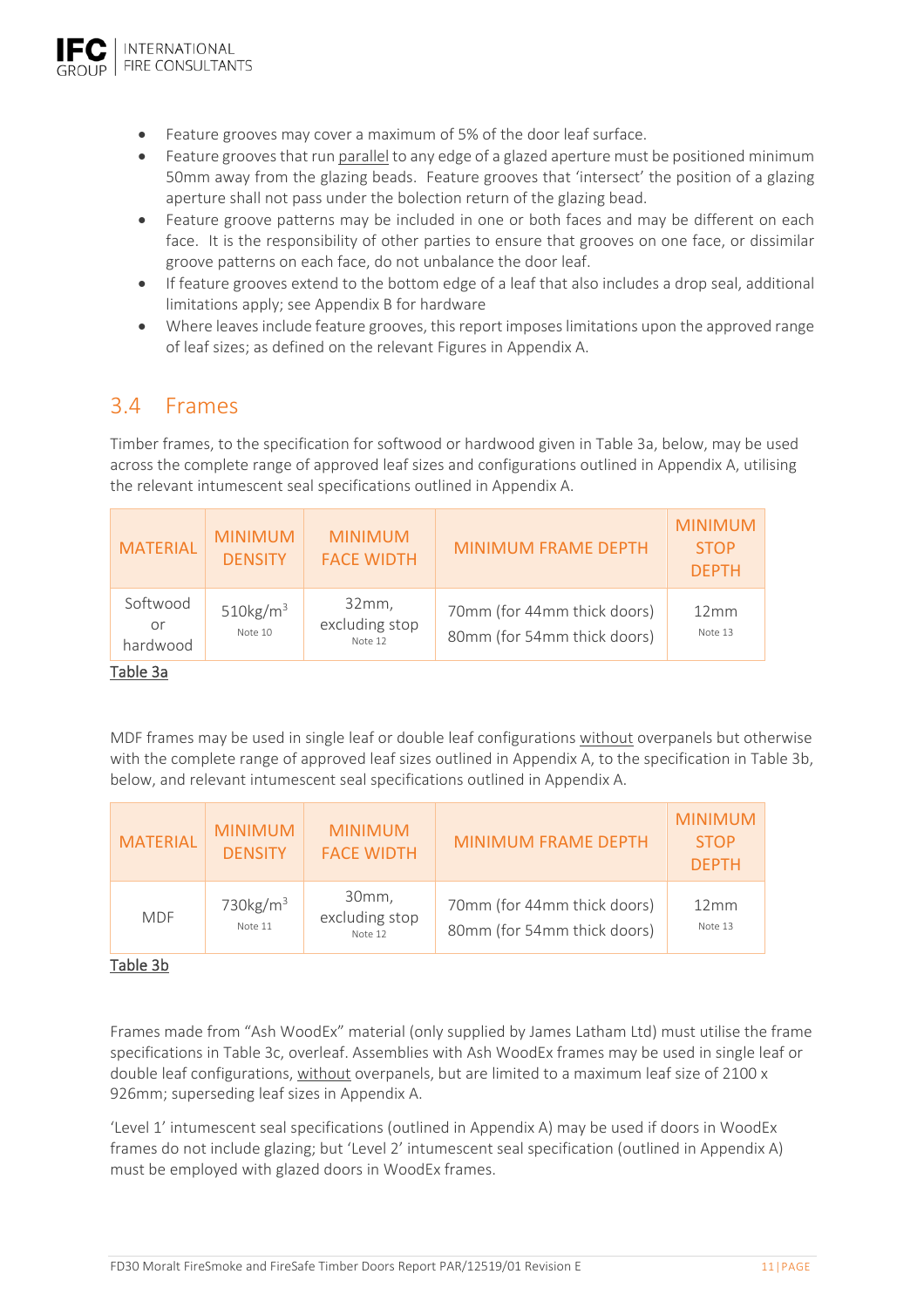- Feature grooves may cover a maximum of 5% of the door leaf surface.
- Feature grooves that run parallel to any edge of a glazed aperture must be positioned minimum 50mm away from the glazing beads. Feature grooves that 'intersect' the position of a glazing aperture shall not pass under the bolection return of the glazing bead.
- Feature groove patterns may be included in one or both faces and may be different on each face. It is the responsibility of other parties to ensure that grooves on one face, or dissimilar groove patterns on each face, do not unbalance the door leaf.
- If feature grooves extend to the bottom edge of a leaf that also includes a drop seal, additional limitations apply; see Appendix B for hardware
- Where leaves include feature grooves, this report imposes limitations upon the approved range of leaf sizes; as defined on the relevant Figures in Appendix A.

## 3.4 Frames

Timber frames, to the specification for softwood or hardwood given in Table 3a, below, may be used across the complete range of approved leaf sizes and configurations outlined in Appendix A, utilising the relevant intumescent seal specifications outlined in Appendix A.

| MATERIAL | MINIMUM DENSITY | MINIMUM FACE WIDTH | MINIMUM FRAME DEPTH | MINIMUM STOP DEPTH |
|---|---|---|---|---|
| Softwood or hardwood | 510kg/m$^3$ Note 10 | 32mm, excluding stop Note 12 | 70mm (for 44mm thick doors) 80mm (for 54mm thick doors) | 12mm Note 13 |

Table 3a

MDF frames may be used in single leaf or double leaf configurations without overpanels but otherwise with the complete range of approved leaf sizes outlined in Appendix A, to the specification in Table 3b, below, and relevant intumescent seal specifications outlined in Appendix A.

| MATERIAL | MINIMUM DENSITY | MINIMUM FACE WIDTH | MINIMUM FRAME DEPTH | MINIMUM STOP DEPTH |
|---|---|---|---|---|
| MDF | 730kg/m$^3$ Note 11 | 30mm, excluding stop Note 12 | 70mm (for 44mm thick doors) 80mm (for 54mm thick doors) | 12mm Note 13 |

Table 3b

Frames made from "Ash WoodEx" material (only supplied by James Latham Ltd) must utilise the frame specifications in Table 3c, overleaf. Assemblies with Ash WoodEx frames may be used in single leaf or double leaf configurations, without overpanels, but are limited to a maximum leaf size of 2100 x 926mm; superseding leaf sizes in Appendix A.

'Level 1' intumescent seal specifications (outlined in Appendix A) may be used if doors in WoodEx frames do not include glazing; but 'Level 2' intumescent seal specification (outlined in Appendix A) must be employed with glazed doors in WoodEx frames.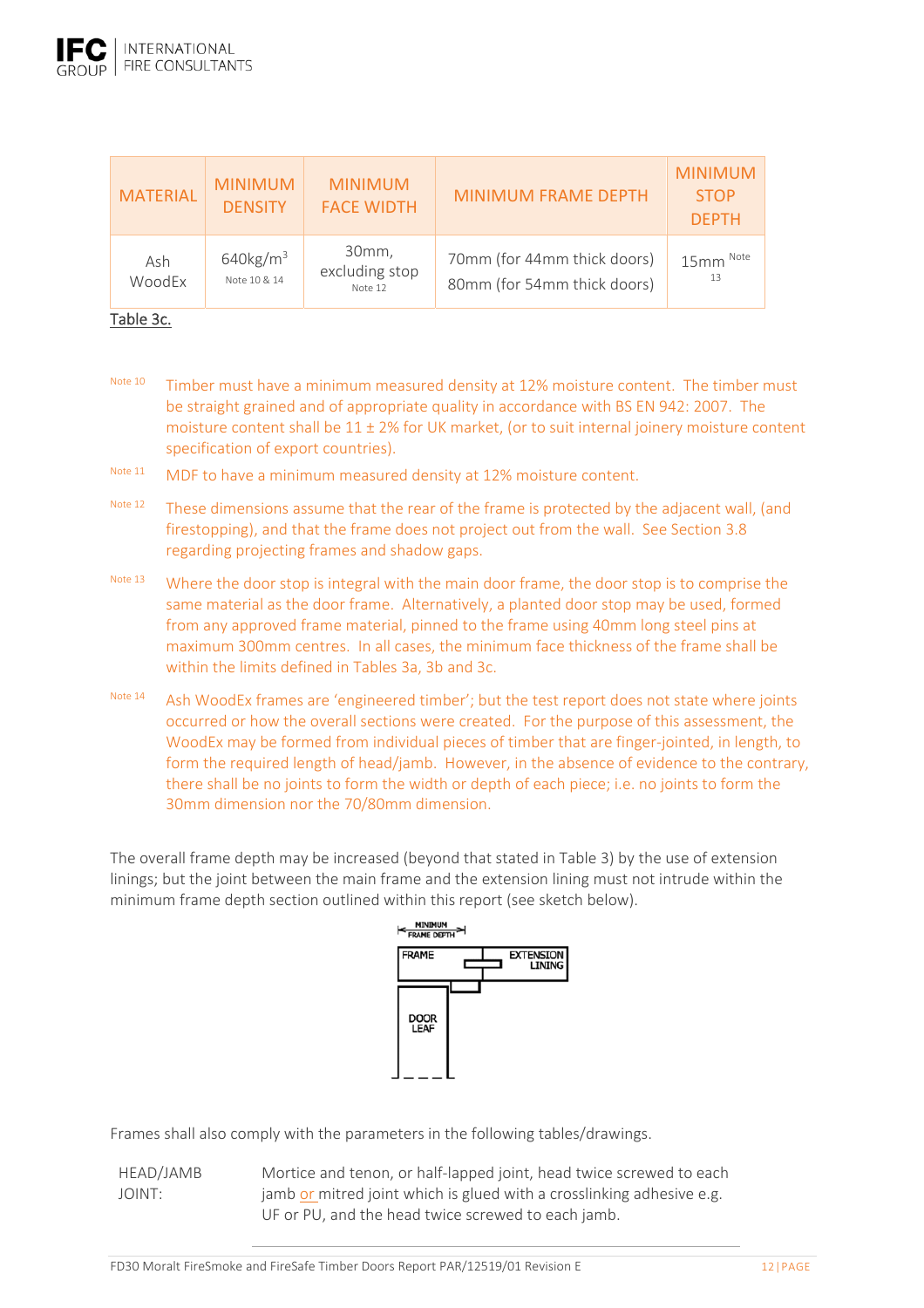| MATERIAL | MINIMUM DENSITY | MINIMUM FACE WIDTH | MINIMUM FRAME DEPTH | MINIMUM STOP DEPTH |
|---|---|---|---|---|
| Ash WoodEx | 640kg/m$^3$ Note 10 & 14 | 30mm, excluding stop Note 12 | 70mm (for 44mm thick doors) 80mm (for 54mm thick doors) | 15mm Note 13 |

Table 3c.

Note 10 Timber must have a minimum measured density at 12% moisture content. The timber must be straight grained and of appropriate quality in accordance with BS EN 942: 2007. The moisture content shall be 11 ± 2% for UK market, (or to suit internal joinery moisture content specification of export countries).

Note 11 MDF to have a minimum measured density at 12% moisture content.

Note 12 These dimensions assume that the rear of the frame is protected by the adjacent wall, (and firestopping), and that the frame does not project out from the wall. See Section 3.8 regarding projecting frames and shadow gaps.

Note 13 Where the door stop is integral with the main door frame, the door stop is to comprise the same material as the door frame. Alternatively, a planted door stop may be used, formed from any approved frame material, pinned to the frame using 40mm long steel pins at maximum 300mm centres. In all cases, the minimum face thickness of the frame shall be within the limits defined in Tables 3a, 3b and 3c.

Note 14 Ash WoodEx frames are 'engineered timber'; but the test report does not state where joints occurred or how the overall sections were created. For the purpose of this assessment, the WoodEx may be formed from individual pieces of timber that are finger-jointed, in length, to form the required length of head/jamb. However, in the absence of evidence to the contrary, there shall be no joints to form the width or depth of each piece; i.e. no joints to form the 30mm dimension nor the 70/80mm dimension.

The overall frame depth may be increased (beyond that stated in Table 3) by the use of extension linings; but the joint between the main frame and the extension lining must not intrude within the minimum frame depth section outlined within this report (see sketch below).

MINIMUM FRAME DEPTH

FRAME | EXTENSION LINING

DOOR LEAF

Frames shall also comply with the parameters in the following tables/drawings.

| | |
|---|---|
| HEAD/JAMB JOINT: | Mortice and tenon, or half-lapped joint, head twice screwed to each jamb or mitred joint which is glued with a crosslinking adhesive e.g. UF or PU, and the head twice screwed to each jamb. |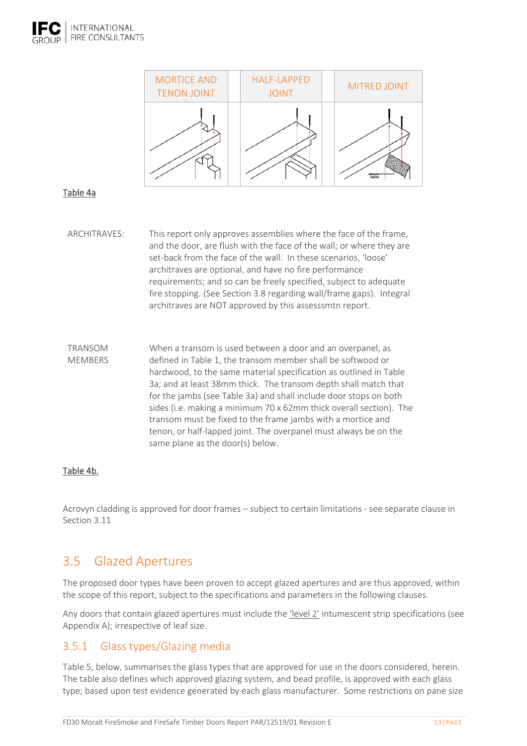| MORTICE AND TENON JOINT | | HALF-LAPPED JOINT | | MITRED JOINT |
|---|---|---|---|---|
| | | | | |

Table 4a

| | |
|---|---|
| ARCHITRAVES: | This report only approves assemblies where the face of the frame, and the door, are flush with the face of the wall; or where they are set-back from the face of the wall. In these scenarios, 'loose' architraves are optional, and have no fire performance requirements; and so can be freely specified, subject to adequate fire stopping. (See Section 3.8 regarding wall/frame gaps). Integral architraves are NOT approved by this assesssmtn report. |
| TRANSOM MEMBERS | When a transom is used between a door and an overpanel, as defined in Table 1, the transom member shall be softwood or hardwood, to the same material specification as outlined in Table 3a; and at least 38mm thick. The transom depth shall match that for the jambs (see Table 3a) and shall include door stops on both sides (i.e. making a minimum 70 x 62mm thick overall section). The transom must be fixed to the frame jambs with a mortice and tenon, or half-lapped joint. The overpanel must always be on the same plane as the door(s) below. |

Table 4b.

Acrovyn cladding is approved for door frames – subject to certain limitations - see separate clause in Section 3.11

## 3.5 Glazed Apertures

The proposed door types have been proven to accept glazed apertures and are thus approved, within the scope of this report, subject to the specifications and parameters in the following clauses.

Any doors that contain glazed apertures must include the 'level 2' intumescent strip specifications (see Appendix A); irrespective of leaf size.

### 3.5.1 Glass types/Glazing media

Table 5, below, summarises the glass types that are approved for use in the doors considered, herein. The table also defines which approved glazing system, and bead profile, is approved with each glass type; based upon test evidence generated by each glass manufacturer. Some restrictions on pane size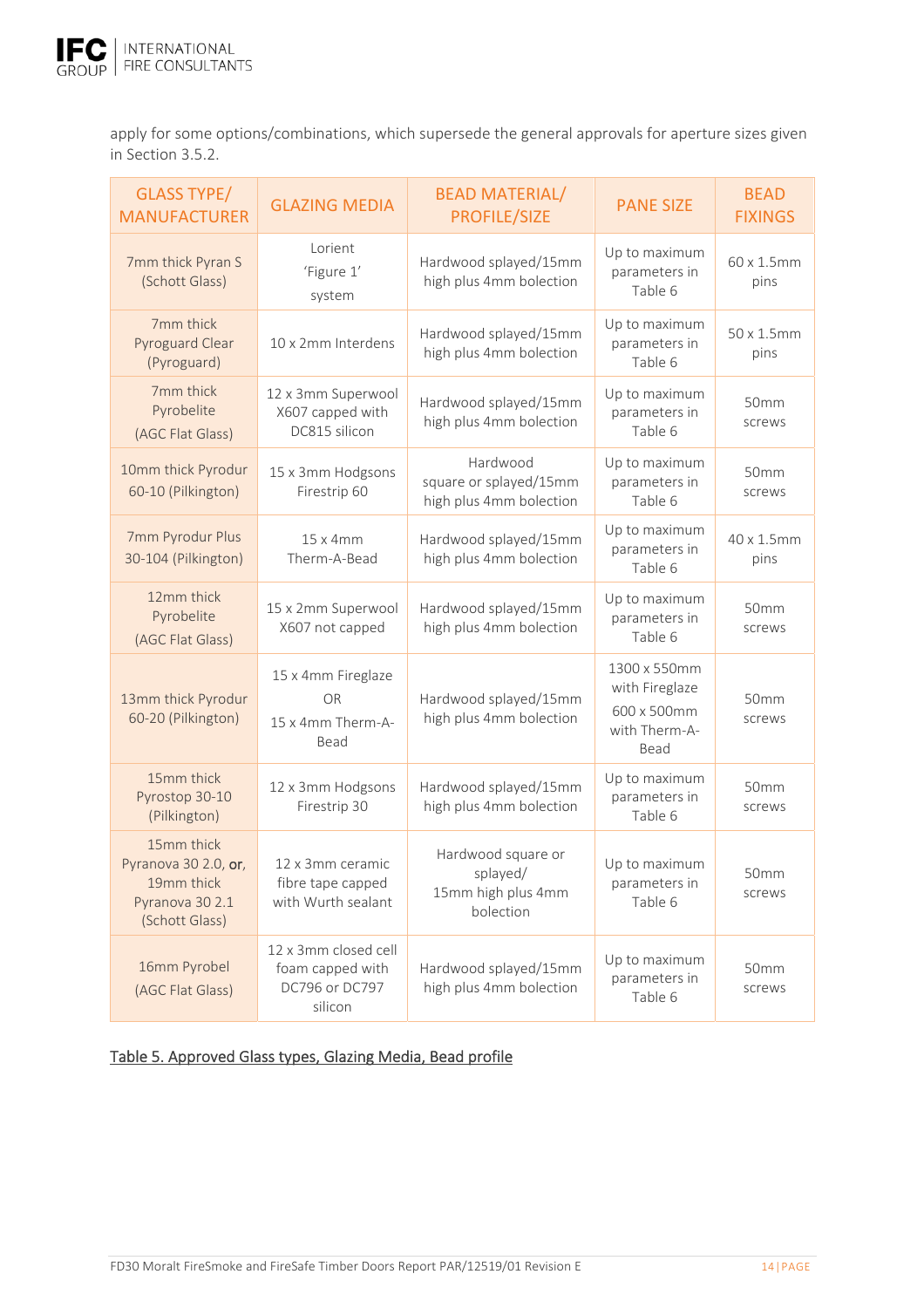apply for some options/combinations, which supersede the general approvals for aperture sizes given in Section 3.5.2.

| GLASS TYPE/ MANUFACTURER | GLAZING MEDIA | BEAD MATERIAL/ PROFILE/SIZE | PANE SIZE | BEAD FIXINGS |
|---|---|---|---|---|
| 7mm thick Pyran S (Schott Glass) | Lorient 'Figure 1' system | Hardwood splayed/15mm high plus 4mm bolection | Up to maximum parameters in Table 6 | 60 x 1.5mm pins |
| 7mm thick Pyroguard Clear (Pyroguard) | 10 x 2mm Interdens | Hardwood splayed/15mm high plus 4mm bolection | Up to maximum parameters in Table 6 | 50 x 1.5mm pins |
| 7mm thick Pyrobelite (AGC Flat Glass) | 12 x 3mm Superwool X607 capped with DC815 silicon | Hardwood splayed/15mm high plus 4mm bolection | Up to maximum parameters in Table 6 | 50mm screws |
| 10mm thick Pyrodur 60-10 (Pilkington) | 15 x 3mm Hodgsons Firestrip 60 | Hardwood square or splayed/15mm high plus 4mm bolection | Up to maximum parameters in Table 6 | 50mm screws |
| 7mm Pyrodur Plus 30-104 (Pilkington) | 15 x 4mm Therm-A-Bead | Hardwood splayed/15mm high plus 4mm bolection | Up to maximum parameters in Table 6 | 40 x 1.5mm pins |
| 12mm thick Pyrobelite (AGC Flat Glass) | 15 x 2mm Superwool X607 not capped | Hardwood splayed/15mm high plus 4mm bolection | Up to maximum parameters in Table 6 | 50mm screws |
| 13mm thick Pyrodur 60-20 (Pilkington) | 15 x 4mm Fireglaze OR 15 x 4mm Therm-A-Bead | Hardwood splayed/15mm high plus 4mm bolection | 1300 x 550mm with Fireglaze 600 x 500mm with Therm-A-Bead | 50mm screws |
| 15mm thick Pyrostop 30-10 (Pilkington) | 12 x 3mm Hodgsons Firestrip 30 | Hardwood splayed/15mm high plus 4mm bolection | Up to maximum parameters in Table 6 | 50mm screws |
| 15mm thick Pyranova 30 2.0, **or**, 19mm thick Pyranova 30 2.1 (Schott Glass) | 12 x 3mm ceramic fibre tape capped with Wurth sealant | Hardwood square or splayed/ 15mm high plus 4mm bolection | Up to maximum parameters in Table 6 | 50mm screws |
| 16mm Pyrobel (AGC Flat Glass) | 12 x 3mm closed cell foam capped with DC796 or DC797 silicon | Hardwood splayed/15mm high plus 4mm bolection | Up to maximum parameters in Table 6 | 50mm screws |

Table 5. Approved Glass types, Glazing Media, Bead profile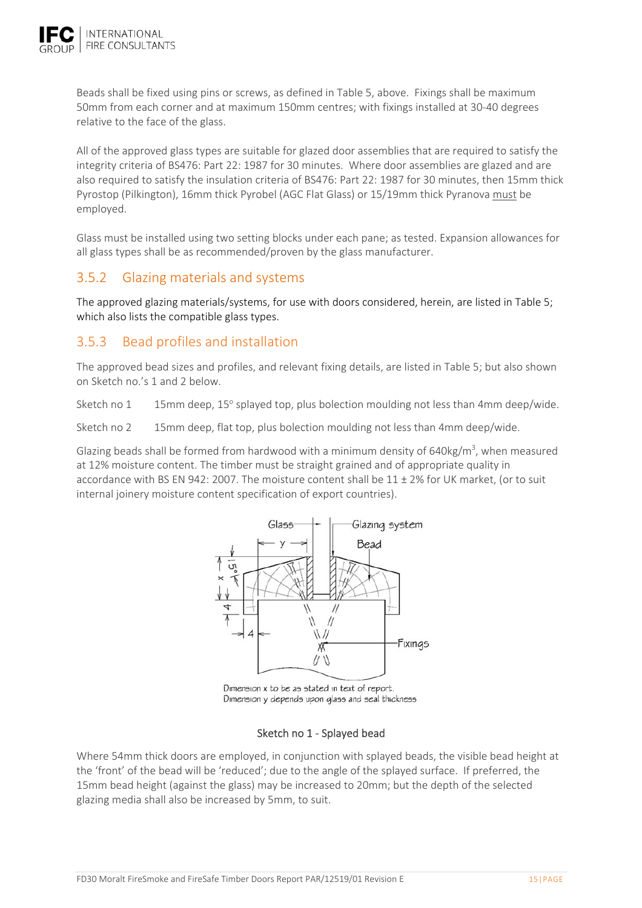Beads shall be fixed using pins or screws, as defined in Table 5, above. Fixings shall be maximum 50mm from each corner and at maximum 150mm centres; with fixings installed at 30-40 degrees relative to the face of the glass.

All of the approved glass types are suitable for glazed door assemblies that are required to satisfy the integrity criteria of BS476: Part 22: 1987 for 30 minutes. Where door assemblies are glazed and are also required to satisfy the insulation criteria of BS476: Part 22: 1987 for 30 minutes, then 15mm thick Pyrostop (Pilkington), 16mm thick Pyrobel (AGC Flat Glass) or 15/19mm thick Pyranova <u>must</u> be employed.

Glass must be installed using two setting blocks under each pane; as tested. Expansion allowances for all glass types shall be as recommended/proven by the glass manufacturer.

### 3.5.2 Glazing materials and systems

The approved glazing materials/systems, for use with doors considered, herein, are listed in Table 5; which also lists the compatible glass types.

### 3.5.3 Bead profiles and installation

The approved bead sizes and profiles, and relevant fixing details, are listed in Table 5; but also shown on Sketch no.'s 1 and 2 below.

Sketch no 1 15mm deep, 15° splayed top, plus bolection moulding not less than 4mm deep/wide.

Sketch no 2 15mm deep, flat top, plus bolection moulding not less than 4mm deep/wide.

Glazing beads shall be formed from hardwood with a minimum density of 640kg/m$^3$, when measured at 12% moisture content. The timber must be straight grained and of appropriate quality in accordance with BS EN 942: 2007. The moisture content shall be 11 ± 2% for UK market, (or to suit internal joinery moisture content specification of export countries).

Glass | Glazing system | Bead | y | x | 15° | 4 | 4 | Fixings

Dimension x to be as stated in text of report.
Dimension y depends upon glass and seal thickness

Sketch no 1 - Splayed bead

Where 54mm thick doors are employed, in conjunction with splayed beads, the visible bead height at the 'front' of the bead will be 'reduced'; due to the angle of the splayed surface. If preferred, the 15mm bead height (against the glass) may be increased to 20mm; but the depth of the selected glazing media shall also be increased by 5mm, to suit.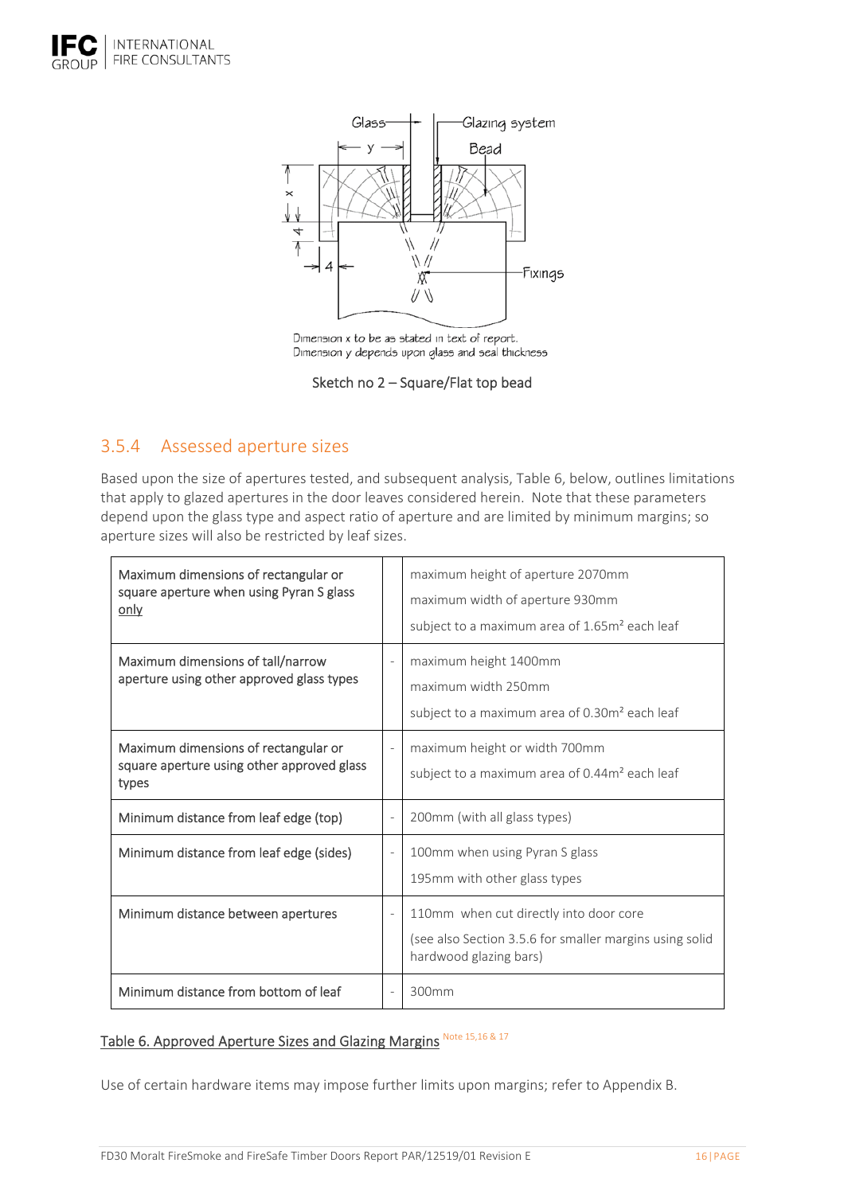Glass — Glazing system — Bead — Fixings

Dimension x to be as stated in text of report.
Dimension y depends upon glass and seal thickness

Sketch no 2 – Square/Flat top bead

### 3.5.4 Assessed aperture sizes

Based upon the size of apertures tested, and subsequent analysis, Table 6, below, outlines limitations that apply to glazed apertures in the door leaves considered herein. Note that these parameters depend upon the glass type and aspect ratio of aperture and are limited by minimum margins; so aperture sizes will also be restricted by leaf sizes.

| | | |
|---|---|---|
| Maximum dimensions of rectangular or square aperture when using Pyran S glass <u>only</u> | | maximum height of aperture 2070mm<br>maximum width of aperture 930mm<br>subject to a maximum area of 1.65m² each leaf |
| Maximum dimensions of tall/narrow aperture using other approved glass types | - | maximum height 1400mm<br>maximum width 250mm<br>subject to a maximum area of 0.30m² each leaf |
| Maximum dimensions of rectangular or square aperture using other approved glass types | - | maximum height or width 700mm<br>subject to a maximum area of 0.44m² each leaf |
| Minimum distance from leaf edge (top) | - | 200mm (with all glass types) |
| Minimum distance from leaf edge (sides) | - | 100mm when using Pyran S glass<br>195mm with other glass types |
| Minimum distance between apertures | - | 110mm when cut directly into door core<br>(see also Section 3.5.6 for smaller margins using solid hardwood glazing bars) |
| Minimum distance from bottom of leaf | - | 300mm |

<u>Table 6. Approved Aperture Sizes and Glazing Margins</u> Note 15,16 & 17

Use of certain hardware items may impose further limits upon margins; refer to Appendix B.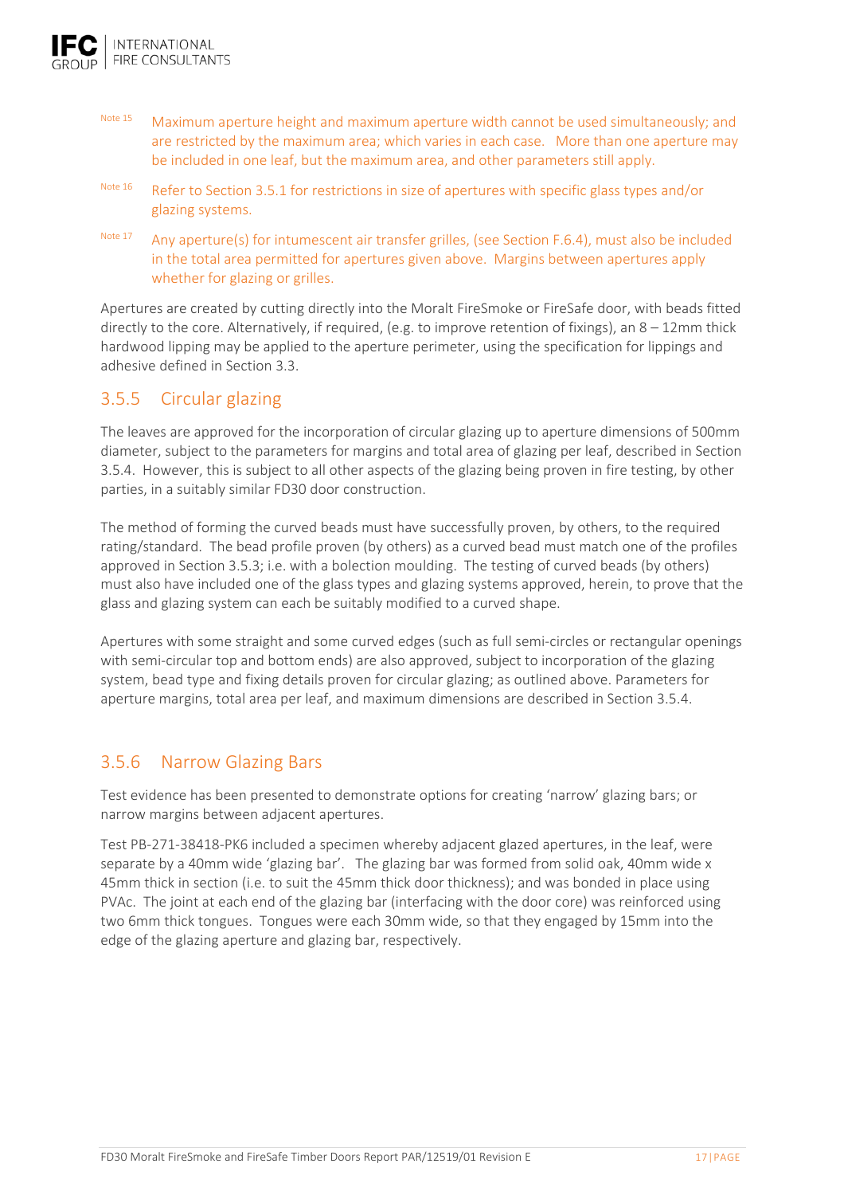Note 15 Maximum aperture height and maximum aperture width cannot be used simultaneously; and are restricted by the maximum area; which varies in each case. More than one aperture may be included in one leaf, but the maximum area, and other parameters still apply.

Note 16 Refer to Section 3.5.1 for restrictions in size of apertures with specific glass types and/or glazing systems.

Note 17 Any aperture(s) for intumescent air transfer grilles, (see Section F.6.4), must also be included in the total area permitted for apertures given above. Margins between apertures apply whether for glazing or grilles.

Apertures are created by cutting directly into the Moralt FireSmoke or FireSafe door, with beads fitted directly to the core. Alternatively, if required, (e.g. to improve retention of fixings), an 8 – 12mm thick hardwood lipping may be applied to the aperture perimeter, using the specification for lippings and adhesive defined in Section 3.3.

### 3.5.5 Circular glazing

The leaves are approved for the incorporation of circular glazing up to aperture dimensions of 500mm diameter, subject to the parameters for margins and total area of glazing per leaf, described in Section 3.5.4. However, this is subject to all other aspects of the glazing being proven in fire testing, by other parties, in a suitably similar FD30 door construction.

The method of forming the curved beads must have successfully proven, by others, to the required rating/standard. The bead profile proven (by others) as a curved bead must match one of the profiles approved in Section 3.5.3; i.e. with a bolection moulding. The testing of curved beads (by others) must also have included one of the glass types and glazing systems approved, herein, to prove that the glass and glazing system can each be suitably modified to a curved shape.

Apertures with some straight and some curved edges (such as full semi-circles or rectangular openings with semi-circular top and bottom ends) are also approved, subject to incorporation of the glazing system, bead type and fixing details proven for circular glazing; as outlined above. Parameters for aperture margins, total area per leaf, and maximum dimensions are described in Section 3.5.4.

### 3.5.6 Narrow Glazing Bars

Test evidence has been presented to demonstrate options for creating 'narrow' glazing bars; or narrow margins between adjacent apertures.

Test PB-271-38418-PK6 included a specimen whereby adjacent glazed apertures, in the leaf, were separate by a 40mm wide 'glazing bar'. The glazing bar was formed from solid oak, 40mm wide x 45mm thick in section (i.e. to suit the 45mm thick door thickness); and was bonded in place using PVAc. The joint at each end of the glazing bar (interfacing with the door core) was reinforced using two 6mm thick tongues. Tongues were each 30mm wide, so that they engaged by 15mm into the edge of the glazing aperture and glazing bar, respectively.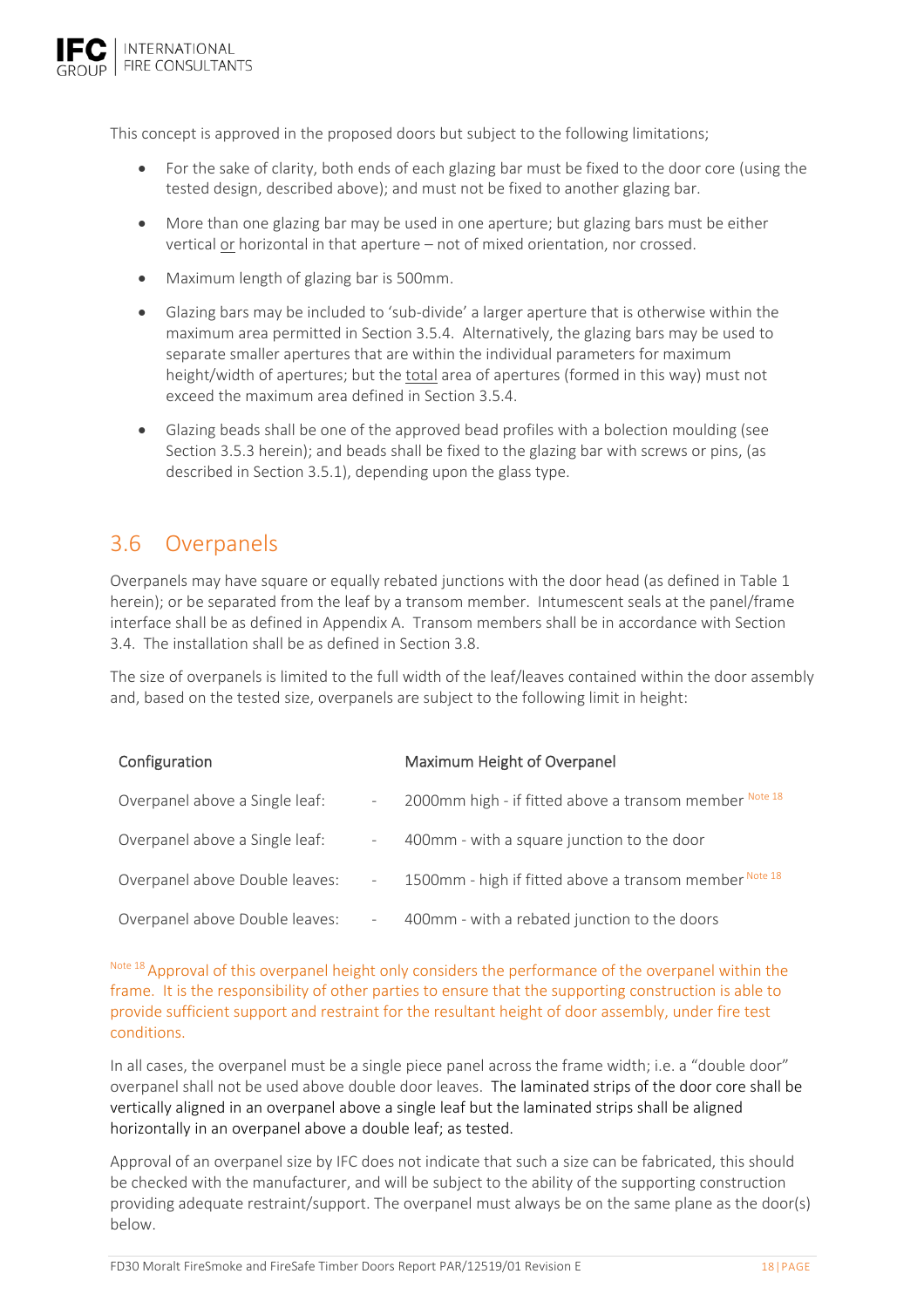This concept is approved in the proposed doors but subject to the following limitations;

- For the sake of clarity, both ends of each glazing bar must be fixed to the door core (using the tested design, described above); and must not be fixed to another glazing bar.
- More than one glazing bar may be used in one aperture; but glazing bars must be either vertical or horizontal in that aperture – not of mixed orientation, nor crossed.
- Maximum length of glazing bar is 500mm.
- Glazing bars may be included to 'sub-divide' a larger aperture that is otherwise within the maximum area permitted in Section 3.5.4. Alternatively, the glazing bars may be used to separate smaller apertures that are within the individual parameters for maximum height/width of apertures; but the total area of apertures (formed in this way) must not exceed the maximum area defined in Section 3.5.4.
- Glazing beads shall be one of the approved bead profiles with a bolection moulding (see Section 3.5.3 herein); and beads shall be fixed to the glazing bar with screws or pins, (as described in Section 3.5.1), depending upon the glass type.

## 3.6 Overpanels

Overpanels may have square or equally rebated junctions with the door head (as defined in Table 1 herein); or be separated from the leaf by a transom member. Intumescent seals at the panel/frame interface shall be as defined in Appendix A. Transom members shall be in accordance with Section 3.4. The installation shall be as defined in Section 3.8.

The size of overpanels is limited to the full width of the leaf/leaves contained within the door assembly and, based on the tested size, overpanels are subject to the following limit in height:

| Configuration | | Maximum Height of Overpanel |
|---|---|---|
| Overpanel above a Single leaf: | - | 2000mm high - if fitted above a transom member Note 18 |
| Overpanel above a Single leaf: | - | 400mm - with a square junction to the door |
| Overpanel above Double leaves: | - | 1500mm - high if fitted above a transom member Note 18 |
| Overpanel above Double leaves: | - | 400mm - with a rebated junction to the doors |

Note 18 Approval of this overpanel height only considers the performance of the overpanel within the frame. It is the responsibility of other parties to ensure that the supporting construction is able to provide sufficient support and restraint for the resultant height of door assembly, under fire test conditions.

In all cases, the overpanel must be a single piece panel across the frame width; i.e. a "double door" overpanel shall not be used above double door leaves. The laminated strips of the door core shall be vertically aligned in an overpanel above a single leaf but the laminated strips shall be aligned horizontally in an overpanel above a double leaf; as tested.

Approval of an overpanel size by IFC does not indicate that such a size can be fabricated, this should be checked with the manufacturer, and will be subject to the ability of the supporting construction providing adequate restraint/support. The overpanel must always be on the same plane as the door(s) below.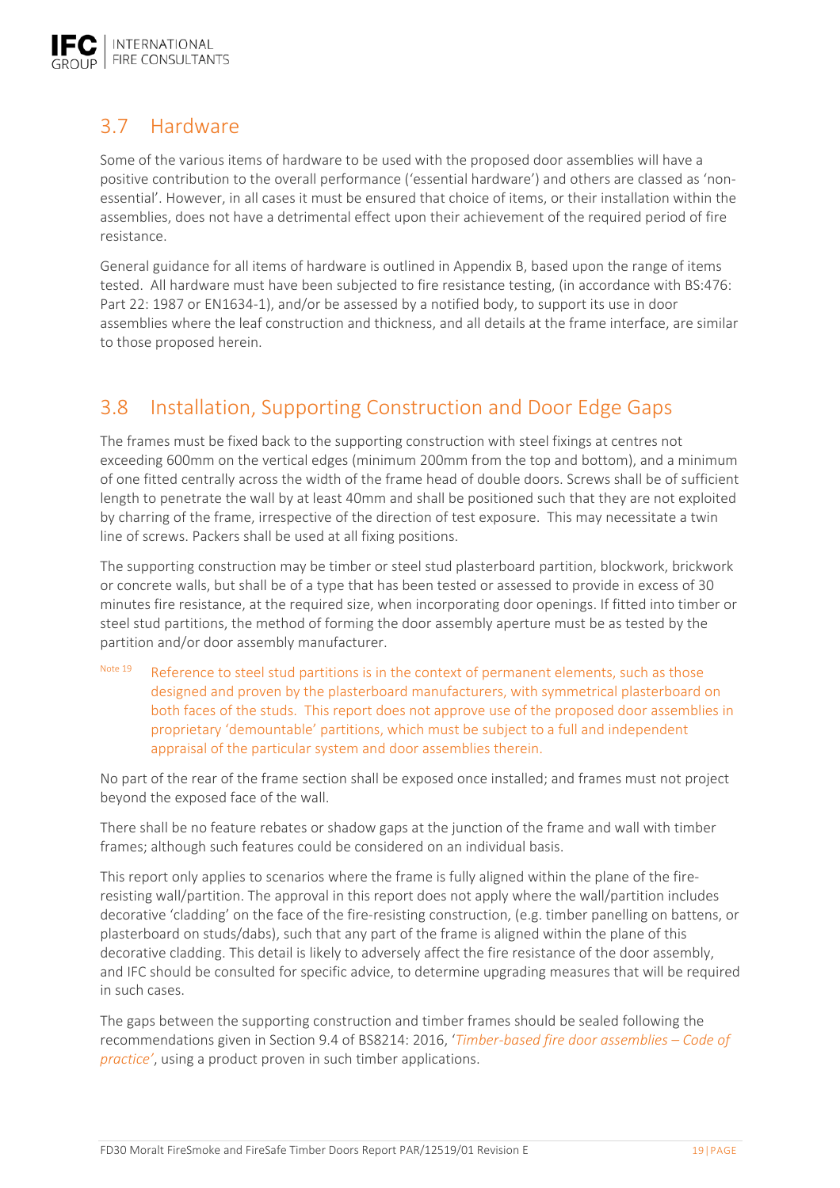## 3.7 Hardware

Some of the various items of hardware to be used with the proposed door assemblies will have a positive contribution to the overall performance ('essential hardware') and others are classed as 'non-essential'. However, in all cases it must be ensured that choice of items, or their installation within the assemblies, does not have a detrimental effect upon their achievement of the required period of fire resistance.

General guidance for all items of hardware is outlined in Appendix B, based upon the range of items tested. All hardware must have been subjected to fire resistance testing, (in accordance with BS:476: Part 22: 1987 or EN1634-1), and/or be assessed by a notified body, to support its use in door assemblies where the leaf construction and thickness, and all details at the frame interface, are similar to those proposed herein.

## 3.8 Installation, Supporting Construction and Door Edge Gaps

The frames must be fixed back to the supporting construction with steel fixings at centres not exceeding 600mm on the vertical edges (minimum 200mm from the top and bottom), and a minimum of one fitted centrally across the width of the frame head of double doors. Screws shall be of sufficient length to penetrate the wall by at least 40mm and shall be positioned such that they are not exploited by charring of the frame, irrespective of the direction of test exposure. This may necessitate a twin line of screws. Packers shall be used at all fixing positions.

The supporting construction may be timber or steel stud plasterboard partition, blockwork, brickwork or concrete walls, but shall be of a type that has been tested or assessed to provide in excess of 30 minutes fire resistance, at the required size, when incorporating door openings. If fitted into timber or steel stud partitions, the method of forming the door assembly aperture must be as tested by the partition and/or door assembly manufacturer.

Note 19 Reference to steel stud partitions is in the context of permanent elements, such as those designed and proven by the plasterboard manufacturers, with symmetrical plasterboard on both faces of the studs. This report does not approve use of the proposed door assemblies in proprietary 'demountable' partitions, which must be subject to a full and independent appraisal of the particular system and door assemblies therein.

No part of the rear of the frame section shall be exposed once installed; and frames must not project beyond the exposed face of the wall.

There shall be no feature rebates or shadow gaps at the junction of the frame and wall with timber frames; although such features could be considered on an individual basis.

This report only applies to scenarios where the frame is fully aligned within the plane of the fire-resisting wall/partition. The approval in this report does not apply where the wall/partition includes decorative 'cladding' on the face of the fire-resisting construction, (e.g. timber panelling on battens, or plasterboard on studs/dabs), such that any part of the frame is aligned within the plane of this decorative cladding. This detail is likely to adversely affect the fire resistance of the door assembly, and IFC should be consulted for specific advice, to determine upgrading measures that will be required in such cases.

The gaps between the supporting construction and timber frames should be sealed following the recommendations given in Section 9.4 of BS8214: 2016, '*Timber-based fire door assemblies – Code of practice*', using a product proven in such timber applications.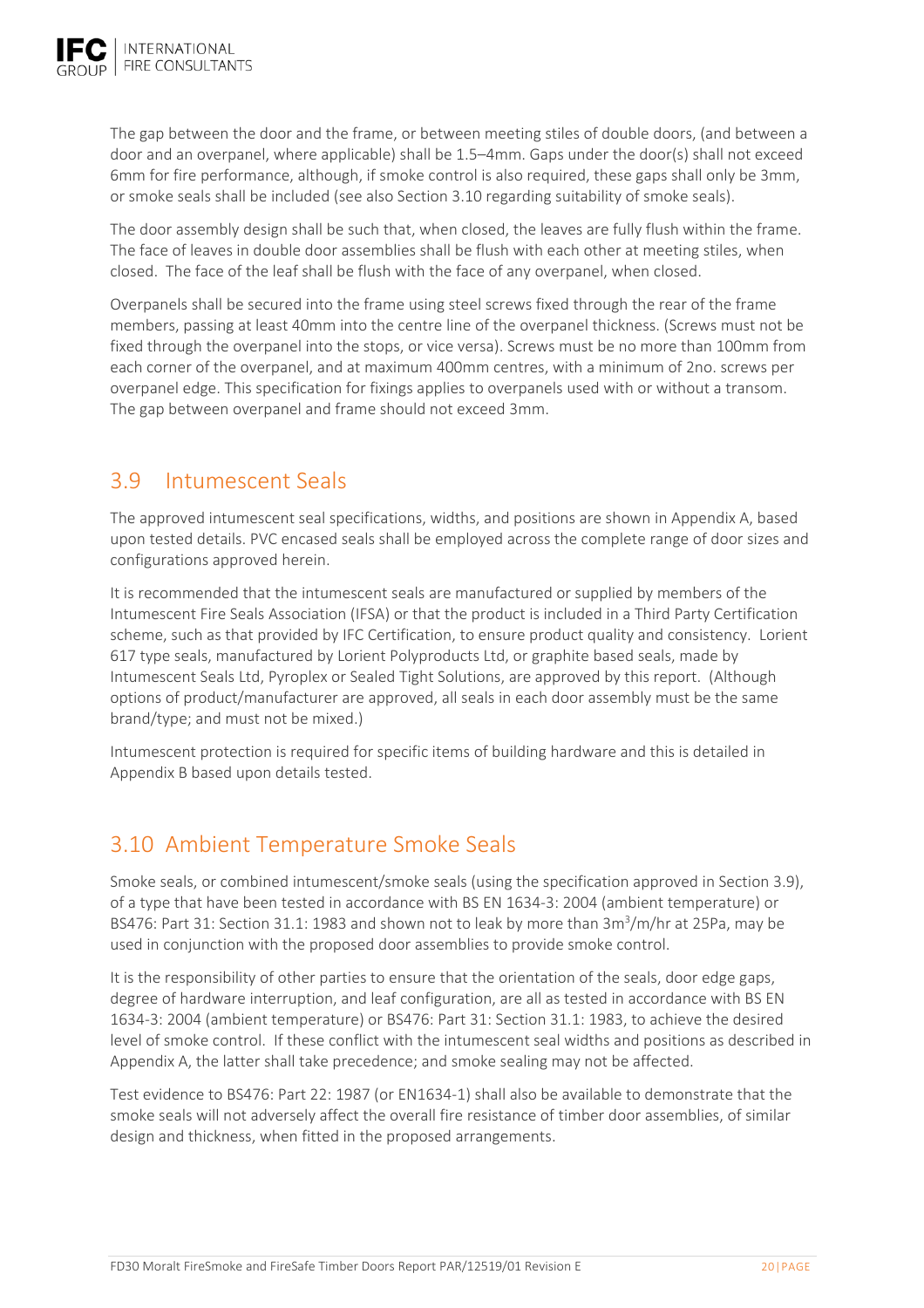The gap between the door and the frame, or between meeting stiles of double doors, (and between a door and an overpanel, where applicable) shall be 1.5–4mm. Gaps under the door(s) shall not exceed 6mm for fire performance, although, if smoke control is also required, these gaps shall only be 3mm, or smoke seals shall be included (see also Section 3.10 regarding suitability of smoke seals).

The door assembly design shall be such that, when closed, the leaves are fully flush within the frame. The face of leaves in double door assemblies shall be flush with each other at meeting stiles, when closed. The face of the leaf shall be flush with the face of any overpanel, when closed.

Overpanels shall be secured into the frame using steel screws fixed through the rear of the frame members, passing at least 40mm into the centre line of the overpanel thickness. (Screws must not be fixed through the overpanel into the stops, or vice versa). Screws must be no more than 100mm from each corner of the overpanel, and at maximum 400mm centres, with a minimum of 2no. screws per overpanel edge. This specification for fixings applies to overpanels used with or without a transom. The gap between overpanel and frame should not exceed 3mm.

## 3.9 Intumescent Seals

The approved intumescent seal specifications, widths, and positions are shown in Appendix A, based upon tested details. PVC encased seals shall be employed across the complete range of door sizes and configurations approved herein.

It is recommended that the intumescent seals are manufactured or supplied by members of the Intumescent Fire Seals Association (IFSA) or that the product is included in a Third Party Certification scheme, such as that provided by IFC Certification, to ensure product quality and consistency. Lorient 617 type seals, manufactured by Lorient Polyproducts Ltd, or graphite based seals, made by Intumescent Seals Ltd, Pyroplex or Sealed Tight Solutions, are approved by this report. (Although options of product/manufacturer are approved, all seals in each door assembly must be the same brand/type; and must not be mixed.)

Intumescent protection is required for specific items of building hardware and this is detailed in Appendix B based upon details tested.

## 3.10 Ambient Temperature Smoke Seals

Smoke seals, or combined intumescent/smoke seals (using the specification approved in Section 3.9), of a type that have been tested in accordance with BS EN 1634-3: 2004 (ambient temperature) or BS476: Part 31: Section 31.1: 1983 and shown not to leak by more than $3m^3/m/hr$ at 25Pa, may be used in conjunction with the proposed door assemblies to provide smoke control.

It is the responsibility of other parties to ensure that the orientation of the seals, door edge gaps, degree of hardware interruption, and leaf configuration, are all as tested in accordance with BS EN 1634-3: 2004 (ambient temperature) or BS476: Part 31: Section 31.1: 1983, to achieve the desired level of smoke control. If these conflict with the intumescent seal widths and positions as described in Appendix A, the latter shall take precedence; and smoke sealing may not be affected.

Test evidence to BS476: Part 22: 1987 (or EN1634-1) shall also be available to demonstrate that the smoke seals will not adversely affect the overall fire resistance of timber door assemblies, of similar design and thickness, when fitted in the proposed arrangements.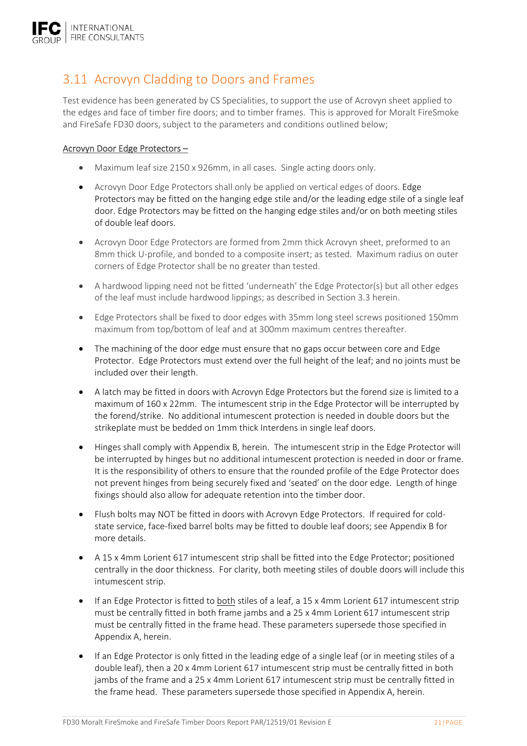## 3.11 Acrovyn Cladding to Doors and Frames

Test evidence has been generated by CS Specialities, to support the use of Acrovyn sheet applied to the edges and face of timber fire doors; and to timber frames. This is approved for Moralt FireSmoke and FireSafe FD30 doors, subject to the parameters and conditions outlined below;

Acrovyn Door Edge Protectors –

- Maximum leaf size 2150 x 926mm, in all cases. Single acting doors only.
- Acrovyn Door Edge Protectors shall only be applied on vertical edges of doors. Edge Protectors may be fitted on the hanging edge stile and/or the leading edge stile of a single leaf door. Edge Protectors may be fitted on the hanging edge stiles and/or on both meeting stiles of double leaf doors.
- Acrovyn Door Edge Protectors are formed from 2mm thick Acrovyn sheet, preformed to an 8mm thick U-profile, and bonded to a composite insert; as tested. Maximum radius on outer corners of Edge Protector shall be no greater than tested.
- A hardwood lipping need not be fitted 'underneath' the Edge Protector(s) but all other edges of the leaf must include hardwood lippings; as described in Section 3.3 herein.
- Edge Protectors shall be fixed to door edges with 35mm long steel screws positioned 150mm maximum from top/bottom of leaf and at 300mm maximum centres thereafter.
- The machining of the door edge must ensure that no gaps occur between core and Edge Protector. Edge Protectors must extend over the full height of the leaf; and no joints must be included over their length.
- A latch may be fitted in doors with Acrovyn Edge Protectors but the forend size is limited to a maximum of 160 x 22mm. The intumescent strip in the Edge Protector will be interrupted by the forend/strike. No additional intumescent protection is needed in double doors but the strikeplate must be bedded on 1mm thick Interdens in single leaf doors.
- Hinges shall comply with Appendix B, herein. The intumescent strip in the Edge Protector will be interrupted by hinges but no additional intumescent protection is needed in door or frame. It is the responsibility of others to ensure that the rounded profile of the Edge Protector does not prevent hinges from being securely fixed and 'seated' on the door edge. Length of hinge fixings should also allow for adequate retention into the timber door.
- Flush bolts may NOT be fitted in doors with Acrovyn Edge Protectors. If required for cold-state service, face-fixed barrel bolts may be fitted to double leaf doors; see Appendix B for more details.
- A 15 x 4mm Lorient 617 intumescent strip shall be fitted into the Edge Protector; positioned centrally in the door thickness. For clarity, both meeting stiles of double doors will include this intumescent strip.
- If an Edge Protector is fitted to both stiles of a leaf, a 15 x 4mm Lorient 617 intumescent strip must be centrally fitted in both frame jambs and a 25 x 4mm Lorient 617 intumescent strip must be centrally fitted in the frame head. These parameters supersede those specified in Appendix A, herein.
- If an Edge Protector is only fitted in the leading edge of a single leaf (or in meeting stiles of a double leaf), then a 20 x 4mm Lorient 617 intumescent strip must be centrally fitted in both jambs of the frame and a 25 x 4mm Lorient 617 intumescent strip must be centrally fitted in the frame head. These parameters supersede those specified in Appendix A, herein.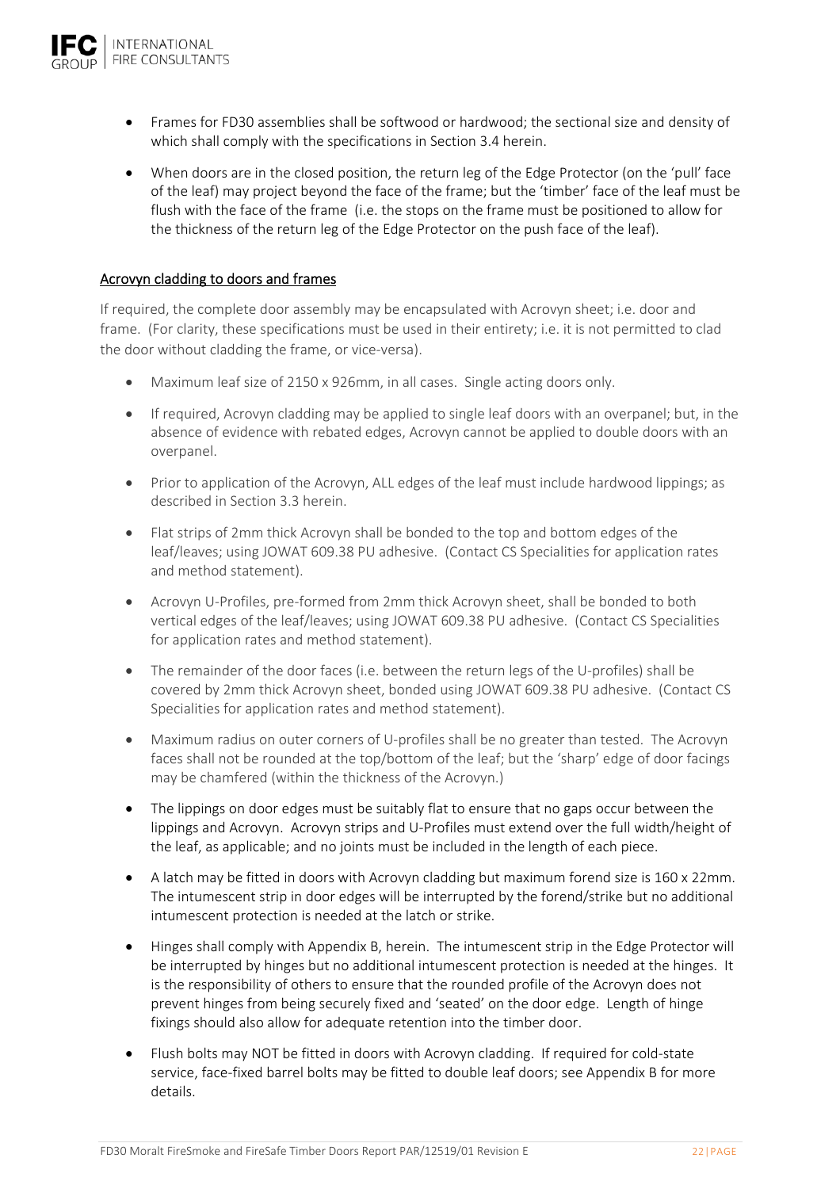- Frames for FD30 assemblies shall be softwood or hardwood; the sectional size and density of which shall comply with the specifications in Section 3.4 herein.
- When doors are in the closed position, the return leg of the Edge Protector (on the 'pull' face of the leaf) may project beyond the face of the frame; but the 'timber' face of the leaf must be flush with the face of the frame (i.e. the stops on the frame must be positioned to allow for the thickness of the return leg of the Edge Protector on the push face of the leaf).

## Acrovyn cladding to doors and frames

If required, the complete door assembly may be encapsulated with Acrovyn sheet; i.e. door and frame. (For clarity, these specifications must be used in their entirety; i.e. it is not permitted to clad the door without cladding the frame, or vice-versa).

- Maximum leaf size of 2150 x 926mm, in all cases. Single acting doors only.
- If required, Acrovyn cladding may be applied to single leaf doors with an overpanel; but, in the absence of evidence with rebated edges, Acrovyn cannot be applied to double doors with an overpanel.
- Prior to application of the Acrovyn, ALL edges of the leaf must include hardwood lippings; as described in Section 3.3 herein.
- Flat strips of 2mm thick Acrovyn shall be bonded to the top and bottom edges of the leaf/leaves; using JOWAT 609.38 PU adhesive. (Contact CS Specialities for application rates and method statement).
- Acrovyn U-Profiles, pre-formed from 2mm thick Acrovyn sheet, shall be bonded to both vertical edges of the leaf/leaves; using JOWAT 609.38 PU adhesive. (Contact CS Specialities for application rates and method statement).
- The remainder of the door faces (i.e. between the return legs of the U-profiles) shall be covered by 2mm thick Acrovyn sheet, bonded using JOWAT 609.38 PU adhesive. (Contact CS Specialities for application rates and method statement).
- Maximum radius on outer corners of U-profiles shall be no greater than tested. The Acrovyn faces shall not be rounded at the top/bottom of the leaf; but the 'sharp' edge of door facings may be chamfered (within the thickness of the Acrovyn.)
- The lippings on door edges must be suitably flat to ensure that no gaps occur between the lippings and Acrovyn. Acrovyn strips and U-Profiles must extend over the full width/height of the leaf, as applicable; and no joints must be included in the length of each piece.
- A latch may be fitted in doors with Acrovyn cladding but maximum forend size is 160 x 22mm. The intumescent strip in door edges will be interrupted by the forend/strike but no additional intumescent protection is needed at the latch or strike.
- Hinges shall comply with Appendix B, herein. The intumescent strip in the Edge Protector will be interrupted by hinges but no additional intumescent protection is needed at the hinges. It is the responsibility of others to ensure that the rounded profile of the Acrovyn does not prevent hinges from being securely fixed and 'seated' on the door edge. Length of hinge fixings should also allow for adequate retention into the timber door.
- Flush bolts may NOT be fitted in doors with Acrovyn cladding. If required for cold-state service, face-fixed barrel bolts may be fitted to double leaf doors; see Appendix B for more details.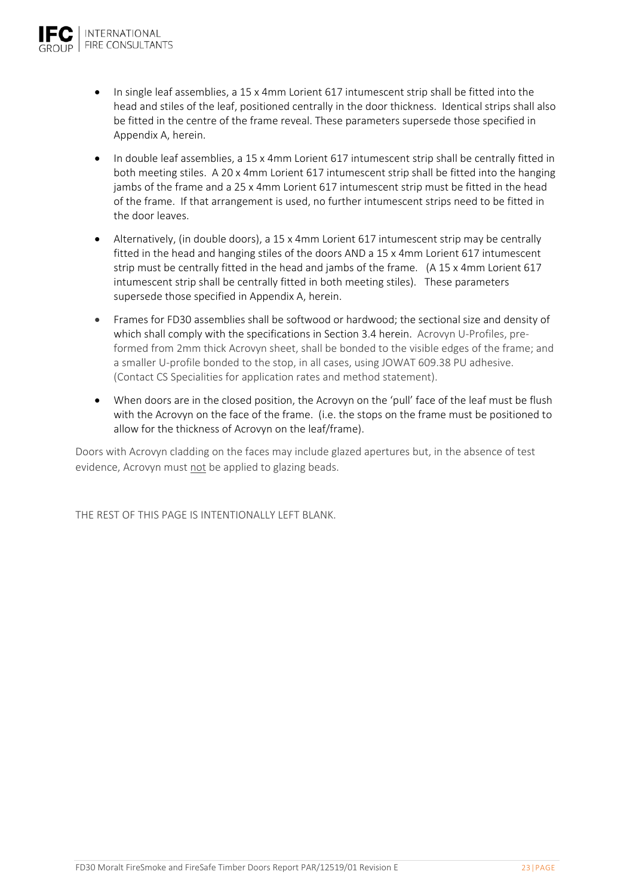- In single leaf assemblies, a 15 x 4mm Lorient 617 intumescent strip shall be fitted into the head and stiles of the leaf, positioned centrally in the door thickness. Identical strips shall also be fitted in the centre of the frame reveal. These parameters supersede those specified in Appendix A, herein.
- In double leaf assemblies, a 15 x 4mm Lorient 617 intumescent strip shall be centrally fitted in both meeting stiles. A 20 x 4mm Lorient 617 intumescent strip shall be fitted into the hanging jambs of the frame and a 25 x 4mm Lorient 617 intumescent strip must be fitted in the head of the frame. If that arrangement is used, no further intumescent strips need to be fitted in the door leaves.
- Alternatively, (in double doors), a 15 x 4mm Lorient 617 intumescent strip may be centrally fitted in the head and hanging stiles of the doors AND a 15 x 4mm Lorient 617 intumescent strip must be centrally fitted in the head and jambs of the frame. (A 15 x 4mm Lorient 617 intumescent strip shall be centrally fitted in both meeting stiles). These parameters supersede those specified in Appendix A, herein.
- Frames for FD30 assemblies shall be softwood or hardwood; the sectional size and density of which shall comply with the specifications in Section 3.4 herein. Acrovyn U-Profiles, pre-formed from 2mm thick Acrovyn sheet, shall be bonded to the visible edges of the frame; and a smaller U-profile bonded to the stop, in all cases, using JOWAT 609.38 PU adhesive. (Contact CS Specialities for application rates and method statement).
- When doors are in the closed position, the Acrovyn on the 'pull' face of the leaf must be flush with the Acrovyn on the face of the frame. (i.e. the stops on the frame must be positioned to allow for the thickness of Acrovyn on the leaf/frame).

Doors with Acrovyn cladding on the faces may include glazed apertures but, in the absence of test evidence, Acrovyn must not be applied to glazing beads.

THE REST OF THIS PAGE IS INTENTIONALLY LEFT BLANK.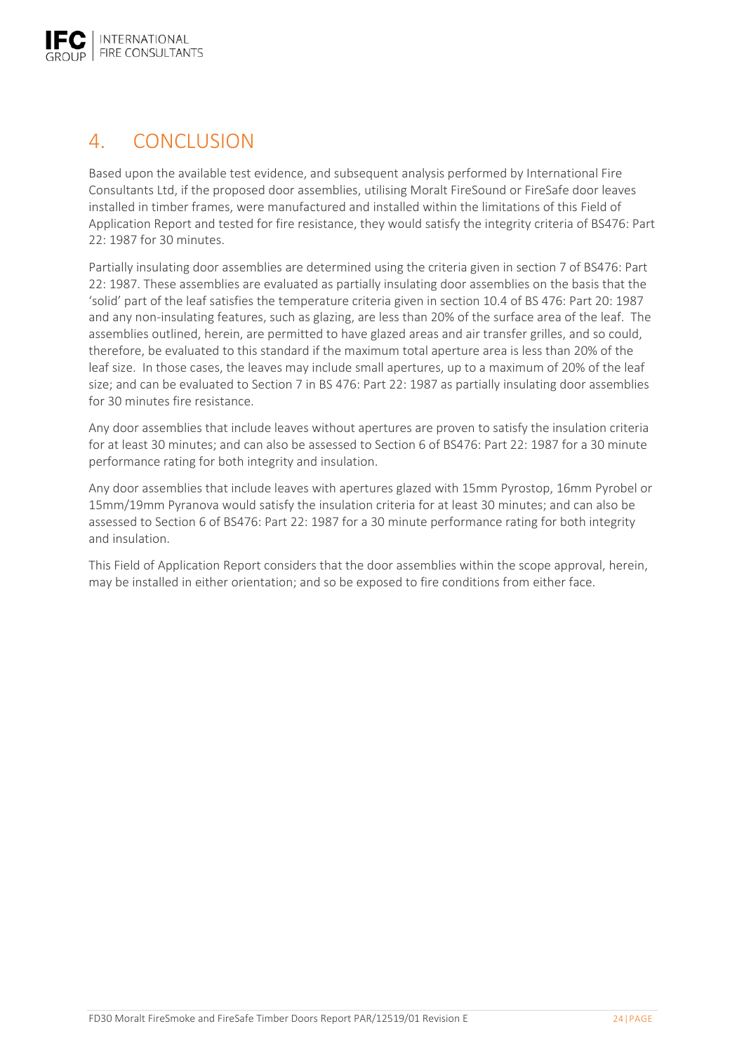# 4. CONCLUSION

Based upon the available test evidence, and subsequent analysis performed by International Fire Consultants Ltd, if the proposed door assemblies, utilising Moralt FireSound or FireSafe door leaves installed in timber frames, were manufactured and installed within the limitations of this Field of Application Report and tested for fire resistance, they would satisfy the integrity criteria of BS476: Part 22: 1987 for 30 minutes.

Partially insulating door assemblies are determined using the criteria given in section 7 of BS476: Part 22: 1987. These assemblies are evaluated as partially insulating door assemblies on the basis that the 'solid' part of the leaf satisfies the temperature criteria given in section 10.4 of BS 476: Part 20: 1987 and any non-insulating features, such as glazing, are less than 20% of the surface area of the leaf. The assemblies outlined, herein, are permitted to have glazed areas and air transfer grilles, and so could, therefore, be evaluated to this standard if the maximum total aperture area is less than 20% of the leaf size. In those cases, the leaves may include small apertures, up to a maximum of 20% of the leaf size; and can be evaluated to Section 7 in BS 476: Part 22: 1987 as partially insulating door assemblies for 30 minutes fire resistance.

Any door assemblies that include leaves without apertures are proven to satisfy the insulation criteria for at least 30 minutes; and can also be assessed to Section 6 of BS476: Part 22: 1987 for a 30 minute performance rating for both integrity and insulation.

Any door assemblies that include leaves with apertures glazed with 15mm Pyrostop, 16mm Pyrobel or 15mm/19mm Pyranova would satisfy the insulation criteria for at least 30 minutes; and can also be assessed to Section 6 of BS476: Part 22: 1987 for a 30 minute performance rating for both integrity and insulation.

This Field of Application Report considers that the door assemblies within the scope approval, herein, may be installed in either orientation; and so be exposed to fire conditions from either face.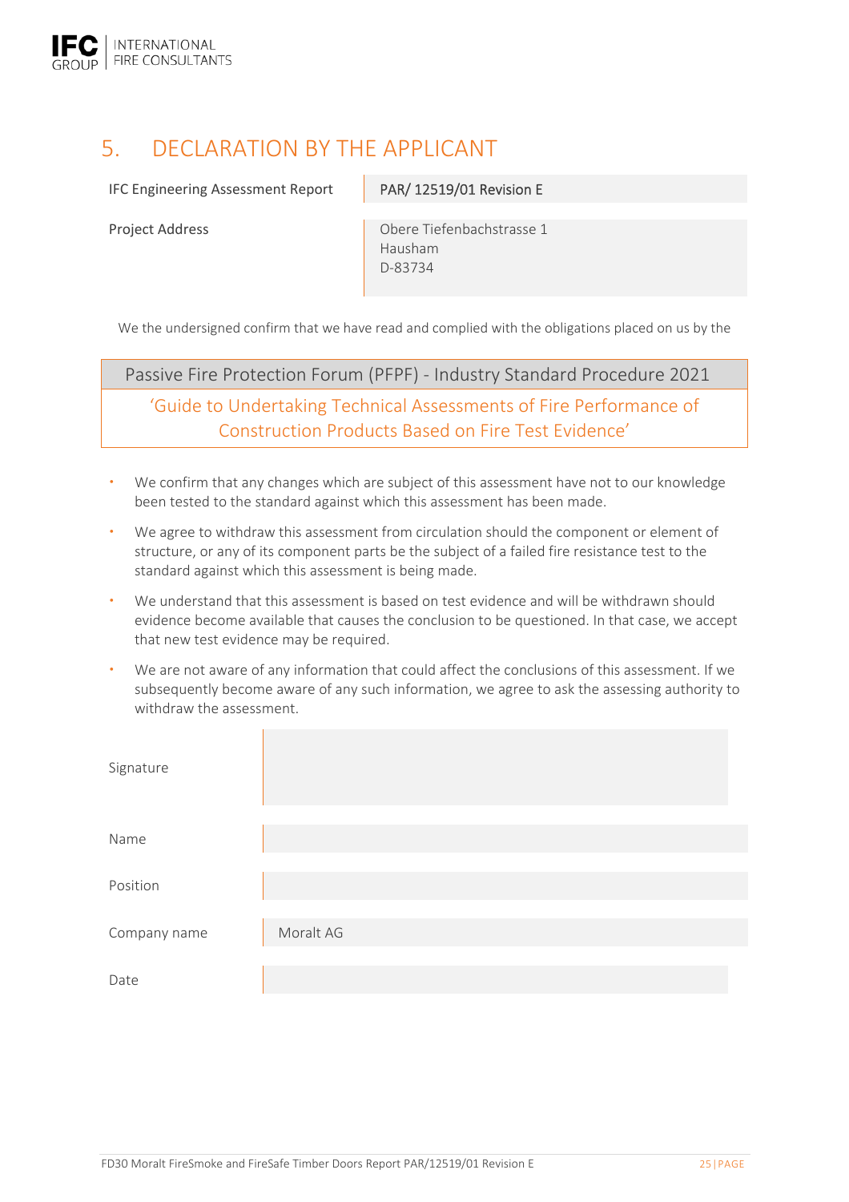# 5. DECLARATION BY THE APPLICANT

| | |
|---|---|
| IFC Engineering Assessment Report | **PAR/ 12519/01 Revision E** |
| Project Address | Obere Tiefenbachstrasse 1<br>Hausham<br>D-83734 |

We the undersigned confirm that we have read and complied with the obligations placed on us by the

**Passive Fire Protection Forum (PFPF) - Industry Standard Procedure 2021**

'Guide to Undertaking Technical Assessments of Fire Performance of Construction Products Based on Fire Test Evidence'

- We confirm that any changes which are subject of this assessment have not to our knowledge been tested to the standard against which this assessment has been made.
- We agree to withdraw this assessment from circulation should the component or element of structure, or any of its component parts be the subject of a failed fire resistance test to the standard against which this assessment is being made.
- We understand that this assessment is based on test evidence and will be withdrawn should evidence become available that causes the conclusion to be questioned. In that case, we accept that new test evidence may be required.
- We are not aware of any information that could affect the conclusions of this assessment. If we subsequently become aware of any such information, we agree to ask the assessing authority to withdraw the assessment.

| | |
|---|---|
| Signature | |
| Name | |
| Position | |
| Company name | Moralt AG |
| Date | |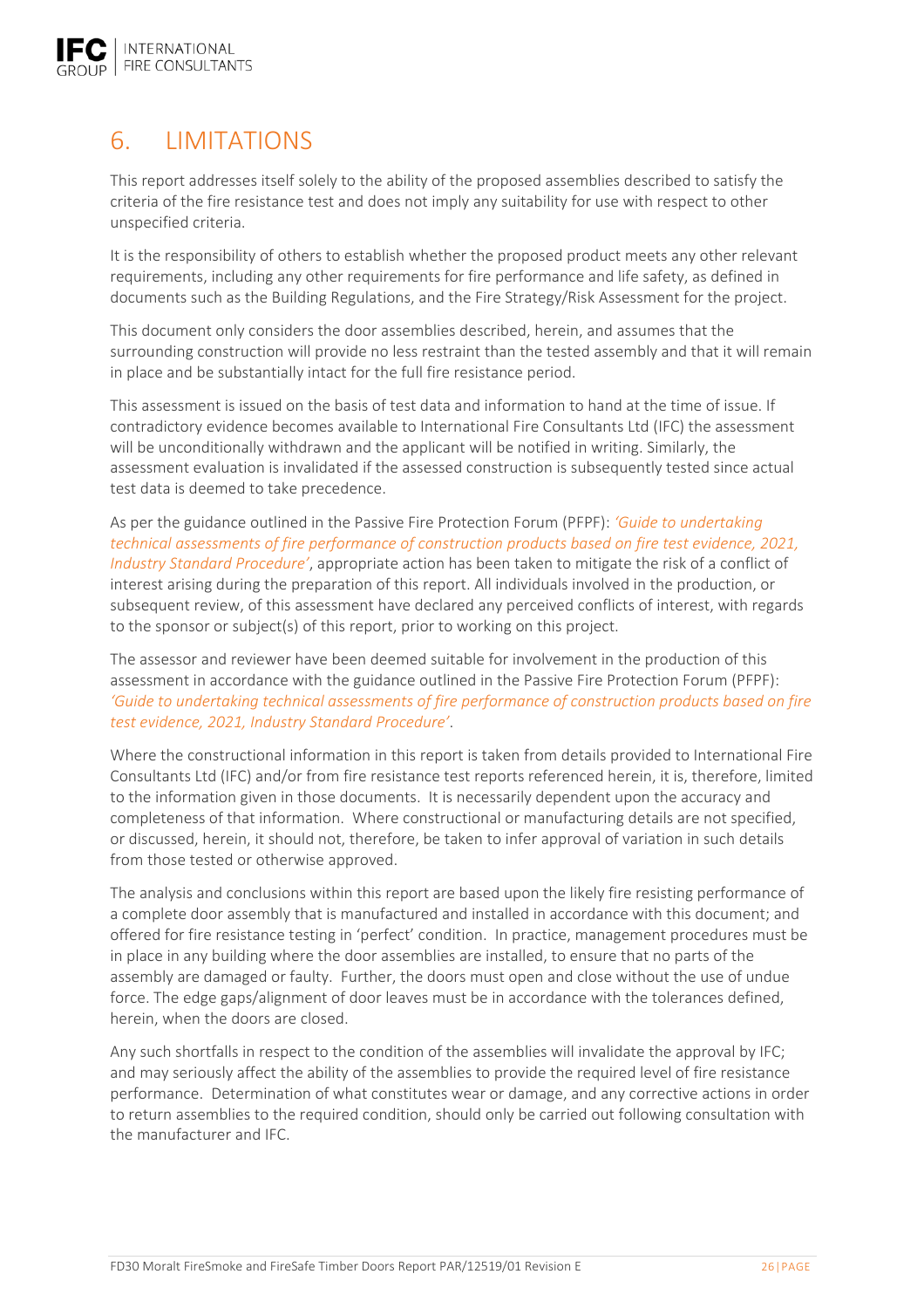# 6. LIMITATIONS

This report addresses itself solely to the ability of the proposed assemblies described to satisfy the criteria of the fire resistance test and does not imply any suitability for use with respect to other unspecified criteria.

It is the responsibility of others to establish whether the proposed product meets any other relevant requirements, including any other requirements for fire performance and life safety, as defined in documents such as the Building Regulations, and the Fire Strategy/Risk Assessment for the project.

This document only considers the door assemblies described, herein, and assumes that the surrounding construction will provide no less restraint than the tested assembly and that it will remain in place and be substantially intact for the full fire resistance period.

This assessment is issued on the basis of test data and information to hand at the time of issue. If contradictory evidence becomes available to International Fire Consultants Ltd (IFC) the assessment will be unconditionally withdrawn and the applicant will be notified in writing. Similarly, the assessment evaluation is invalidated if the assessed construction is subsequently tested since actual test data is deemed to take precedence.

As per the guidance outlined in the Passive Fire Protection Forum (PFPF): *'Guide to undertaking technical assessments of fire performance of construction products based on fire test evidence, 2021, Industry Standard Procedure'*, appropriate action has been taken to mitigate the risk of a conflict of interest arising during the preparation of this report. All individuals involved in the production, or subsequent review, of this assessment have declared any perceived conflicts of interest, with regards to the sponsor or subject(s) of this report, prior to working on this project.

The assessor and reviewer have been deemed suitable for involvement in the production of this assessment in accordance with the guidance outlined in the Passive Fire Protection Forum (PFPF): *'Guide to undertaking technical assessments of fire performance of construction products based on fire test evidence, 2021, Industry Standard Procedure'*.

Where the constructional information in this report is taken from details provided to International Fire Consultants Ltd (IFC) and/or from fire resistance test reports referenced herein, it is, therefore, limited to the information given in those documents. It is necessarily dependent upon the accuracy and completeness of that information. Where constructional or manufacturing details are not specified, or discussed, herein, it should not, therefore, be taken to infer approval of variation in such details from those tested or otherwise approved.

The analysis and conclusions within this report are based upon the likely fire resisting performance of a complete door assembly that is manufactured and installed in accordance with this document; and offered for fire resistance testing in 'perfect' condition. In practice, management procedures must be in place in any building where the door assemblies are installed, to ensure that no parts of the assembly are damaged or faulty. Further, the doors must open and close without the use of undue force. The edge gaps/alignment of door leaves must be in accordance with the tolerances defined, herein, when the doors are closed.

Any such shortfalls in respect to the condition of the assemblies will invalidate the approval by IFC; and may seriously affect the ability of the assemblies to provide the required level of fire resistance performance. Determination of what constitutes wear or damage, and any corrective actions in order to return assemblies to the required condition, should only be carried out following consultation with the manufacturer and IFC.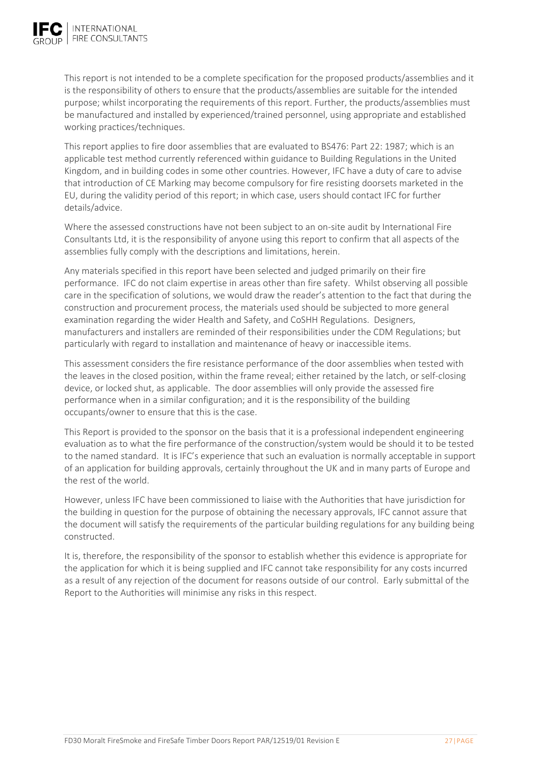This report is not intended to be a complete specification for the proposed products/assemblies and it is the responsibility of others to ensure that the products/assemblies are suitable for the intended purpose; whilst incorporating the requirements of this report. Further, the products/assemblies must be manufactured and installed by experienced/trained personnel, using appropriate and established working practices/techniques.

This report applies to fire door assemblies that are evaluated to BS476: Part 22: 1987; which is an applicable test method currently referenced within guidance to Building Regulations in the United Kingdom, and in building codes in some other countries. However, IFC have a duty of care to advise that introduction of CE Marking may become compulsory for fire resisting doorsets marketed in the EU, during the validity period of this report; in which case, users should contact IFC for further details/advice.

Where the assessed constructions have not been subject to an on-site audit by International Fire Consultants Ltd, it is the responsibility of anyone using this report to confirm that all aspects of the assemblies fully comply with the descriptions and limitations, herein.

Any materials specified in this report have been selected and judged primarily on their fire performance. IFC do not claim expertise in areas other than fire safety. Whilst observing all possible care in the specification of solutions, we would draw the reader's attention to the fact that during the construction and procurement process, the materials used should be subjected to more general examination regarding the wider Health and Safety, and CoSHH Regulations. Designers, manufacturers and installers are reminded of their responsibilities under the CDM Regulations; but particularly with regard to installation and maintenance of heavy or inaccessible items.

This assessment considers the fire resistance performance of the door assemblies when tested with the leaves in the closed position, within the frame reveal; either retained by the latch, or self-closing device, or locked shut, as applicable. The door assemblies will only provide the assessed fire performance when in a similar configuration; and it is the responsibility of the building occupants/owner to ensure that this is the case.

This Report is provided to the sponsor on the basis that it is a professional independent engineering evaluation as to what the fire performance of the construction/system would be should it to be tested to the named standard. It is IFC's experience that such an evaluation is normally acceptable in support of an application for building approvals, certainly throughout the UK and in many parts of Europe and the rest of the world.

However, unless IFC have been commissioned to liaise with the Authorities that have jurisdiction for the building in question for the purpose of obtaining the necessary approvals, IFC cannot assure that the document will satisfy the requirements of the particular building regulations for any building being constructed.

It is, therefore, the responsibility of the sponsor to establish whether this evidence is appropriate for the application for which it is being supplied and IFC cannot take responsibility for any costs incurred as a result of any rejection of the document for reasons outside of our control. Early submittal of the Report to the Authorities will minimise any risks in this respect.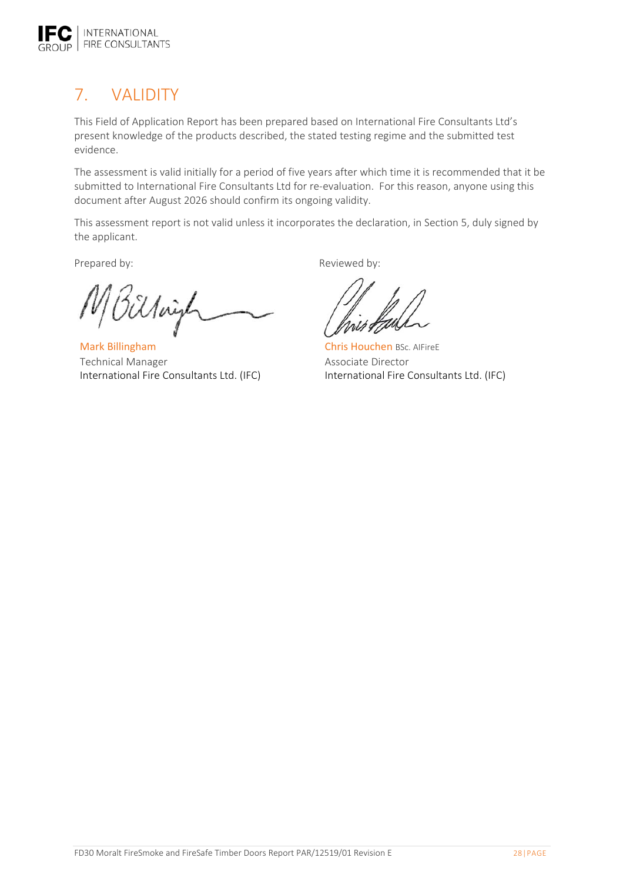# 7. VALIDITY

This Field of Application Report has been prepared based on International Fire Consultants Ltd's present knowledge of the products described, the stated testing regime and the submitted test evidence.

The assessment is valid initially for a period of five years after which time it is recommended that it be submitted to International Fire Consultants Ltd for re-evaluation. For this reason, anyone using this document after August 2026 should confirm its ongoing validity.

This assessment report is not valid unless it incorporates the declaration, in Section 5, duly signed by the applicant.

| Prepared by: | Reviewed by: |
|---|---|
| Mark Billingham | Chris Houchen BSc. AIFireE |
| Technical Manager | Associate Director |
| International Fire Consultants Ltd. (IFC) | International Fire Consultants Ltd. (IFC) |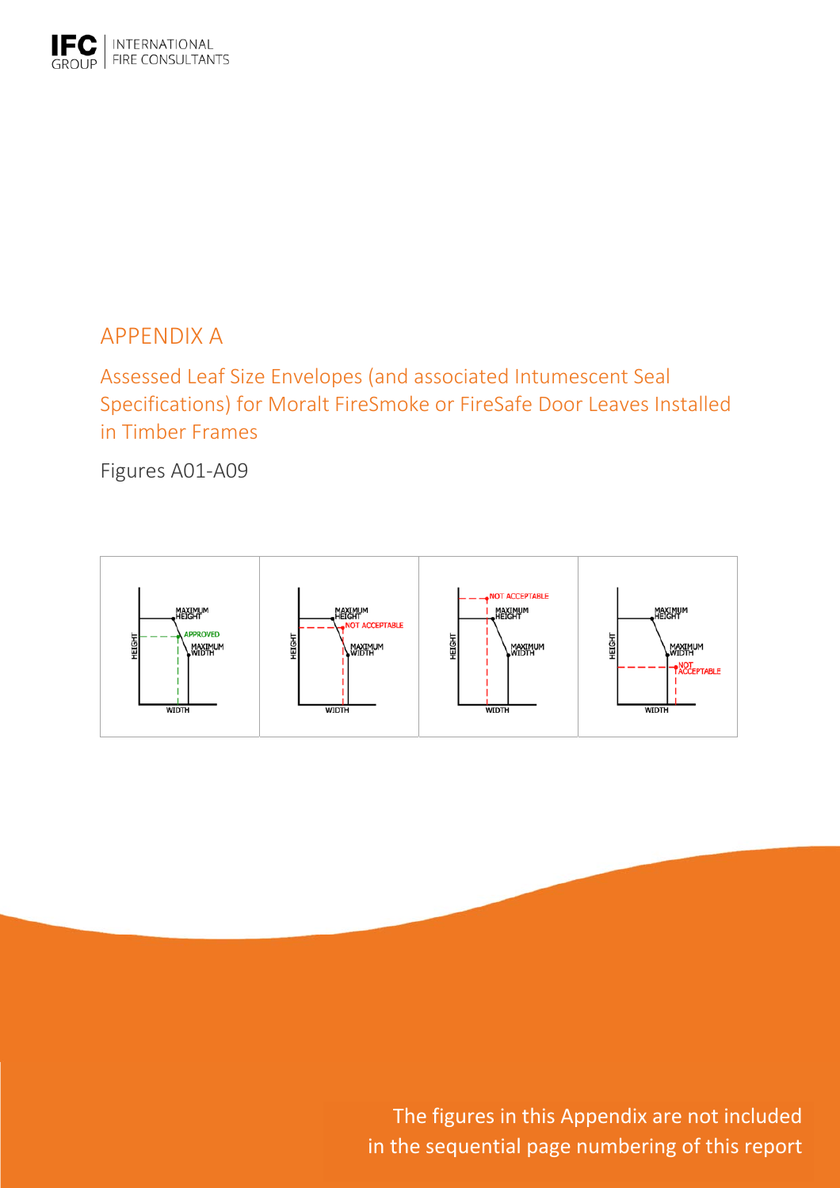# APPENDIX A

## Assessed Leaf Size Envelopes (and associated Intumescent Seal Specifications) for Moralt FireSmoke or FireSafe Door Leaves Installed in Timber Frames

Figures A01-A09

The figures in this Appendix are not included in the sequential page numbering of this report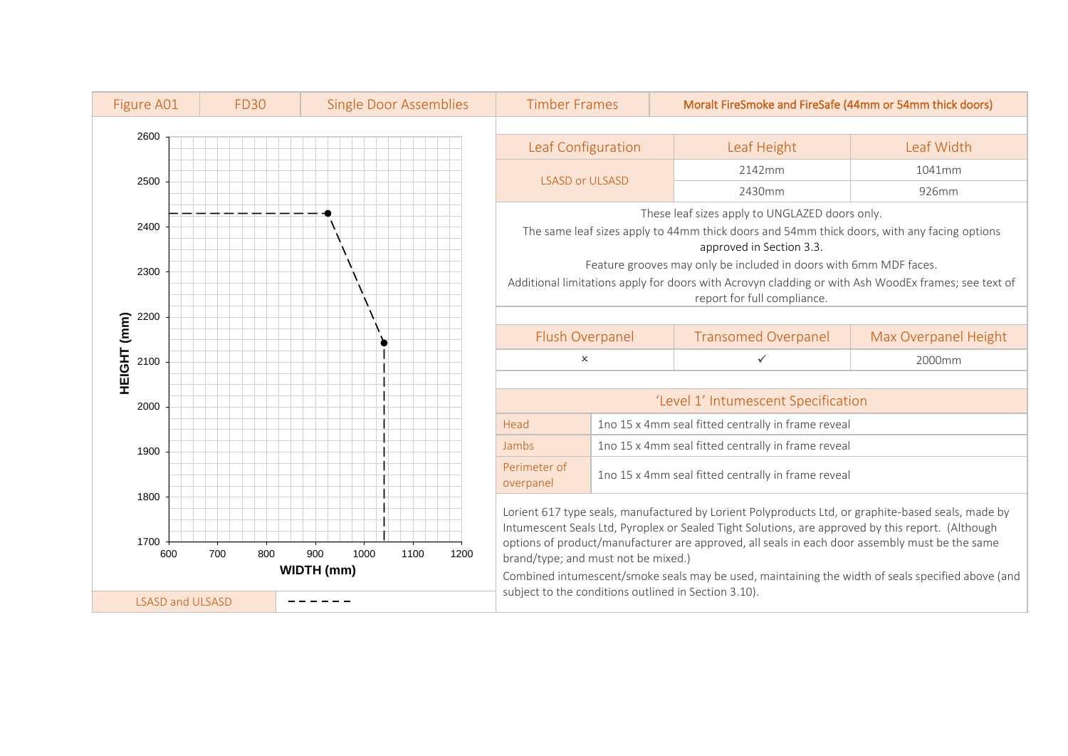| Figure A01 | FD30 | Single Door Assemblies | Timber Frames | Moralt FireSmoke and FireSafe (44mm or 54mm thick doors) |
|---|---|---|---|---|

HEIGHT (mm) vs WIDTH (mm) chart: LSASD and ULSASD envelope (dashed line) from height 2430mm at width 926mm down to height 2142mm at width 1041mm.

LSASD and ULSASD - - - - - -

| Leaf Configuration | Leaf Height | Leaf Width |
|---|---|---|
| LSASD or ULSASD | 2142mm | 1041mm |
| | 2430mm | 926mm |

These leaf sizes apply to UNGLAZED doors only.

The same leaf sizes apply to 44mm thick doors and 54mm thick doors, with any facing options approved in Section 3.3.

Feature grooves may only be included in doors with 6mm MDF faces.

Additional limitations apply for doors with Acrovyn cladding or with Ash WoodEx frames; see text of report for full compliance.

| Flush Overpanel | Transomed Overpanel | Max Overpanel Height |
|---|---|---|
| × | ✓ | 2000mm |

| 'Level 1' Intumescent Specification | |
|---|---|
| Head | 1no 15 x 4mm seal fitted centrally in frame reveal |
| Jambs | 1no 15 x 4mm seal fitted centrally in frame reveal |
| Perimeter of overpanel | 1no 15 x 4mm seal fitted centrally in frame reveal |

Lorient 617 type seals, manufactured by Lorient Polyproducts Ltd, or graphite-based seals, made by Intumescent Seals Ltd, Pyroplex or Sealed Tight Solutions, are approved by this report. (Although options of product/manufacturer are approved, all seals in each door assembly must be the same brand/type; and must not be mixed.)

Combined intumescent/smoke seals may be used, maintaining the width of seals specified above (and subject to the conditions outlined in Section 3.10).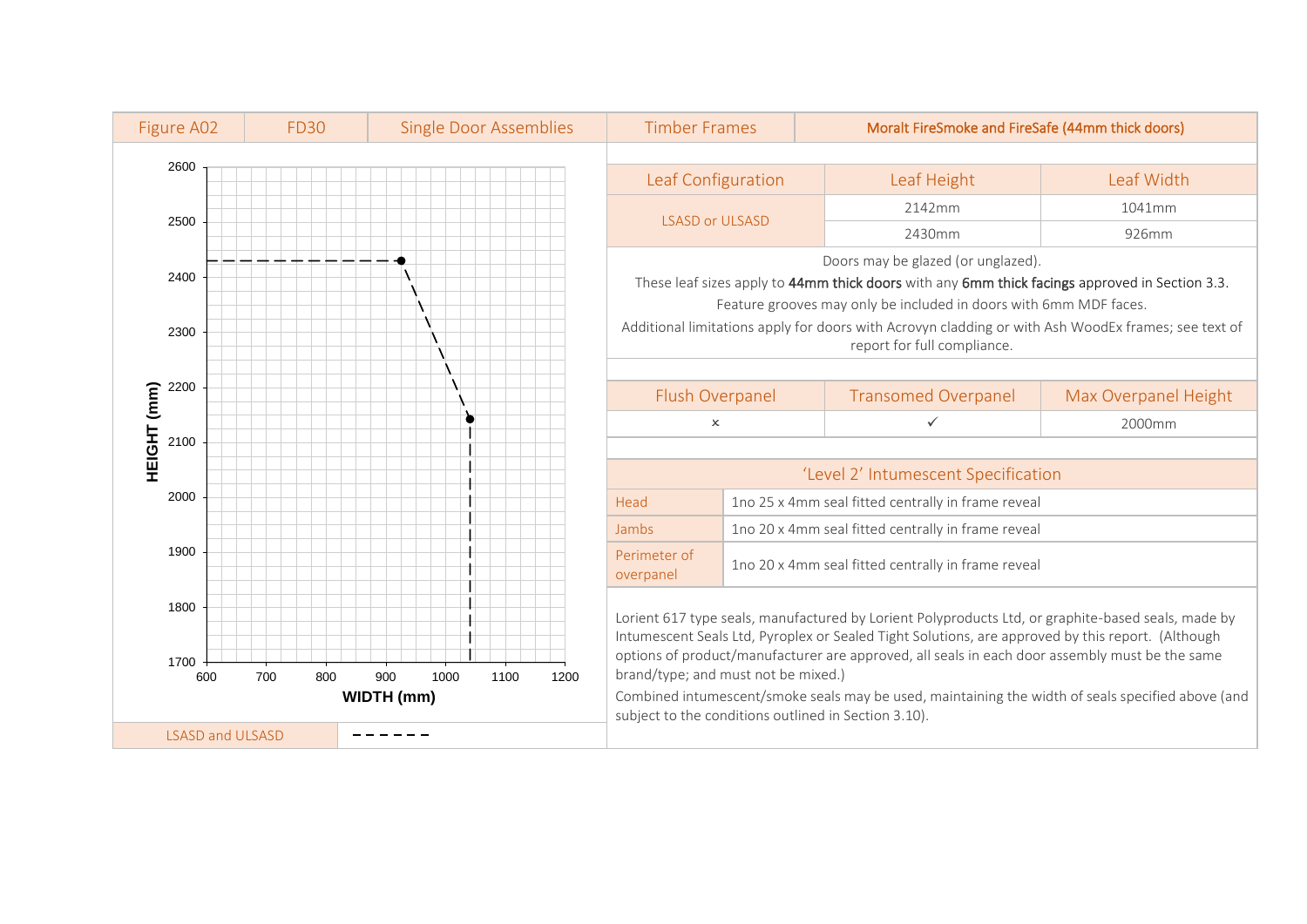| Figure A02 | FD30 | Single Door Assemblies | Timber Frames | **Moralt FireSmoke and FireSafe (44mm thick doors)** |
|---|---|---|---|---|

HEIGHT (mm) / WIDTH (mm)

| LSASD and ULSASD | ------ |
|---|---|

| Leaf Configuration | Leaf Height | Leaf Width |
|---|---|---|
| LSASD or ULSASD | 2142mm | 1041mm |
| | 2430mm | 926mm |

Doors may be glazed (or unglazed).

These leaf sizes apply to **44mm thick doors** with any **6mm thick facings** approved in Section 3.3.

Feature grooves may only be included in doors with 6mm MDF faces.

Additional limitations apply for doors with Acrovyn cladding or with Ash WoodEx frames; see text of report for full compliance.

| Flush Overpanel | Transomed Overpanel | Max Overpanel Height |
|---|---|---|
| × | ✓ | 2000mm |

| 'Level 2' Intumescent Specification | |
|---|---|
| Head | 1no 25 x 4mm seal fitted centrally in frame reveal |
| Jambs | 1no 20 x 4mm seal fitted centrally in frame reveal |
| Perimeter of overpanel | 1no 20 x 4mm seal fitted centrally in frame reveal |

Lorient 617 type seals, manufactured by Lorient Polyproducts Ltd, or graphite-based seals, made by Intumescent Seals Ltd, Pyroplex or Sealed Tight Solutions, are approved by this report. (Although options of product/manufacturer are approved, all seals in each door assembly must be the same brand/type; and must not be mixed.)

Combined intumescent/smoke seals may be used, maintaining the width of seals specified above (and subject to the conditions outlined in Section 3.10).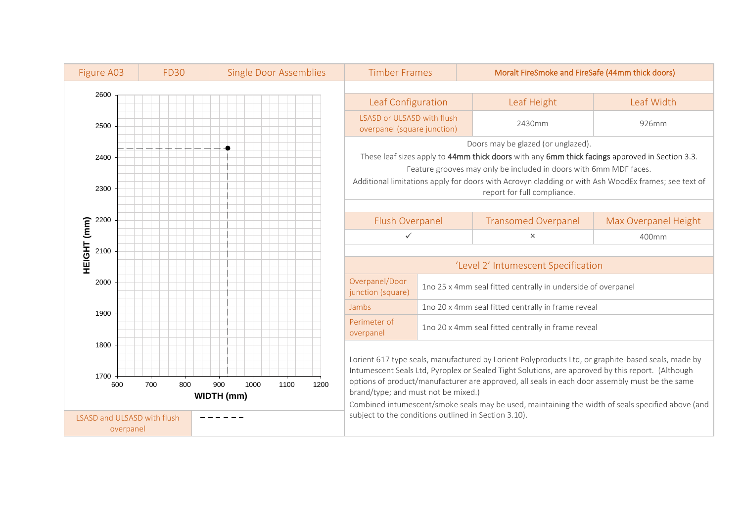| Figure A03 | FD30 | Single Door Assemblies | Timber Frames | Moralt FireSmoke and FireSafe (44mm thick doors) |
|---|---|---|---|---|

HEIGHT (mm)

2600, 2500, 2400, 2300, 2200, 2100, 2000, 1900, 1800, 1700

600, 700, 800, 900, 1000, 1100, 1200

WIDTH (mm)

| LSASD and ULSASD with flush overpanel | – – – – – – |
|---|---|

| Leaf Configuration | Leaf Height | Leaf Width |
|---|---|---|
| LSASD or ULSASD with flush overpanel (square junction) | 2430mm | 926mm |

Doors may be glazed (or unglazed).

These leaf sizes apply to **44mm thick doors** with any **6mm thick facings** approved in Section 3.3.

Feature grooves may only be included in doors with 6mm MDF faces.

Additional limitations apply for doors with Acrovyn cladding or with Ash WoodEx frames; see text of report for full compliance.

| Flush Overpanel | Transomed Overpanel | Max Overpanel Height |
|---|---|---|
| ✓ | × | 400mm |

| 'Level 2' Intumescent Specification | |
|---|---|
| Overpanel/Door junction (square) | 1no 25 x 4mm seal fitted centrally in underside of overpanel |
| Jambs | 1no 20 x 4mm seal fitted centrally in frame reveal |
| Perimeter of overpanel | 1no 20 x 4mm seal fitted centrally in frame reveal |

Lorient 617 type seals, manufactured by Lorient Polyproducts Ltd, or graphite-based seals, made by Intumescent Seals Ltd, Pyroplex or Sealed Tight Solutions, are approved by this report. (Although options of product/manufacturer are approved, all seals in each door assembly must be the same brand/type; and must not be mixed.)

Combined intumescent/smoke seals may be used, maintaining the width of seals specified above (and subject to the conditions outlined in Section 3.10).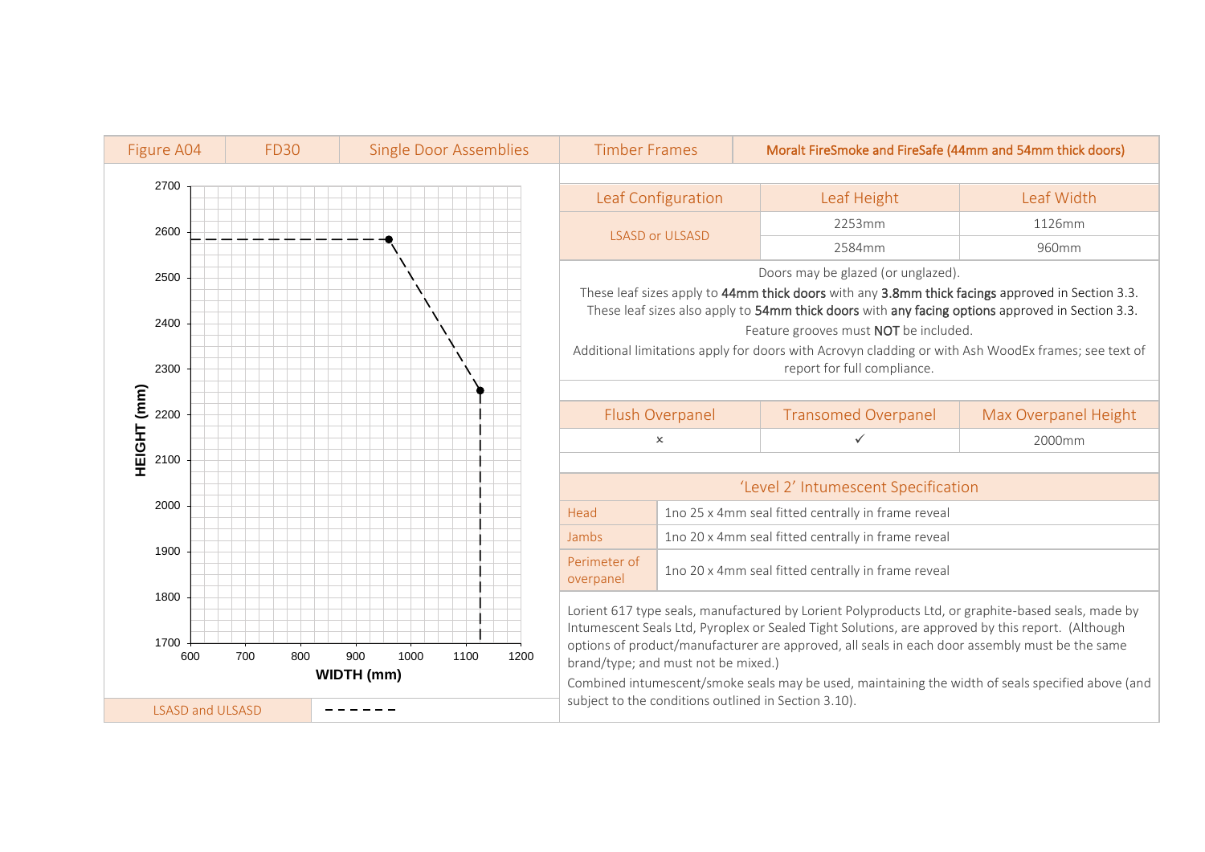| Figure A04 | FD30 | Single Door Assemblies | Timber Frames | Moralt FireSmoke and FireSafe (44mm and 54mm thick doors) |
|---|---|---|---|---|

| Leaf Configuration | Leaf Height | Leaf Width |
|---|---|---|
| LSASD or ULSASD | 2253mm | 1126mm |
| | 2584mm | 960mm |

Doors may be glazed (or unglazed).

These leaf sizes apply to **44mm thick doors** with any **3.8mm thick facings** approved in Section 3.3.
These leaf sizes also apply to **54mm thick doors** with **any facing options** approved in Section 3.3.

Feature grooves must **NOT** be included.

Additional limitations apply for doors with Acrovyn cladding or with Ash WoodEx frames; see text of report for full compliance.

| Flush Overpanel | Transomed Overpanel | Max Overpanel Height |
|---|---|---|
| × | ✓ | 2000mm |

| 'Level 2' Intumescent Specification | |
|---|---|
| Head | 1no 25 x 4mm seal fitted centrally in frame reveal |
| Jambs | 1no 20 x 4mm seal fitted centrally in frame reveal |
| Perimeter of overpanel | 1no 20 x 4mm seal fitted centrally in frame reveal |

Lorient 617 type seals, manufactured by Lorient Polyproducts Ltd, or graphite-based seals, made by Intumescent Seals Ltd, Pyroplex or Sealed Tight Solutions, are approved by this report. (Although options of product/manufacturer are approved, all seals in each door assembly must be the same brand/type; and must not be mixed.)

Combined intumescent/smoke seals may be used, maintaining the width of seals specified above (and subject to the conditions outlined in Section 3.10).

| LSASD and ULSASD | - - - - - - |
|---|---|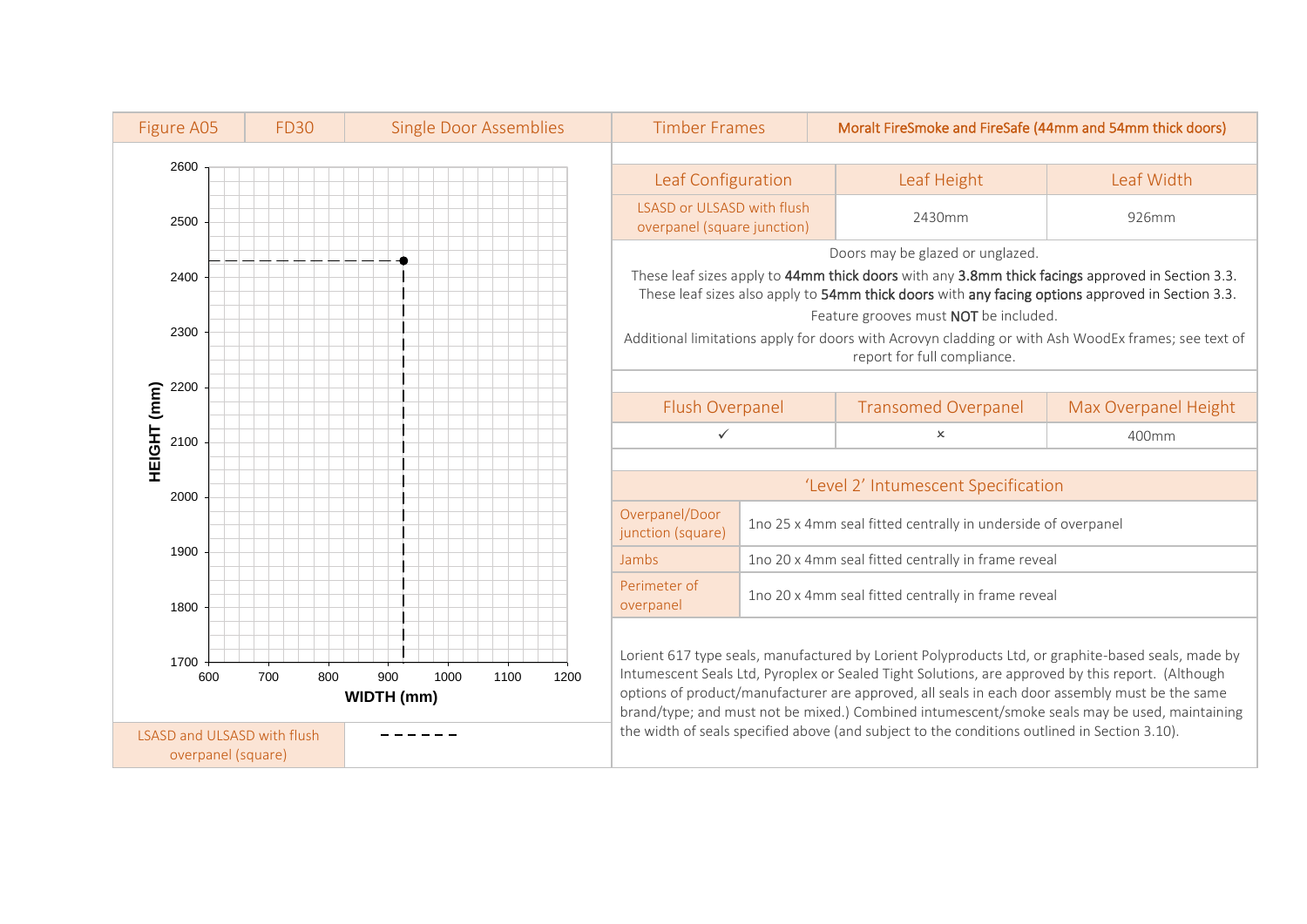| Figure A05 | FD30 | Single Door Assemblies | Timber Frames | Moralt FireSmoke and FireSafe (44mm and 54mm thick doors) |
|---|---|---|---|---|

HEIGHT (mm): 1700 – 2600; WIDTH (mm): 600 – 1200

| LSASD and ULSASD with flush overpanel (square) | – – – – – – |
|---|---|

| Leaf Configuration | Leaf Height | Leaf Width |
|---|---|---|
| LSASD or ULSASD with flush overpanel (square junction) | 2430mm | 926mm |

Doors may be glazed or unglazed.

These leaf sizes apply to **44mm thick doors** with any **3.8mm thick facings** approved in Section 3.3. These leaf sizes also apply to **54mm thick doors** with **any facing options** approved in Section 3.3.

Feature grooves must **NOT** be included.

Additional limitations apply for doors with Acrovyn cladding or with Ash WoodEx frames; see text of report for full compliance.

| Flush Overpanel | Transomed Overpanel | Max Overpanel Height |
|---|---|---|
| ✓ | × | 400mm |

| 'Level 2' Intumescent Specification | |
|---|---|
| Overpanel/Door junction (square) | 1no 25 x 4mm seal fitted centrally in underside of overpanel |
| Jambs | 1no 20 x 4mm seal fitted centrally in frame reveal |
| Perimeter of overpanel | 1no 20 x 4mm seal fitted centrally in frame reveal |

Lorient 617 type seals, manufactured by Lorient Polyproducts Ltd, or graphite-based seals, made by Intumescent Seals Ltd, Pyroplex or Sealed Tight Solutions, are approved by this report. (Although options of product/manufacturer are approved, all seals in each door assembly must be the same brand/type; and must not be mixed.) Combined intumescent/smoke seals may be used, maintaining the width of seals specified above (and subject to the conditions outlined in Section 3.10).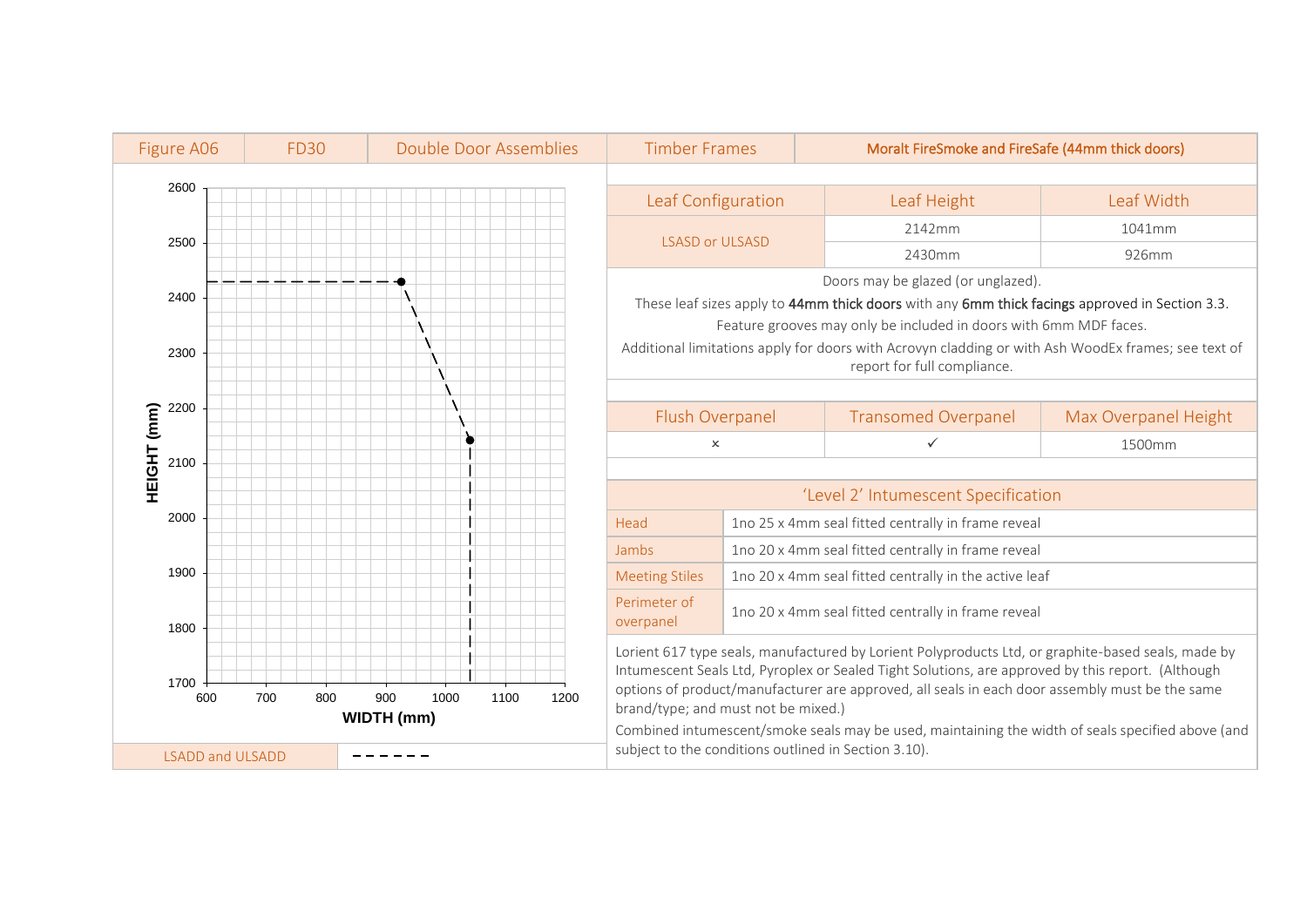| Figure A06 | FD30 | Double Door Assemblies | Timber Frames | **Moralt FireSmoke and FireSafe (44mm thick doors)** |
|---|---|---|---|---|

HEIGHT (mm) vs WIDTH (mm)

Chart axes: HEIGHT (mm) 1700–2600; WIDTH (mm) 600–1200. Plotted points: (926, 2430) and (1041, 2142).

| LSADD and ULSADD | - - - - - - |
|---|---|

| Leaf Configuration | Leaf Height | Leaf Width |
|---|---|---|
| LSASD or ULSASD | 2142mm | 1041mm |
| | 2430mm | 926mm |

Doors may be glazed (or unglazed).

These leaf sizes apply to **44mm thick doors** with any **6mm thick facings** approved in Section 3.3.

Feature grooves may only be included in doors with 6mm MDF faces.

Additional limitations apply for doors with Acrovyn cladding or with Ash WoodEx frames; see text of report for full compliance.

| Flush Overpanel | Transomed Overpanel | Max Overpanel Height |
|---|---|---|
| × | ✓ | 1500mm |

| 'Level 2' Intumescent Specification | |
|---|---|
| Head | 1no 25 x 4mm seal fitted centrally in frame reveal |
| Jambs | 1no 20 x 4mm seal fitted centrally in frame reveal |
| Meeting Stiles | 1no 20 x 4mm seal fitted centrally in the active leaf |
| Perimeter of overpanel | 1no 20 x 4mm seal fitted centrally in frame reveal |

Lorient 617 type seals, manufactured by Lorient Polyproducts Ltd, or graphite-based seals, made by Intumescent Seals Ltd, Pyroplex or Sealed Tight Solutions, are approved by this report. (Although options of product/manufacturer are approved, all seals in each door assembly must be the same brand/type; and must not be mixed.)

Combined intumescent/smoke seals may be used, maintaining the width of seals specified above (and subject to the conditions outlined in Section 3.10).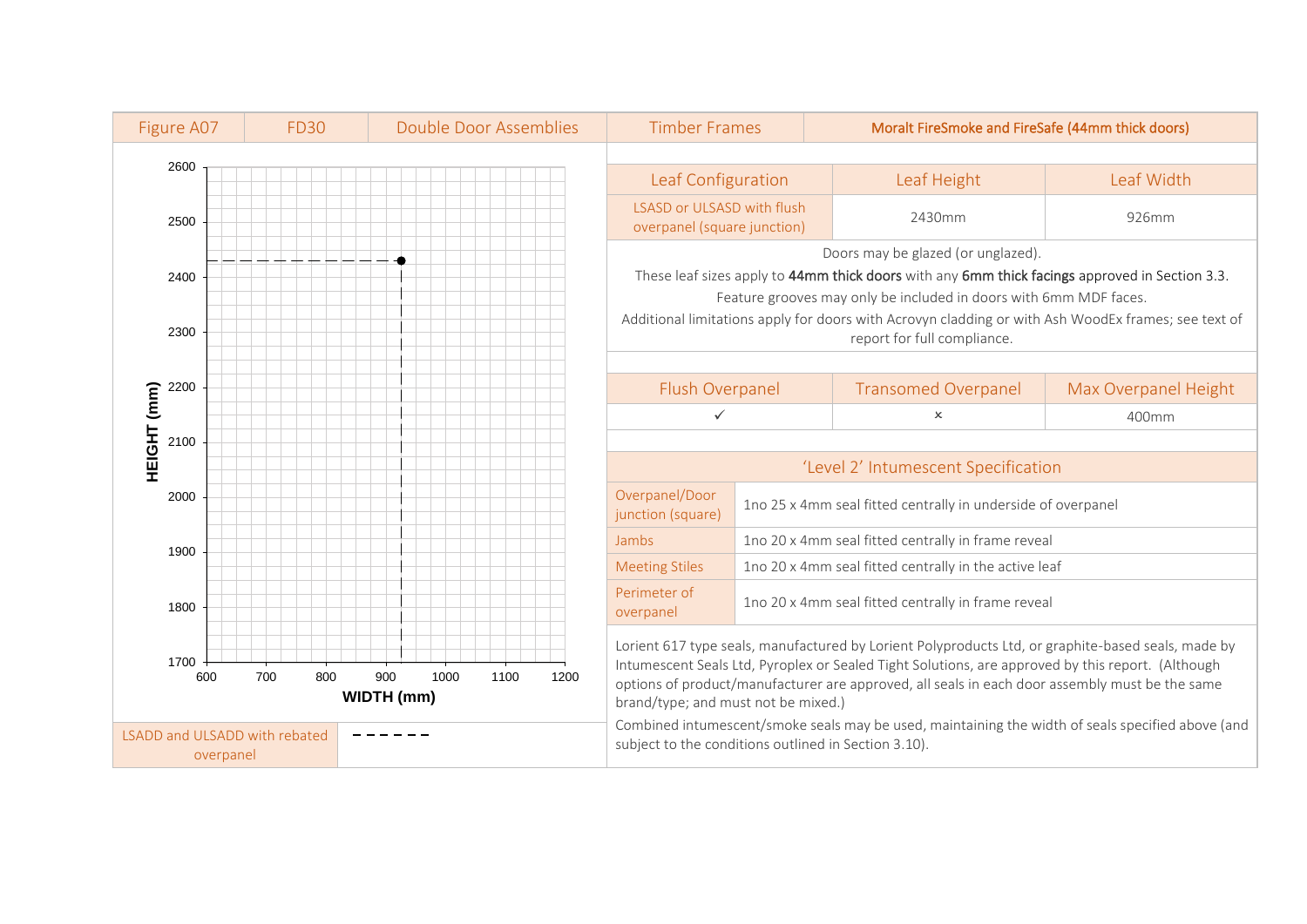| Figure A07 | FD30 | Double Door Assemblies | Timber Frames | Moralt FireSmoke and FireSafe (44mm thick doors) |
|---|---|---|---|---|

HEIGHT (mm) axis: 1700 – 2600; WIDTH (mm) axis: 600 – 1200

LSADD and ULSADD with rebated overpanel - - - - - -

| Leaf Configuration | Leaf Height | Leaf Width |
|---|---|---|
| LSASD or ULSASD with flush overpanel (square junction) | 2430mm | 926mm |

Doors may be glazed (or unglazed).

These leaf sizes apply to **44mm thick doors** with any **6mm thick facings** approved in Section 3.3.

Feature grooves may only be included in doors with 6mm MDF faces.

Additional limitations apply for doors with Acrovyn cladding or with Ash WoodEx frames; see text of report for full compliance.

| Flush Overpanel | Transomed Overpanel | Max Overpanel Height |
|---|---|---|
| ✓ | × | 400mm |

| 'Level 2' Intumescent Specification | |
|---|---|
| Overpanel/Door junction (square) | 1no 25 x 4mm seal fitted centrally in underside of overpanel |
| Jambs | 1no 20 x 4mm seal fitted centrally in frame reveal |
| Meeting Stiles | 1no 20 x 4mm seal fitted centrally in the active leaf |
| Perimeter of overpanel | 1no 20 x 4mm seal fitted centrally in frame reveal |

Lorient 617 type seals, manufactured by Lorient Polyproducts Ltd, or graphite-based seals, made by Intumescent Seals Ltd, Pyroplex or Sealed Tight Solutions, are approved by this report. (Although options of product/manufacturer are approved, all seals in each door assembly must be the same brand/type; and must not be mixed.)

Combined intumescent/smoke seals may be used, maintaining the width of seals specified above (and subject to the conditions outlined in Section 3.10).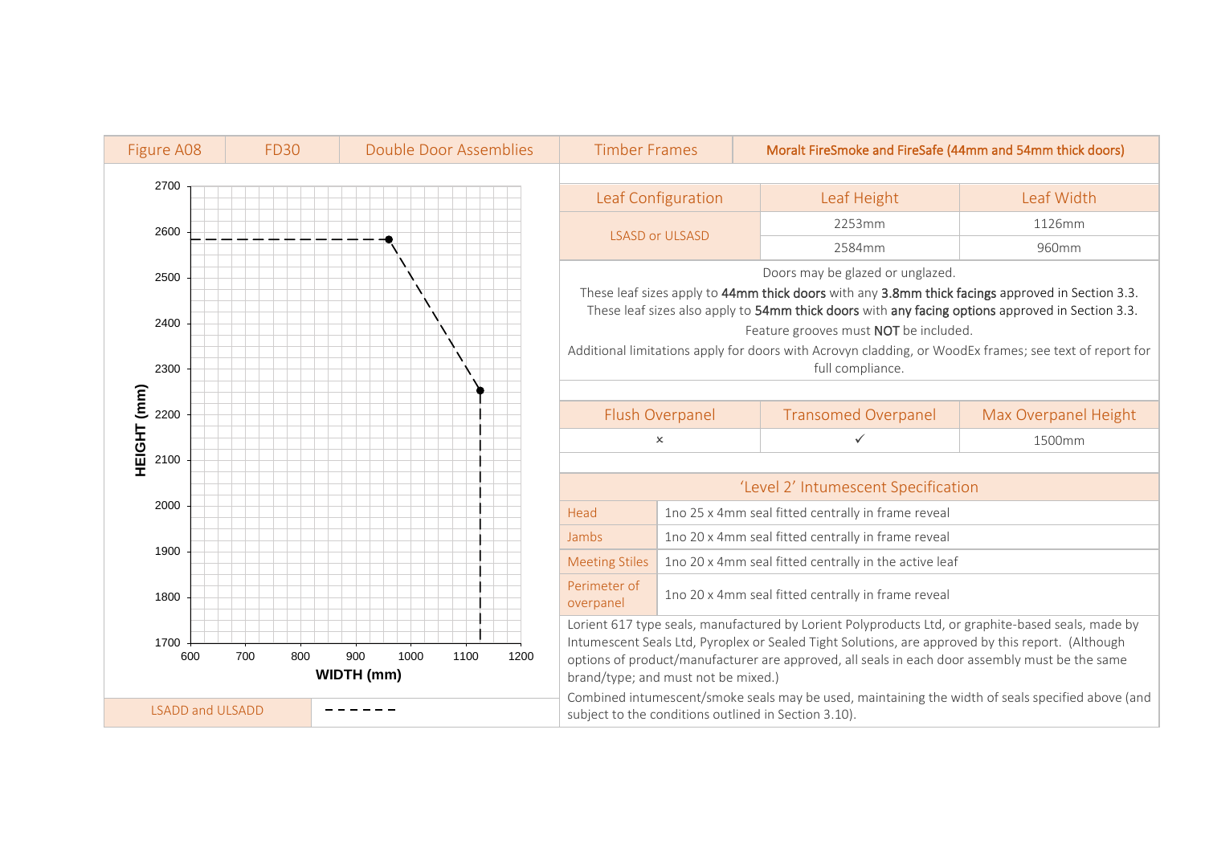| Figure A08 | FD30 | Double Door Assemblies | Timber Frames | Moralt FireSmoke and FireSafe (44mm and 54mm thick doors) |
|---|---|---|---|---|

HEIGHT (mm) vs WIDTH (mm) chart (x-axis 600–1200, y-axis 1700–2700)

| LSADD and ULSADD | - - - - - - |
|---|---|

| Leaf Configuration | Leaf Height | Leaf Width |
|---|---|---|
| LSASD or ULSASD | 2253mm | 1126mm |
| | 2584mm | 960mm |

Doors may be glazed or unglazed.

These leaf sizes apply to **44mm thick doors** with any **3.8mm thick facings** approved in Section 3.3.

These leaf sizes also apply to **54mm thick doors** with **any facing options** approved in Section 3.3.

Feature grooves must **NOT** be included.

Additional limitations apply for doors with Acrovyn cladding, or WoodEx frames; see text of report for full compliance.

| Flush Overpanel | Transomed Overpanel | Max Overpanel Height |
|---|---|---|
| × | ✓ | 1500mm |

| 'Level 2' Intumescent Specification | |
|---|---|
| Head | 1no 25 x 4mm seal fitted centrally in frame reveal |
| Jambs | 1no 20 x 4mm seal fitted centrally in frame reveal |
| Meeting Stiles | 1no 20 x 4mm seal fitted centrally in the active leaf |
| Perimeter of overpanel | 1no 20 x 4mm seal fitted centrally in frame reveal |

Lorient 617 type seals, manufactured by Lorient Polyproducts Ltd, or graphite-based seals, made by Intumescent Seals Ltd, Pyroplex or Sealed Tight Solutions, are approved by this report. (Although options of product/manufacturer are approved, all seals in each door assembly must be the same brand/type; and must not be mixed.)

Combined intumescent/smoke seals may be used, maintaining the width of seals specified above (and subject to the conditions outlined in Section 3.10).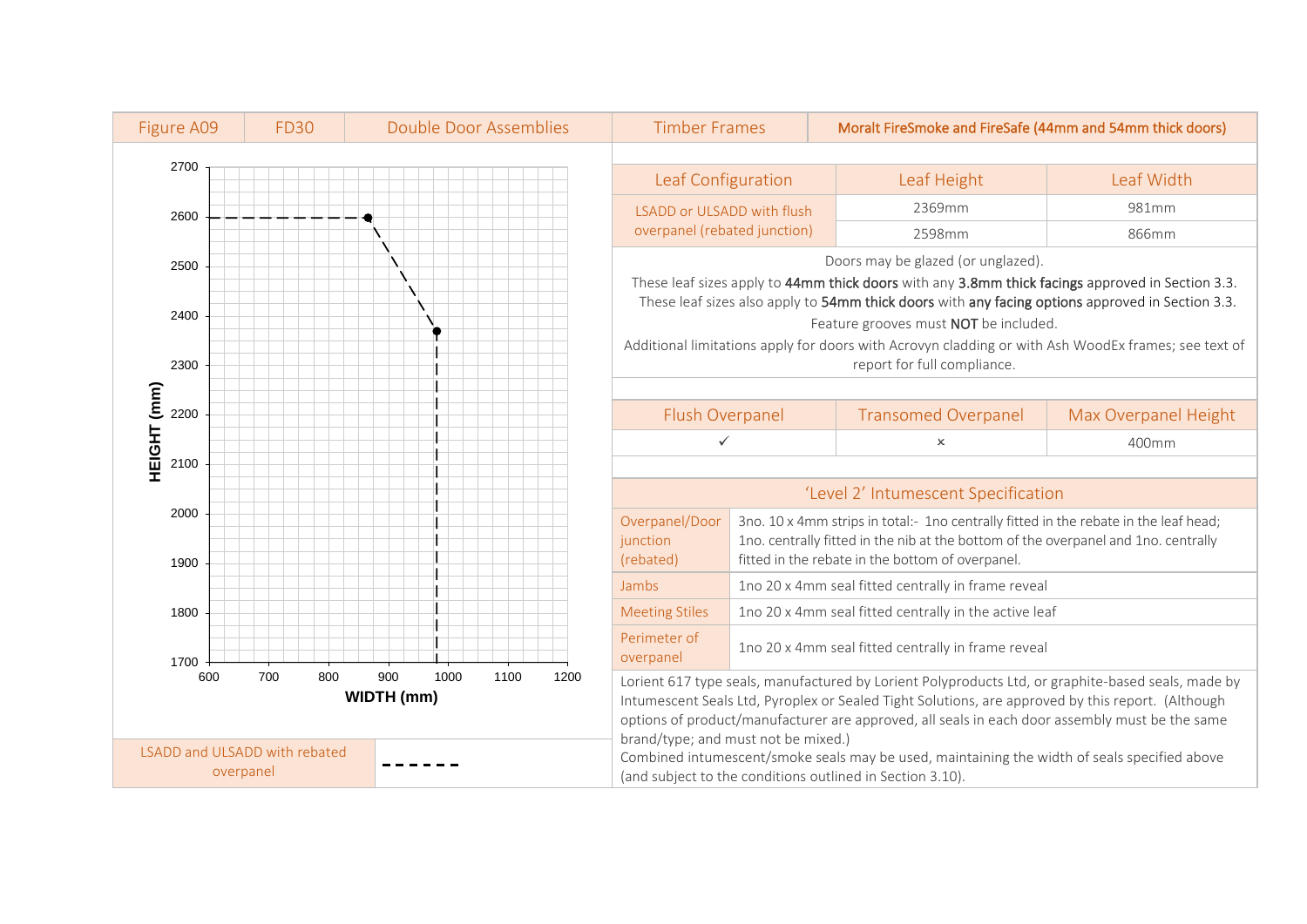| Figure A09 | FD30 | Double Door Assemblies | Timber Frames | Moralt FireSmoke and FireSafe (44mm and 54mm thick doors) |
|---|---|---|---|---|

**Chart:** HEIGHT (mm) vs WIDTH (mm). Height axis 1700–2700; width axis 600–1200. Dashed line from (600, 2598) horizontally to (866, 2598), then to (981, 2369), then vertically down to 1700.

| LSADD and ULSADD with rebated overpanel | - - - - - - |
|---|---|

| Leaf Configuration | Leaf Height | Leaf Width |
|---|---|---|
| LSADD or ULSADD with flush overpanel (rebated junction) | 2369mm | 981mm |
| | 2598mm | 866mm |

Doors may be glazed (or unglazed).

These leaf sizes apply to **44mm thick doors** with any **3.8mm thick facings** approved in Section 3.3.

These leaf sizes also apply to **54mm thick doors** with **any facing options** approved in Section 3.3.

Feature grooves must **NOT** be included.

Additional limitations apply for doors with Acrovyn cladding or with Ash WoodEx frames; see text of report for full compliance.

| Flush Overpanel | Transomed Overpanel | Max Overpanel Height |
|---|---|---|
| ✓ | × | 400mm |

| 'Level 2' Intumescent Specification | |
|---|---|
| Overpanel/Door junction (rebated) | 3no. 10 x 4mm strips in total:- 1no centrally fitted in the rebate in the leaf head; 1no. centrally fitted in the nib at the bottom of the overpanel and 1no. centrally fitted in the rebate in the bottom of overpanel. |
| Jambs | 1no 20 x 4mm seal fitted centrally in frame reveal |
| Meeting Stiles | 1no 20 x 4mm seal fitted centrally in the active leaf |
| Perimeter of overpanel | 1no 20 x 4mm seal fitted centrally in frame reveal |

Lorient 617 type seals, manufactured by Lorient Polyproducts Ltd, or graphite-based seals, made by Intumescent Seals Ltd, Pyroplex or Sealed Tight Solutions, are approved by this report. (Although options of product/manufacturer are approved, all seals in each door assembly must be the same brand/type; and must not be mixed.)

Combined intumescent/smoke seals may be used, maintaining the width of seals specified above (and subject to the conditions outlined in Section 3.10).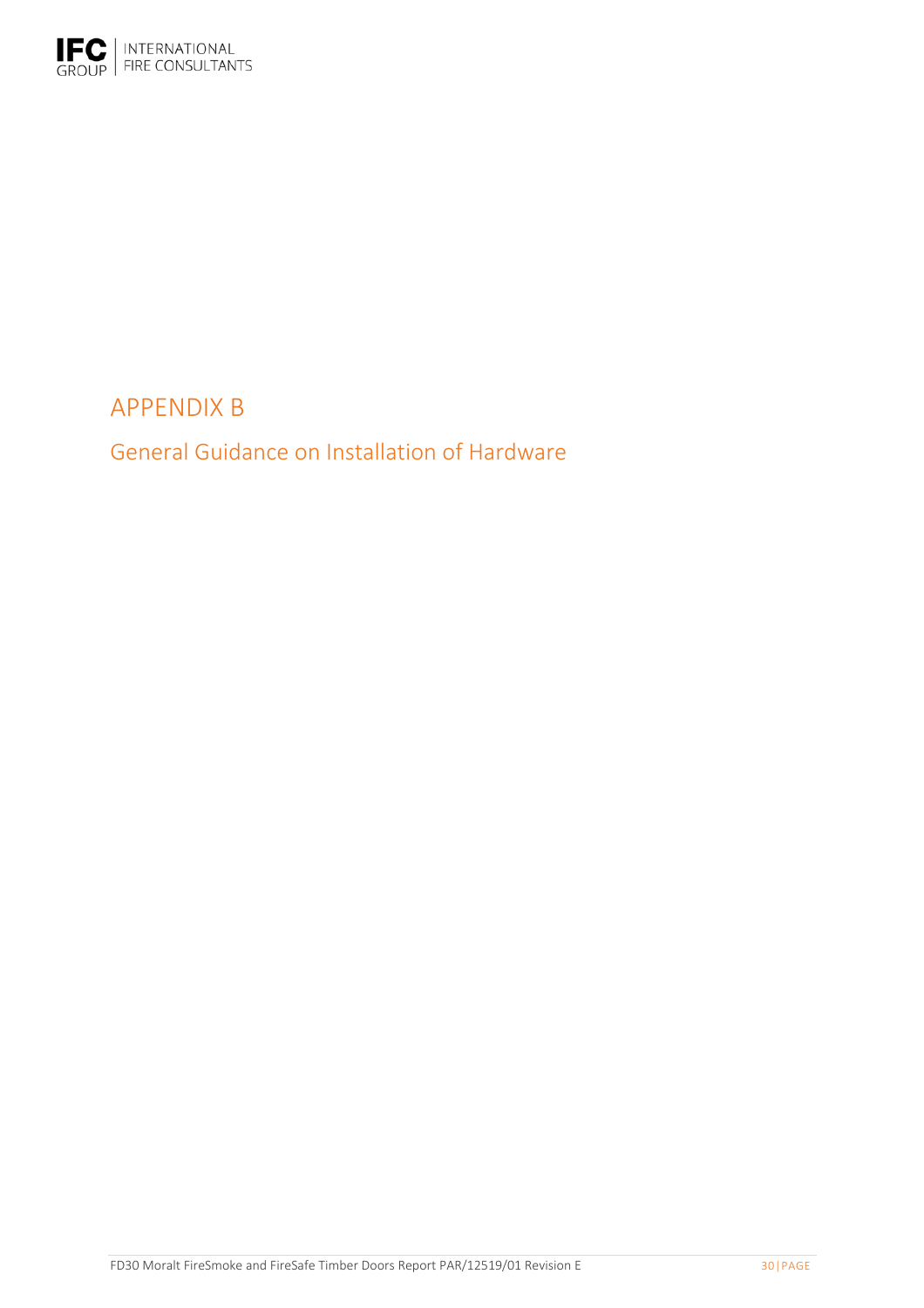# APPENDIX B

## General Guidance on Installation of Hardware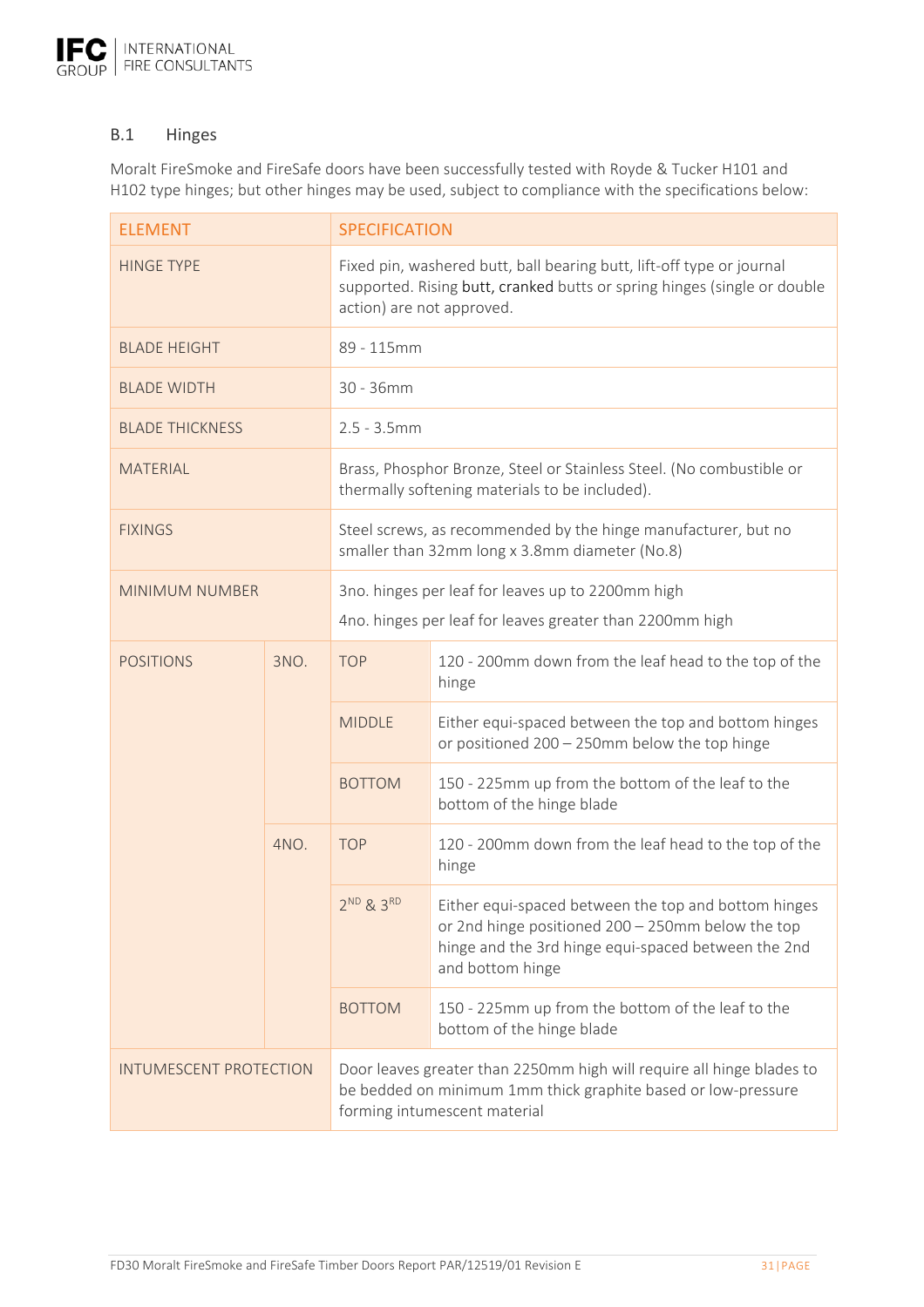## B.1 Hinges

Moralt FireSmoke and FireSafe doors have been successfully tested with Royde & Tucker H101 and H102 type hinges; but other hinges may be used, subject to compliance with the specifications below:

| ELEMENT | | SPECIFICATION | |
|---|---|---|---|
| HINGE TYPE | | Fixed pin, washered butt, ball bearing butt, lift-off type or journal supported. Rising butt, cranked butts or spring hinges (single or double action) are not approved. | |
| BLADE HEIGHT | | 89 - 115mm | |
| BLADE WIDTH | | 30 - 36mm | |
| BLADE THICKNESS | | 2.5 - 3.5mm | |
| MATERIAL | | Brass, Phosphor Bronze, Steel or Stainless Steel. (No combustible or thermally softening materials to be included). | |
| FIXINGS | | Steel screws, as recommended by the hinge manufacturer, but no smaller than 32mm long x 3.8mm diameter (No.8) | |
| MINIMUM NUMBER | | 3no. hinges per leaf for leaves up to 2200mm high<br>4no. hinges per leaf for leaves greater than 2200mm high | |
| POSITIONS | 3NO. | TOP | 120 - 200mm down from the leaf head to the top of the hinge |
| | | MIDDLE | Either equi-spaced between the top and bottom hinges or positioned 200 – 250mm below the top hinge |
| | | BOTTOM | 150 - 225mm up from the bottom of the leaf to the bottom of the hinge blade |
| | 4NO. | TOP | 120 - 200mm down from the leaf head to the top of the hinge |
| | | 2ND & 3RD | Either equi-spaced between the top and bottom hinges or 2nd hinge positioned 200 – 250mm below the top hinge and the 3rd hinge equi-spaced between the 2nd and bottom hinge |
| | | BOTTOM | 150 - 225mm up from the bottom of the leaf to the bottom of the hinge blade |
| INTUMESCENT PROTECTION | | Door leaves greater than 2250mm high will require all hinge blades to be bedded on minimum 1mm thick graphite based or low-pressure forming intumescent material | |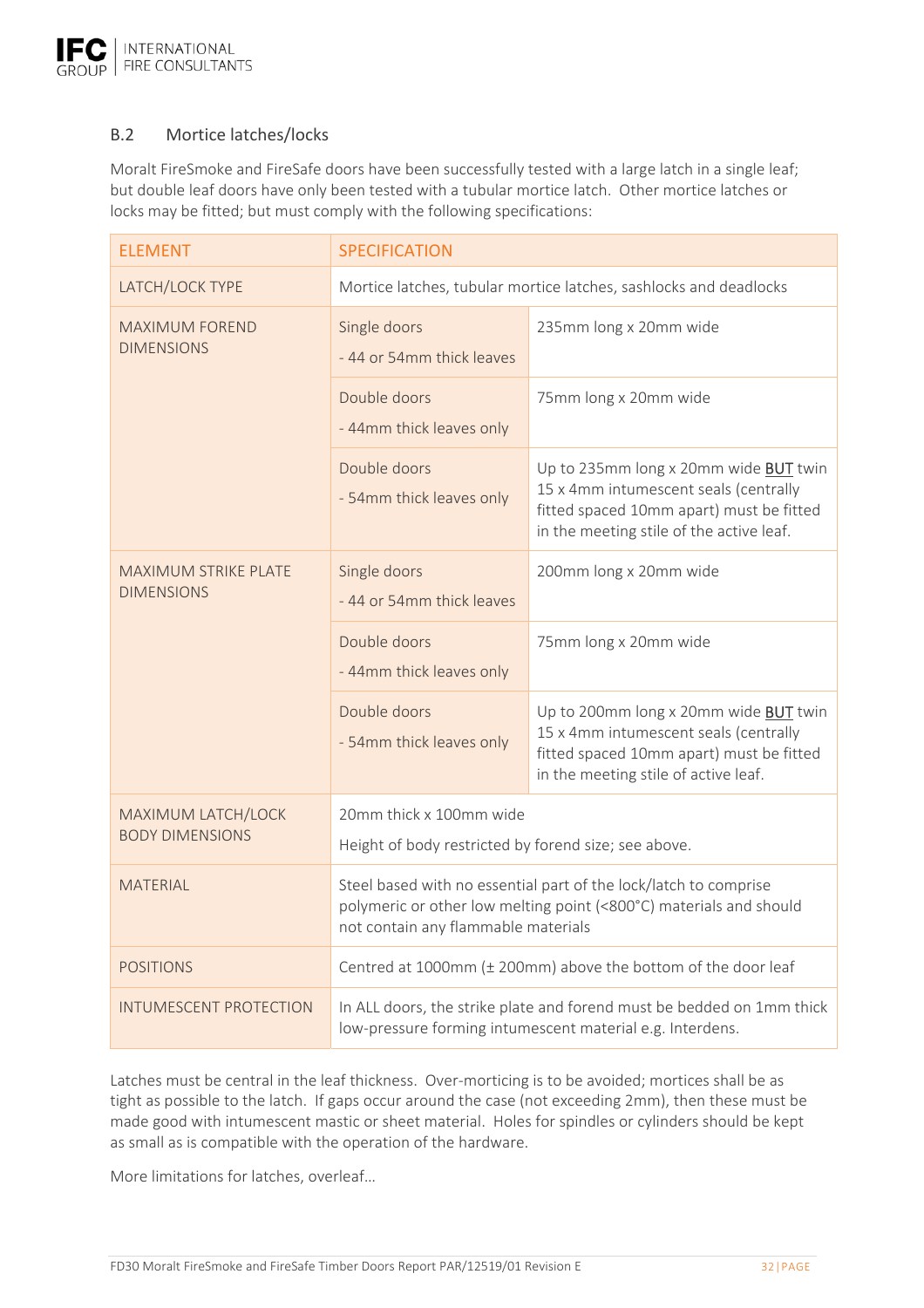## B.2 Mortice latches/locks

Moralt FireSmoke and FireSafe doors have been successfully tested with a large latch in a single leaf; but double leaf doors have only been tested with a tubular mortice latch. Other mortice latches or locks may be fitted; but must comply with the following specifications:

| ELEMENT | SPECIFICATION | |
|---|---|---|
| LATCH/LOCK TYPE | Mortice latches, tubular mortice latches, sashlocks and deadlocks | |
| MAXIMUM FOREND DIMENSIONS | Single doors<br>- 44 or 54mm thick leaves | 235mm long x 20mm wide |
| | Double doors<br>- 44mm thick leaves only | 75mm long x 20mm wide |
| | Double doors<br>- 54mm thick leaves only | Up to 235mm long x 20mm wide <u>BUT</u> twin 15 x 4mm intumescent seals (centrally fitted spaced 10mm apart) must be fitted in the meeting stile of the active leaf. |
| MAXIMUM STRIKE PLATE DIMENSIONS | Single doors<br>- 44 or 54mm thick leaves | 200mm long x 20mm wide |
| | Double doors<br>- 44mm thick leaves only | 75mm long x 20mm wide |
| | Double doors<br>- 54mm thick leaves only | Up to 200mm long x 20mm wide <u>BUT</u> twin 15 x 4mm intumescent seals (centrally fitted spaced 10mm apart) must be fitted in the meeting stile of active leaf. |
| MAXIMUM LATCH/LOCK BODY DIMENSIONS | 20mm thick x 100mm wide<br>Height of body restricted by forend size; see above. | |
| MATERIAL | Steel based with no essential part of the lock/latch to comprise polymeric or other low melting point (<800°C) materials and should not contain any flammable materials | |
| POSITIONS | Centred at 1000mm (± 200mm) above the bottom of the door leaf | |
| INTUMESCENT PROTECTION | In ALL doors, the strike plate and forend must be bedded on 1mm thick low-pressure forming intumescent material e.g. Interdens. | |

Latches must be central in the leaf thickness. Over-morticing is to be avoided; mortices shall be as tight as possible to the latch. If gaps occur around the case (not exceeding 2mm), then these must be made good with intumescent mastic or sheet material. Holes for spindles or cylinders should be kept as small as is compatible with the operation of the hardware.

More limitations for latches, overleaf…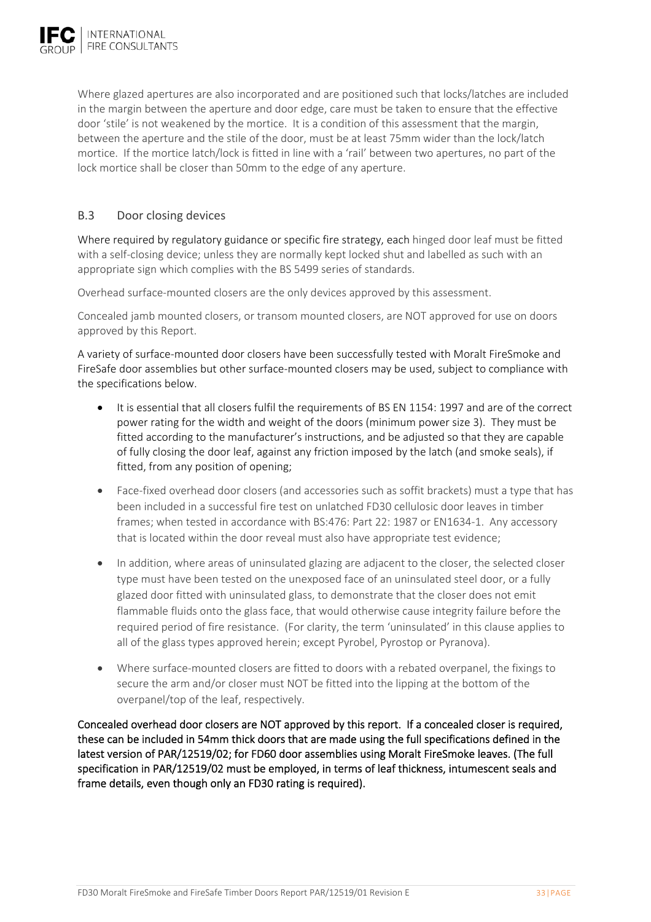Where glazed apertures are also incorporated and are positioned such that locks/latches are included in the margin between the aperture and door edge, care must be taken to ensure that the effective door 'stile' is not weakened by the mortice. It is a condition of this assessment that the margin, between the aperture and the stile of the door, must be at least 75mm wider than the lock/latch mortice. If the mortice latch/lock is fitted in line with a 'rail' between two apertures, no part of the lock mortice shall be closer than 50mm to the edge of any aperture.

## B.3 Door closing devices

Where required by regulatory guidance or specific fire strategy, each hinged door leaf must be fitted with a self-closing device; unless they are normally kept locked shut and labelled as such with an appropriate sign which complies with the BS 5499 series of standards.

Overhead surface-mounted closers are the only devices approved by this assessment.

Concealed jamb mounted closers, or transom mounted closers, are NOT approved for use on doors approved by this Report.

A variety of surface-mounted door closers have been successfully tested with Moralt FireSmoke and FireSafe door assemblies but other surface-mounted closers may be used, subject to compliance with the specifications below.

- It is essential that all closers fulfil the requirements of BS EN 1154: 1997 and are of the correct power rating for the width and weight of the doors (minimum power size 3). They must be fitted according to the manufacturer's instructions, and be adjusted so that they are capable of fully closing the door leaf, against any friction imposed by the latch (and smoke seals), if fitted, from any position of opening;
- Face-fixed overhead door closers (and accessories such as soffit brackets) must a type that has been included in a successful fire test on unlatched FD30 cellulosic door leaves in timber frames; when tested in accordance with BS:476: Part 22: 1987 or EN1634-1. Any accessory that is located within the door reveal must also have appropriate test evidence;
- In addition, where areas of uninsulated glazing are adjacent to the closer, the selected closer type must have been tested on the unexposed face of an uninsulated steel door, or a fully glazed door fitted with uninsulated glass, to demonstrate that the closer does not emit flammable fluids onto the glass face, that would otherwise cause integrity failure before the required period of fire resistance. (For clarity, the term 'uninsulated' in this clause applies to all of the glass types approved herein; except Pyrobel, Pyrostop or Pyranova).
- Where surface-mounted closers are fitted to doors with a rebated overpanel, the fixings to secure the arm and/or closer must NOT be fitted into the lipping at the bottom of the overpanel/top of the leaf, respectively.

Concealed overhead door closers are NOT approved by this report. If a concealed closer is required, these can be included in 54mm thick doors that are made using the full specifications defined in the latest version of PAR/12519/02; for FD60 door assemblies using Moralt FireSmoke leaves. (The full specification in PAR/12519/02 must be employed, in terms of leaf thickness, intumescent seals and frame details, even though only an FD30 rating is required).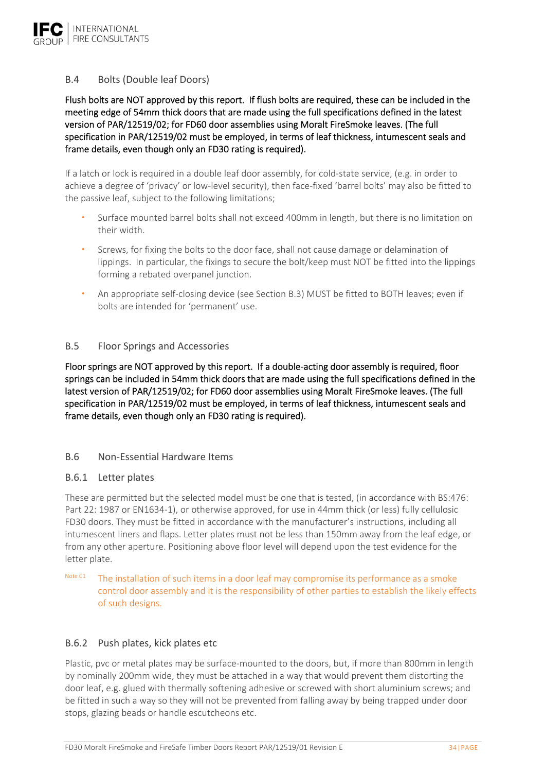## B.4 Bolts (Double leaf Doors)

**Flush bolts are NOT approved by this report. If flush bolts are required, these can be included in the meeting edge of 54mm thick doors that are made using the full specifications defined in the latest version of PAR/12519/02; for FD60 door assemblies using Moralt FireSmoke leaves. (The full specification in PAR/12519/02 must be employed, in terms of leaf thickness, intumescent seals and frame details, even though only an FD30 rating is required).**

If a latch or lock is required in a double leaf door assembly, for cold-state service, (e.g. in order to achieve a degree of 'privacy' or low-level security), then face-fixed 'barrel bolts' may also be fitted to the passive leaf, subject to the following limitations;

- Surface mounted barrel bolts shall not exceed 400mm in length, but there is no limitation on their width.
- Screws, for fixing the bolts to the door face, shall not cause damage or delamination of lippings. In particular, the fixings to secure the bolt/keep must NOT be fitted into the lippings forming a rebated overpanel junction.
- An appropriate self-closing device (see Section B.3) MUST be fitted to BOTH leaves; even if bolts are intended for 'permanent' use.

## B.5 Floor Springs and Accessories

**Floor springs are NOT approved by this report. If a double-acting door assembly is required, floor springs can be included in 54mm thick doors that are made using the full specifications defined in the latest version of PAR/12519/02; for FD60 door assemblies using Moralt FireSmoke leaves. (The full specification in PAR/12519/02 must be employed, in terms of leaf thickness, intumescent seals and frame details, even though only an FD30 rating is required).**

## B.6 Non-Essential Hardware Items

### B.6.1 Letter plates

These are permitted but the selected model must be one that is tested, (in accordance with BS:476: Part 22: 1987 or EN1634-1), or otherwise approved, for use in 44mm thick (or less) fully cellulosic FD30 doors. They must be fitted in accordance with the manufacturer's instructions, including all intumescent liners and flaps. Letter plates must not be less than 150mm away from the leaf edge, or from any other aperture. Positioning above floor level will depend upon the test evidence for the letter plate.

Note C1 The installation of such items in a door leaf may compromise its performance as a smoke control door assembly and it is the responsibility of other parties to establish the likely effects of such designs.

### B.6.2 Push plates, kick plates etc

Plastic, pvc or metal plates may be surface-mounted to the doors, but, if more than 800mm in length by nominally 200mm wide, they must be attached in a way that would prevent them distorting the door leaf, e.g. glued with thermally softening adhesive or screwed with short aluminium screws; and be fitted in such a way so they will not be prevented from falling away by being trapped under door stops, glazing beads or handle escutcheons etc.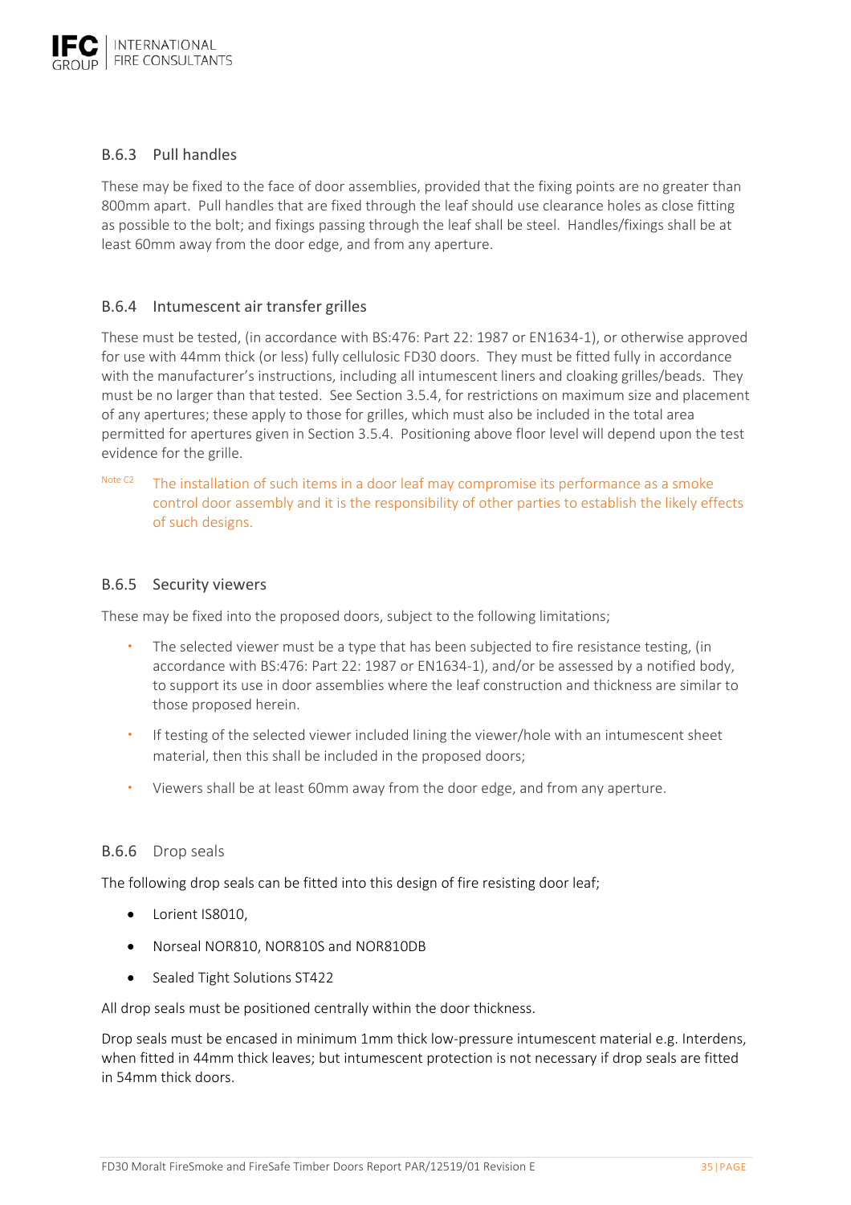### B.6.3 Pull handles

These may be fixed to the face of door assemblies, provided that the fixing points are no greater than 800mm apart. Pull handles that are fixed through the leaf should use clearance holes as close fitting as possible to the bolt; and fixings passing through the leaf shall be steel. Handles/fixings shall be at least 60mm away from the door edge, and from any aperture.

### B.6.4 Intumescent air transfer grilles

These must be tested, (in accordance with BS:476: Part 22: 1987 or EN1634-1), or otherwise approved for use with 44mm thick (or less) fully cellulosic FD30 doors. They must be fitted fully in accordance with the manufacturer's instructions, including all intumescent liners and cloaking grilles/beads. They must be no larger than that tested. See Section 3.5.4, for restrictions on maximum size and placement of any apertures; these apply to those for grilles, which must also be included in the total area permitted for apertures given in Section 3.5.4. Positioning above floor level will depend upon the test evidence for the grille.

Note C2 The installation of such items in a door leaf may compromise its performance as a smoke control door assembly and it is the responsibility of other parties to establish the likely effects of such designs.

### B.6.5 Security viewers

These may be fixed into the proposed doors, subject to the following limitations;

- The selected viewer must be a type that has been subjected to fire resistance testing, (in accordance with BS:476: Part 22: 1987 or EN1634-1), and/or be assessed by a notified body, to support its use in door assemblies where the leaf construction and thickness are similar to those proposed herein.
- If testing of the selected viewer included lining the viewer/hole with an intumescent sheet material, then this shall be included in the proposed doors;
- Viewers shall be at least 60mm away from the door edge, and from any aperture.

### B.6.6 Drop seals

The following drop seals can be fitted into this design of fire resisting door leaf;

- Lorient IS8010,
- Norseal NOR810, NOR810S and NOR810DB
- Sealed Tight Solutions ST422

All drop seals must be positioned centrally within the door thickness.

Drop seals must be encased in minimum 1mm thick low-pressure intumescent material e.g. Interdens, when fitted in 44mm thick leaves; but intumescent protection is not necessary if drop seals are fitted in 54mm thick doors.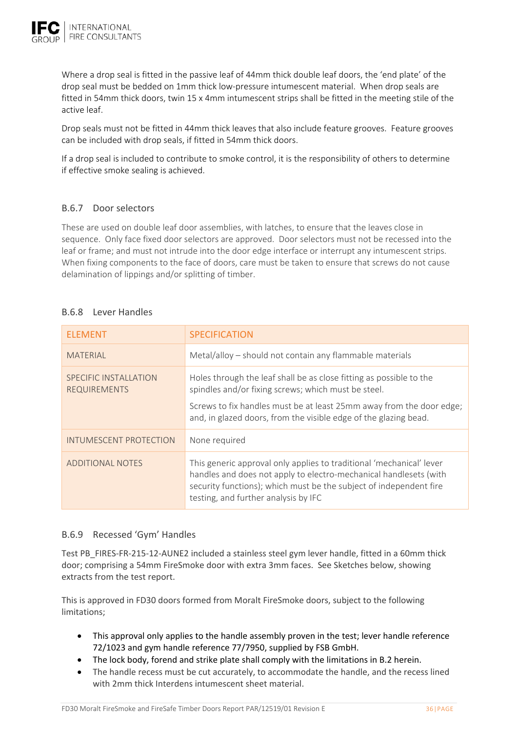Where a drop seal is fitted in the passive leaf of 44mm thick double leaf doors, the 'end plate' of the drop seal must be bedded on 1mm thick low-pressure intumescent material. When drop seals are fitted in 54mm thick doors, twin 15 x 4mm intumescent strips shall be fitted in the meeting stile of the active leaf.

Drop seals must not be fitted in 44mm thick leaves that also include feature grooves. Feature grooves can be included with drop seals, if fitted in 54mm thick doors.

If a drop seal is included to contribute to smoke control, it is the responsibility of others to determine if effective smoke sealing is achieved.

### B.6.7 Door selectors

These are used on double leaf door assemblies, with latches, to ensure that the leaves close in sequence. Only face fixed door selectors are approved. Door selectors must not be recessed into the leaf or frame; and must not intrude into the door edge interface or interrupt any intumescent strips. When fixing components to the face of doors, care must be taken to ensure that screws do not cause delamination of lippings and/or splitting of timber.

### B.6.8 Lever Handles

| ELEMENT | SPECIFICATION |
|---|---|
| MATERIAL | Metal/alloy – should not contain any flammable materials |
| SPECIFIC INSTALLATION REQUIREMENTS | Holes through the leaf shall be as close fitting as possible to the spindles and/or fixing screws; which must be steel.<br><br>Screws to fix handles must be at least 25mm away from the door edge; and, in glazed doors, from the visible edge of the glazing bead. |
| INTUMESCENT PROTECTION | None required |
| ADDITIONAL NOTES | This generic approval only applies to traditional 'mechanical' lever handles and does not apply to electro-mechanical handlesets (with security functions); which must be the subject of independent fire testing, and further analysis by IFC |

### B.6.9 Recessed 'Gym' Handles

Test PB_FIRES-FR-215-12-AUNE2 included a stainless steel gym lever handle, fitted in a 60mm thick door; comprising a 54mm FireSmoke door with extra 3mm faces. See Sketches below, showing extracts from the test report.

This is approved in FD30 doors formed from Moralt FireSmoke doors, subject to the following limitations;

- This approval only applies to the handle assembly proven in the test; lever handle reference 72/1023 and gym handle reference 77/7950, supplied by FSB GmbH.
- The lock body, forend and strike plate shall comply with the limitations in B.2 herein.
- The handle recess must be cut accurately, to accommodate the handle, and the recess lined with 2mm thick Interdens intumescent sheet material.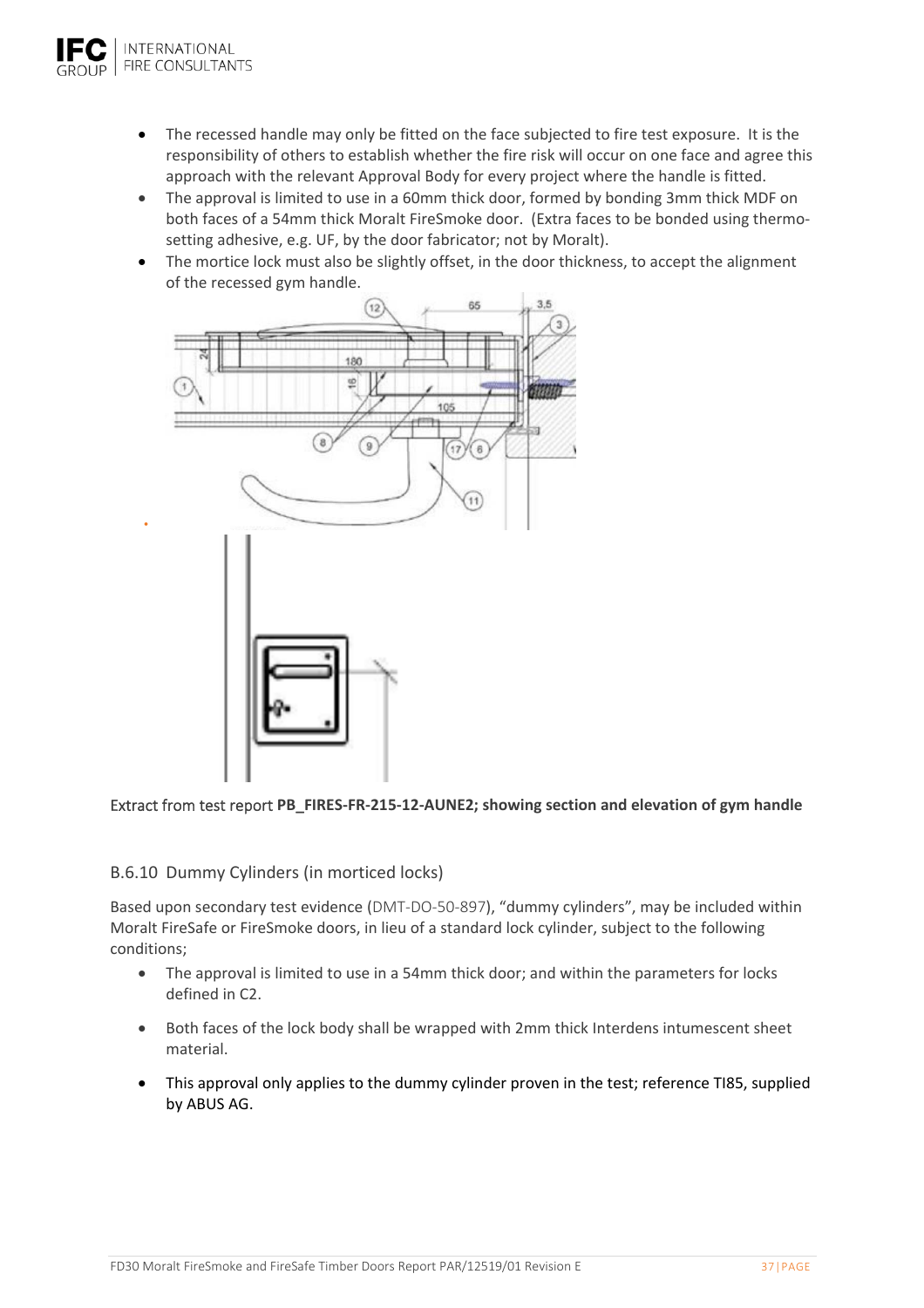- The recessed handle may only be fitted on the face subjected to fire test exposure. It is the responsibility of others to establish whether the fire risk will occur on one face and agree this approach with the relevant Approval Body for every project where the handle is fitted.
- The approval is limited to use in a 60mm thick door, formed by bonding 3mm thick MDF on both faces of a 54mm thick Moralt FireSmoke door. (Extra faces to be bonded using thermo-setting adhesive, e.g. UF, by the door fabricator; not by Moralt).
- The mortice lock must also be slightly offset, in the door thickness, to accept the alignment of the recessed gym handle.

Extract from test report **PB_FIRES-FR-215-12-AUNE2; showing section and elevation of gym handle**

### B.6.10 Dummy Cylinders (in morticed locks)

Based upon secondary test evidence (DMT-DO-50-897), "dummy cylinders", may be included within Moralt FireSafe or FireSmoke doors, in lieu of a standard lock cylinder, subject to the following conditions;

- The approval is limited to use in a 54mm thick door; and within the parameters for locks defined in C2.
- Both faces of the lock body shall be wrapped with 2mm thick Interdens intumescent sheet material.
- This approval only applies to the dummy cylinder proven in the test; reference TI85, supplied by ABUS AG.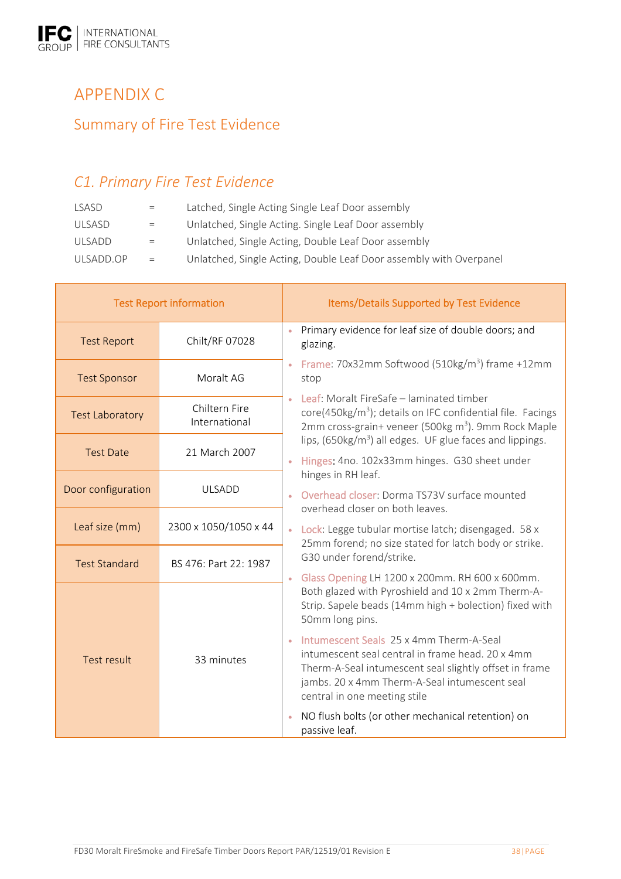# APPENDIX C

## Summary of Fire Test Evidence

### *C1. Primary Fire Test Evidence*

| | | |
|---|---|---|
| LSASD | = | Latched, Single Acting Single Leaf Door assembly |
| ULSASD | = | Unlatched, Single Acting. Single Leaf Door assembly |
| ULSADD | = | Unlatched, Single Acting, Double Leaf Door assembly |
| ULSADD.OP | = | Unlatched, Single Acting, Double Leaf Door assembly with Overpanel |

| Test Report information | | Items/Details Supported by Test Evidence |
|---|---|---|
| Test Report | Chilt/RF 07028 | • Primary evidence for leaf size of double doors; and glazing.<br>• Frame: 70x32mm Softwood (510kg/m$^3$) frame +12mm stop<br>• Leaf: Moralt FireSafe – laminated timber core(450kg/m$^3$); details on IFC confidential file. Facings 2mm cross-grain+ veneer (500kg m$^3$). 9mm Rock Maple lips, (650kg/m$^3$) all edges. UF glue faces and lippings.<br>• Hinges: 4no. 102x33mm hinges. G30 sheet under hinges in RH leaf.<br>• Overhead closer: Dorma TS73V surface mounted overhead closer on both leaves.<br>• Lock: Legge tubular mortise latch; disengaged. 58 x 25mm forend; no size stated for latch body or strike. G30 under forend/strike.<br>• Glass Opening LH 1200 x 200mm. RH 600 x 600mm. Both glazed with Pyroshield and 10 x 2mm Therm-A-Strip. Sapele beads (14mm high + bolection) fixed with 50mm long pins.<br>• Intumescent Seals 25 x 4mm Therm-A-Seal intumescent seal central in frame head. 20 x 4mm Therm-A-Seal intumescent seal slightly offset in frame jambs. 20 x 4mm Therm-A-Seal intumescent seal central in one meeting stile<br>• NO flush bolts (or other mechanical retention) on passive leaf. |
| Test Sponsor | Moralt AG | |
| Test Laboratory | Chiltern Fire International | |
| Test Date | 21 March 2007 | |
| Door configuration | ULSADD | |
| Leaf size (mm) | 2300 x 1050/1050 x 44 | |
| Test Standard | BS 476: Part 22: 1987 | |
| Test result | 33 minutes | |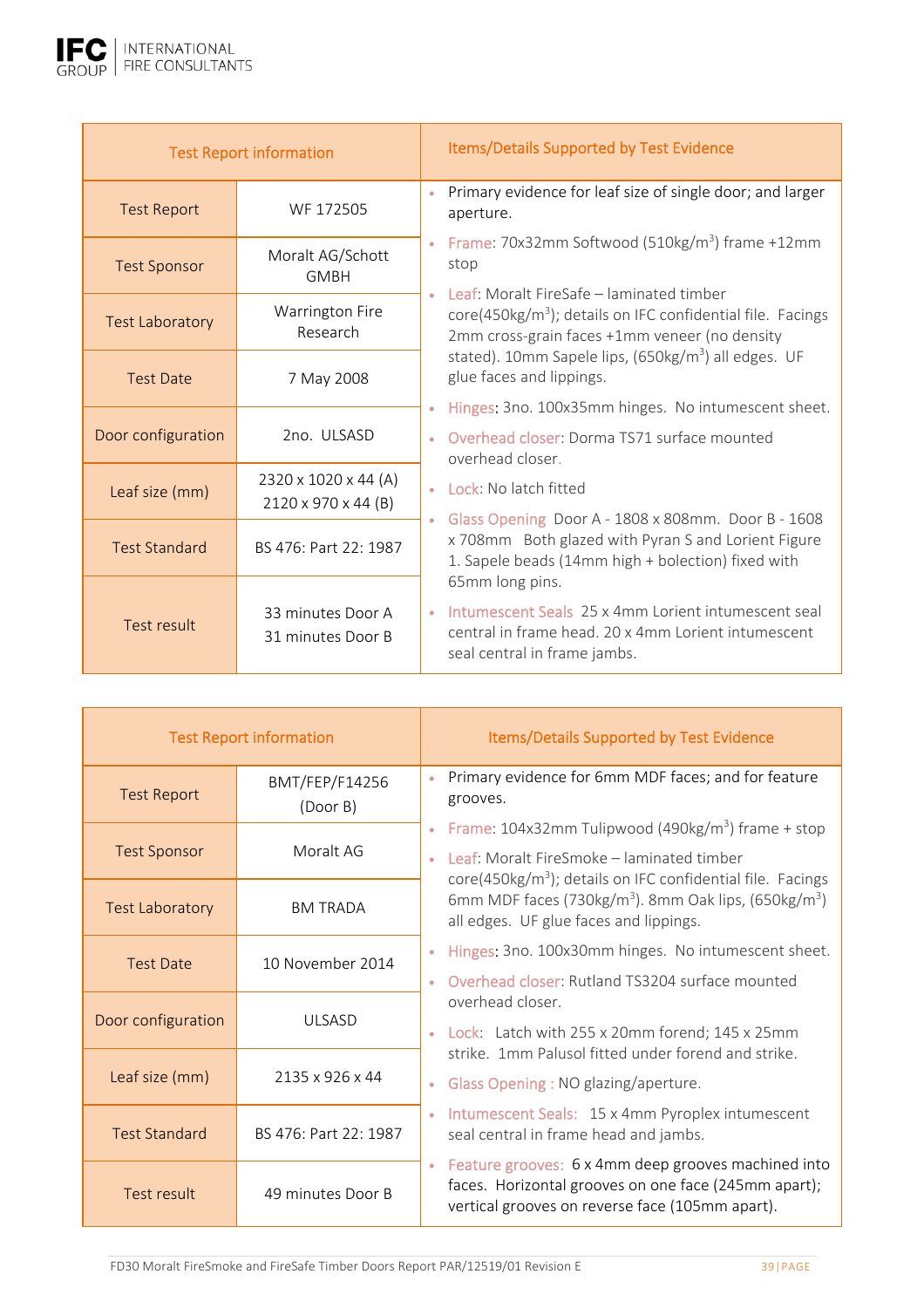| Test Report information | | Items/Details Supported by Test Evidence |
|---|---|---|
| Test Report | WF 172505 | • Primary evidence for leaf size of single door; and larger aperture.<br>• Frame: 70x32mm Softwood (510kg/m$^3$) frame +12mm stop<br>• Leaf: Moralt FireSafe – laminated timber core(450kg/m$^3$); details on IFC confidential file. Facings 2mm cross-grain faces +1mm veneer (no density stated). 10mm Sapele lips, (650kg/m$^3$) all edges. UF glue faces and lippings.<br>• Hinges: 3no. 100x35mm hinges. No intumescent sheet.<br>• Overhead closer: Dorma TS71 surface mounted overhead closer.<br>• Lock: No latch fitted<br>• Glass Opening Door A - 1808 x 808mm. Door B - 1608 x 708mm Both glazed with Pyran S and Lorient Figure 1. Sapele beads (14mm high + bolection) fixed with 65mm long pins.<br>• Intumescent Seals 25 x 4mm Lorient intumescent seal central in frame head. 20 x 4mm Lorient intumescent seal central in frame jambs. |
| Test Sponsor | Moralt AG/Schott GMBH | |
| Test Laboratory | Warrington Fire Research | |
| Test Date | 7 May 2008 | |
| Door configuration | 2no. ULSASD | |
| Leaf size (mm) | 2320 x 1020 x 44 (A)<br>2120 x 970 x 44 (B) | |
| Test Standard | BS 476: Part 22: 1987 | |
| Test result | 33 minutes Door A<br>31 minutes Door B | |

| Test Report information | | Items/Details Supported by Test Evidence |
|---|---|---|
| Test Report | BMT/FEP/F14256 (Door B) | • Primary evidence for 6mm MDF faces; and for feature grooves.<br>• Frame: 104x32mm Tulipwood (490kg/m$^3$) frame + stop<br>• Leaf: Moralt FireSmoke – laminated timber core(450kg/m$^3$); details on IFC confidential file. Facings 6mm MDF faces (730kg/m$^3$). 8mm Oak lips, (650kg/m$^3$) all edges. UF glue faces and lippings.<br>• Hinges: 3no. 100x30mm hinges. No intumescent sheet.<br>• Overhead closer: Rutland TS3204 surface mounted overhead closer.<br>• Lock: Latch with 255 x 20mm forend; 145 x 25mm strike. 1mm Palusol fitted under forend and strike.<br>• Glass Opening : NO glazing/aperture.<br>• Intumescent Seals: 15 x 4mm Pyroplex intumescent seal central in frame head and jambs.<br>• Feature grooves: 6 x 4mm deep grooves machined into faces. Horizontal grooves on one face (245mm apart); vertical grooves on reverse face (105mm apart). |
| Test Sponsor | Moralt AG | |
| Test Laboratory | BM TRADA | |
| Test Date | 10 November 2014 | |
| Door configuration | ULSASD | |
| Leaf size (mm) | 2135 x 926 x 44 | |
| Test Standard | BS 476: Part 22: 1987 | |
| Test result | 49 minutes Door B | |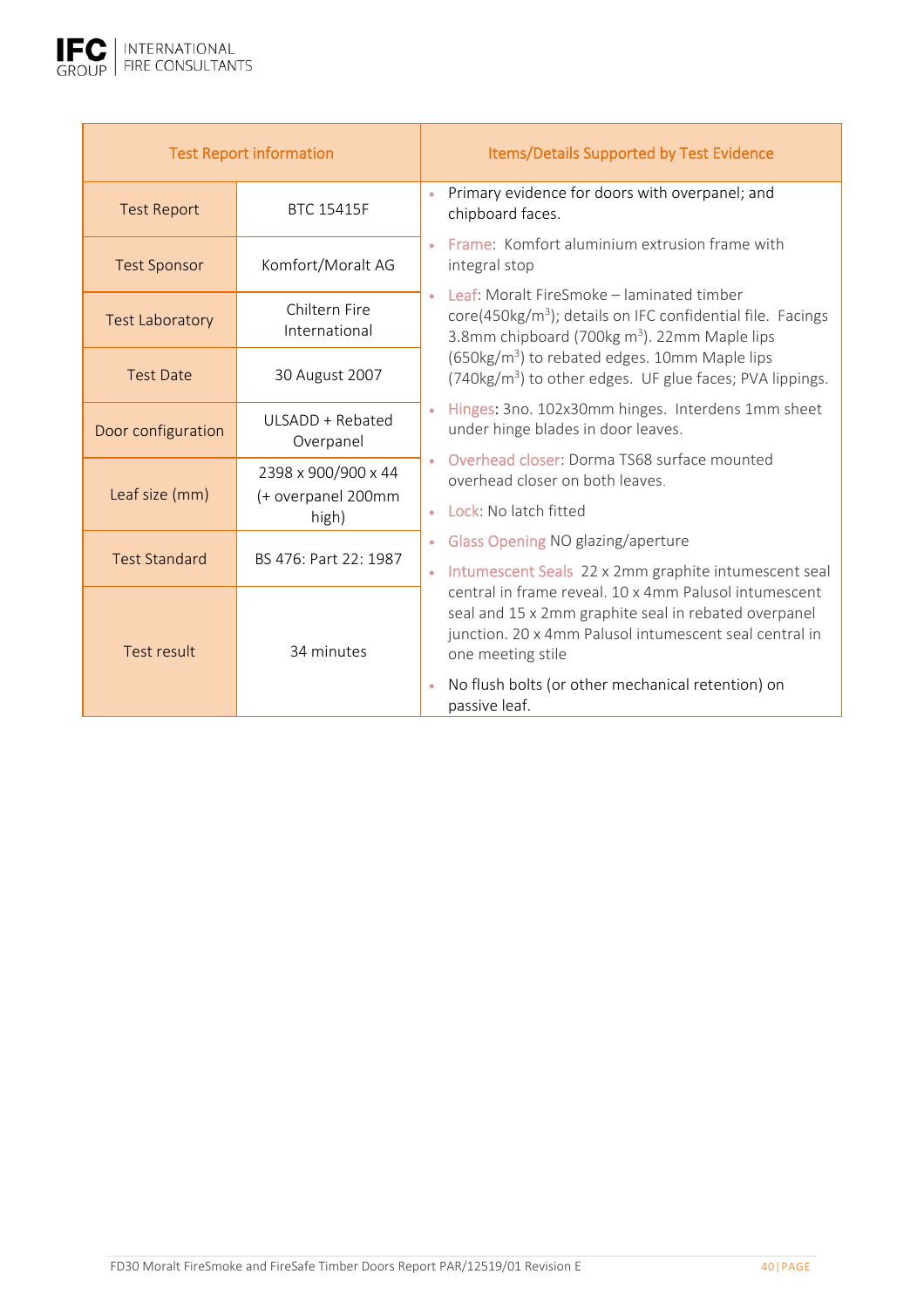| Test Report information | | Items/Details Supported by Test Evidence |
|---|---|---|
| Test Report | BTC 15415F | • Primary evidence for doors with overpanel; and chipboard faces.<br>• Frame: Komfort aluminium extrusion frame with integral stop<br>• Leaf: Moralt FireSmoke – laminated timber core(450kg/m$^3$); details on IFC confidential file. Facings 3.8mm chipboard (700kg m$^3$). 22mm Maple lips (650kg/m$^3$) to rebated edges. 10mm Maple lips (740kg/m$^3$) to other edges. UF glue faces; PVA lippings.<br>• Hinges: 3no. 102x30mm hinges. Interdens 1mm sheet under hinge blades in door leaves.<br>• Overhead closer: Dorma TS68 surface mounted overhead closer on both leaves.<br>• Lock: No latch fitted<br>• Glass Opening NO glazing/aperture<br>• Intumescent Seals 22 x 2mm graphite intumescent seal central in frame reveal. 10 x 4mm Palusol intumescent seal and 15 x 2mm graphite seal in rebated overpanel junction. 20 x 4mm Palusol intumescent seal central in one meeting stile<br>• No flush bolts (or other mechanical retention) on passive leaf. |
| Test Sponsor | Komfort/Moralt AG | |
| Test Laboratory | Chiltern Fire International | |
| Test Date | 30 August 2007 | |
| Door configuration | ULSADD + Rebated Overpanel | |
| Leaf size (mm) | 2398 x 900/900 x 44 (+ overpanel 200mm high) | |
| Test Standard | BS 476: Part 22: 1987 | |
| Test result | 34 minutes | |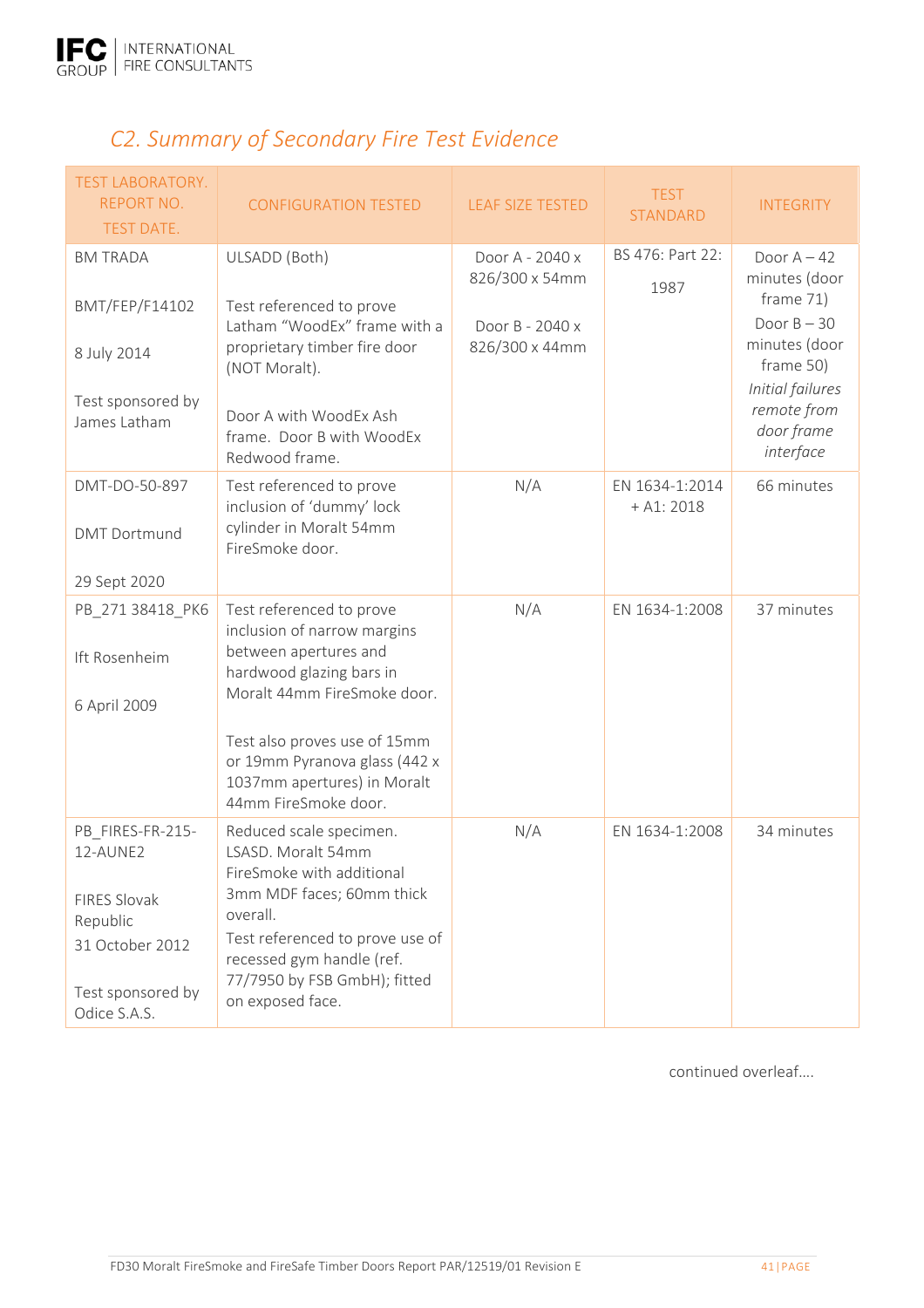## C2. Summary of Secondary Fire Test Evidence

| TEST LABORATORY. REPORT NO. TEST DATE. | CONFIGURATION TESTED | LEAF SIZE TESTED | TEST STANDARD | INTEGRITY |
|---|---|---|---|---|
| BM TRADA<br><br>BMT/FEP/F14102<br><br>8 July 2014<br><br>Test sponsored by James Latham | ULSADD (Both)<br><br>Test referenced to prove Latham "WoodEx" frame with a proprietary timber fire door (NOT Moralt).<br><br>Door A with WoodEx Ash frame. Door B with WoodEx Redwood frame. | Door A - 2040 x 826/300 x 54mm<br><br>Door B - 2040 x 826/300 x 44mm | BS 476: Part 22: 1987 | Door A – 42 minutes (door frame 71)<br>Door B – 30 minutes (door frame 50)<br>*Initial failures remote from door frame interface* |
| DMT-DO-50-897<br><br>DMT Dortmund<br><br>29 Sept 2020 | Test referenced to prove inclusion of 'dummy' lock cylinder in Moralt 54mm FireSmoke door. | N/A | EN 1634-1:2014 + A1: 2018 | 66 minutes |
| PB_271 38418_PK6<br><br>Ift Rosenheim<br><br>6 April 2009 | Test referenced to prove inclusion of narrow margins between apertures and hardwood glazing bars in Moralt 44mm FireSmoke door.<br><br>Test also proves use of 15mm or 19mm Pyranova glass (442 x 1037mm apertures) in Moralt 44mm FireSmoke door. | N/A | EN 1634-1:2008 | 37 minutes |
| PB_FIRES-FR-215-12-AUNE2<br><br>FIRES Slovak Republic<br>31 October 2012<br><br>Test sponsored by Odice S.A.S. | Reduced scale specimen. LSASD. Moralt 54mm FireSmoke with additional 3mm MDF faces; 60mm thick overall.<br>Test referenced to prove use of recessed gym handle (ref. 77/7950 by FSB GmbH); fitted on exposed face. | N/A | EN 1634-1:2008 | 34 minutes |

continued overleaf....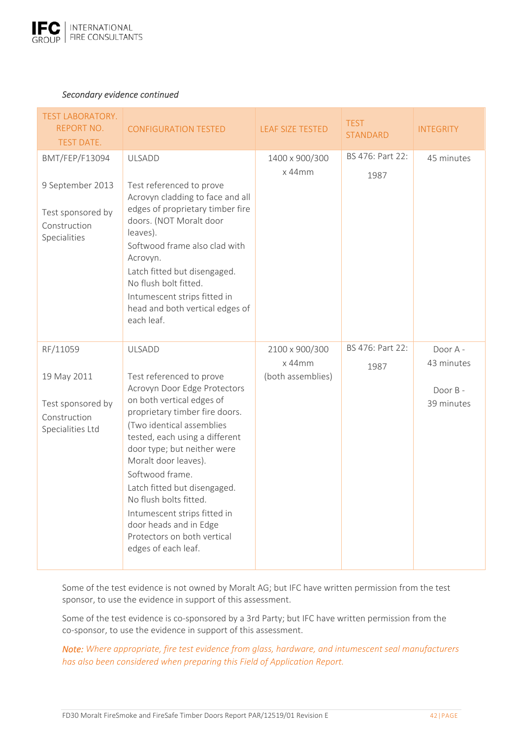*Secondary evidence continued*

| TEST LABORATORY. REPORT NO. TEST DATE. | CONFIGURATION TESTED | LEAF SIZE TESTED | TEST STANDARD | INTEGRITY |
|---|---|---|---|---|
| BMT/FEP/F13094<br><br>9 September 2013<br><br>Test sponsored by Construction Specialities | ULSADD<br><br>Test referenced to prove Acrovyn cladding to face and all edges of proprietary timber fire doors. (NOT Moralt door leaves).<br>Softwood frame also clad with Acrovyn.<br>Latch fitted but disengaged.<br>No flush bolt fitted.<br>Intumescent strips fitted in head and both vertical edges of each leaf. | 1400 x 900/300 x 44mm | BS 476: Part 22: 1987 | 45 minutes |
| RF/11059<br><br>19 May 2011<br><br>Test sponsored by Construction Specialities Ltd | ULSADD<br><br>Test referenced to prove Acrovyn Door Edge Protectors on both vertical edges of proprietary timber fire doors. (Two identical assemblies tested, each using a different door type; but neither were Moralt door leaves).<br>Softwood frame.<br>Latch fitted but disengaged.<br>No flush bolts fitted.<br>Intumescent strips fitted in door heads and in Edge Protectors on both vertical edges of each leaf. | 2100 x 900/300 x 44mm (both assemblies) | BS 476: Part 22: 1987 | Door A - 43 minutes<br><br>Door B - 39 minutes |

Some of the test evidence is not owned by Moralt AG; but IFC have written permission from the test sponsor, to use the evidence in support of this assessment.

Some of the test evidence is co-sponsored by a 3rd Party; but IFC have written permission from the co-sponsor, to use the evidence in support of this assessment.

*Note: Where appropriate, fire test evidence from glass, hardware, and intumescent seal manufacturers has also been considered when preparing this Field of Application Report.*